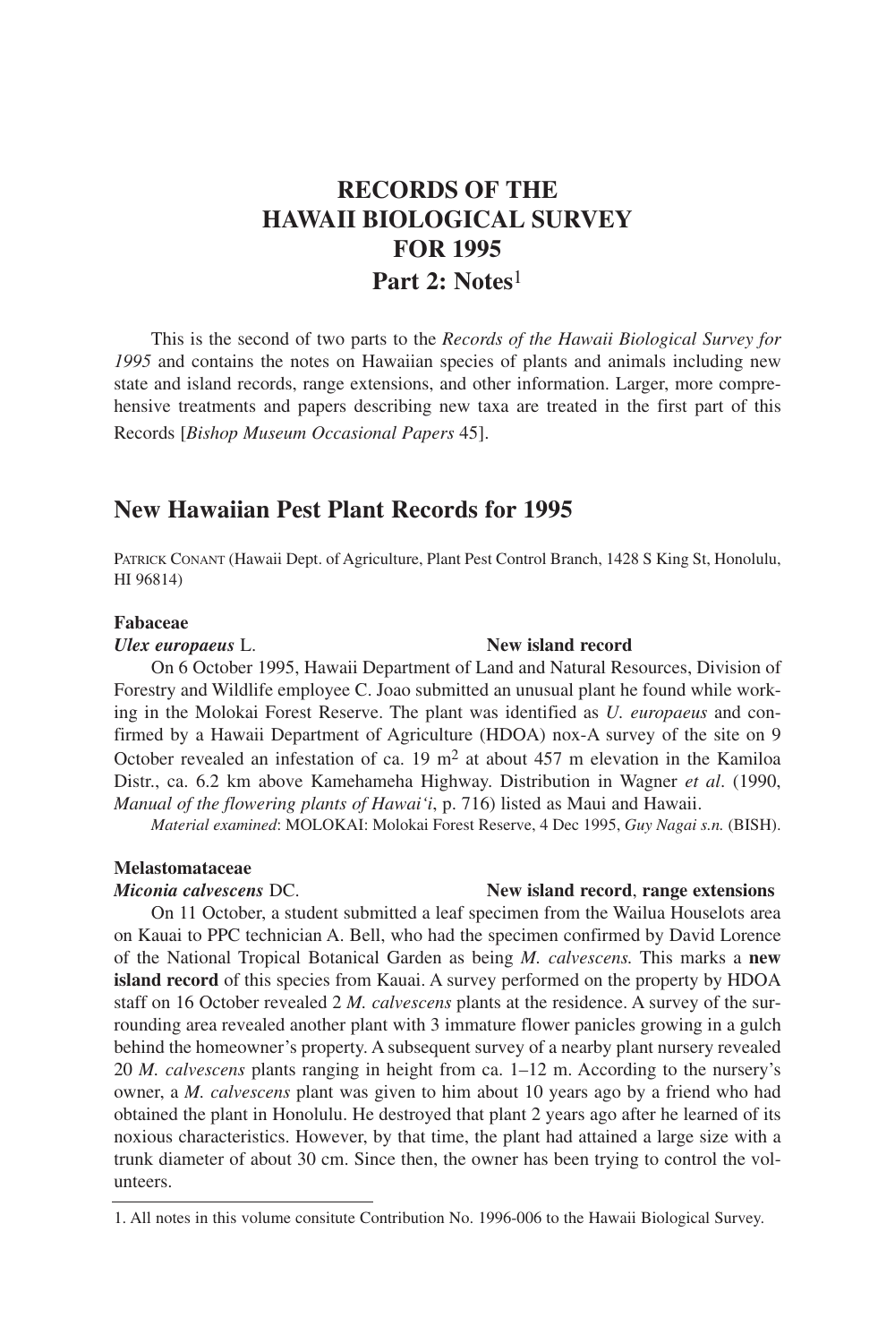# RECORDS OF THE HAWAII BIOLOGICAL SURVEY FOR 1995
# Part 2: Notes[1]

This is the second of two parts to the *Records of the Hawaii Biological Survey for 1995* and contains the notes on Hawaiian species of plants and animals including new state and island records, range extensions, and other information. Larger, more comprehensive treatments and papers describing new taxa are treated in the first part of this Records [*Bishop Museum Occasional Papers* 45].

## New Hawaiian Pest Plant Records for 1995

PATRICK CONANT (Hawaii Dept. of Agriculture, Plant Pest Control Branch, 1428 S King St, Honolulu, HI 96814)

### Fabaceae

***Ulex europaeus*** **L.** **New island record**

On 6 October 1995, Hawaii Department of Land and Natural Resources, Division of Forestry and Wildlife employee C. Joao submitted an unusual plant he found while working in the Molokai Forest Reserve. The plant was identified as *U. europaeus* and confirmed by a Hawaii Department of Agriculture (HDOA) nox-A survey of the site on 9 October revealed an infestation of ca. 19 $m^2$ at about 457 m elevation in the Kamiloa Distr., ca. 6.2 km above Kamehameha Highway. Distribution in Wagner *et al*. (1990, *Manual of the flowering plants of Hawai'i*, p. 716) listed as Maui and Hawaii.

*Material examined*: MOLOKAI: Molokai Forest Reserve, 4 Dec 1995, *Guy Nagai s.n.* (BISH).

### Melastomataceae

***Miconia calvescens*** **DC.** **New island record**, **range extensions**

On 11 October, a student submitted a leaf specimen from the Wailua Houselots area on Kauai to PPC technician A. Bell, who had the specimen confirmed by David Lorence of the National Tropical Botanical Garden as being *M. calvescens.* This marks a **new island record** of this species from Kauai. A survey performed on the property by HDOA staff on 16 October revealed 2 *M. calvescens* plants at the residence. A survey of the surrounding area revealed another plant with 3 immature flower panicles growing in a gulch behind the homeowner's property. A subsequent survey of a nearby plant nursery revealed 20 *M. calvescens* plants ranging in height from ca. 1–12 m. According to the nursery's owner, a *M. calvescens* plant was given to him about 10 years ago by a friend who had obtained the plant in Honolulu. He destroyed that plant 2 years ago after he learned of its noxious characteristics. However, by that time, the plant had attained a large size with a trunk diameter of about 30 cm. Since then, the owner has been trying to control the volunteers.

---

1. All notes in this volume consitute Contribution No. 1996-006 to the Hawaii Biological Survey.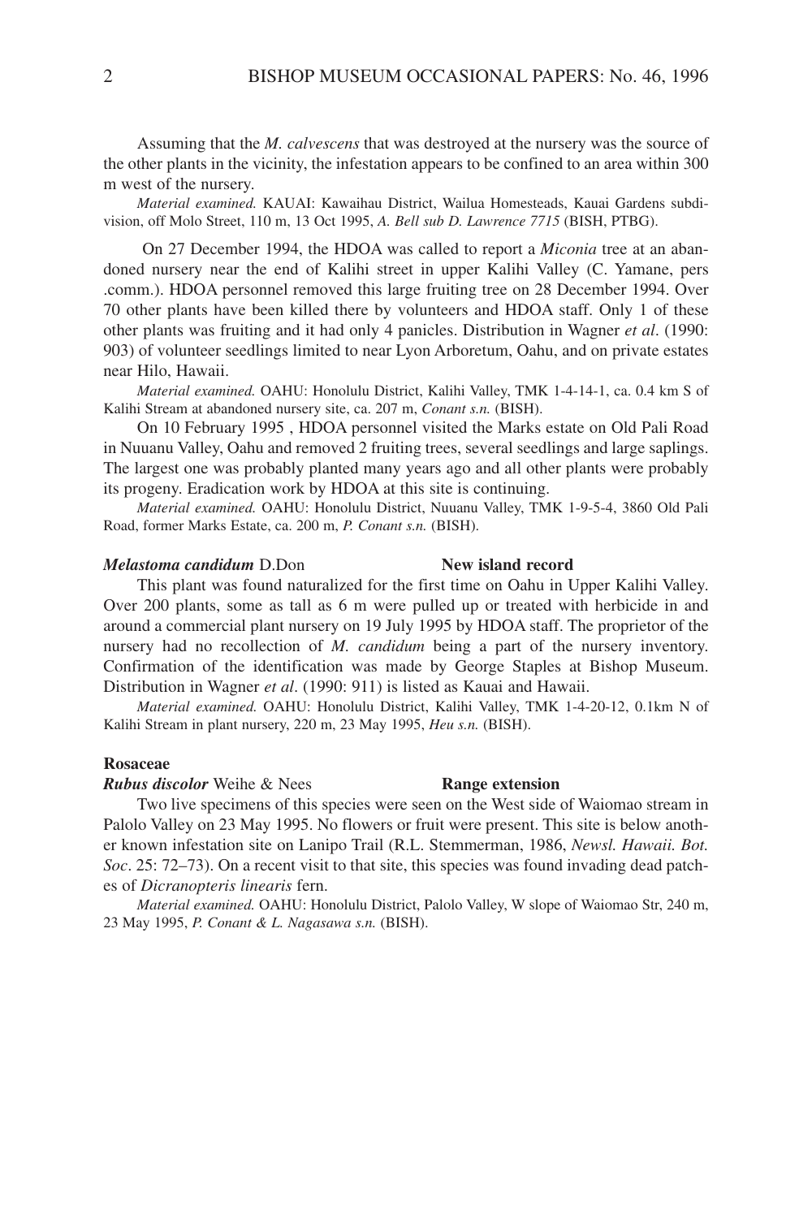Assuming that the *M. calvescens* that was destroyed at the nursery was the source of the other plants in the vicinity, the infestation appears to be confined to an area within 300 m west of the nursery.

*Material examined.* KAUAI: Kawaihau District, Wailua Homesteads, Kauai Gardens subdivision, off Molo Street, 110 m, 13 Oct 1995, *A. Bell sub D. Lawrence 7715* (BISH, PTBG).

On 27 December 1994, the HDOA was called to report a *Miconia* tree at an abandoned nursery near the end of Kalihi street in upper Kalihi Valley (C. Yamane, pers .comm.). HDOA personnel removed this large fruiting tree on 28 December 1994. Over 70 other plants have been killed there by volunteers and HDOA staff. Only 1 of these other plants was fruiting and it had only 4 panicles. Distribution in Wagner *et al*. (1990: 903) of volunteer seedlings limited to near Lyon Arboretum, Oahu, and on private estates near Hilo, Hawaii.

*Material examined.* OAHU: Honolulu District, Kalihi Valley, TMK 1-4-14-1, ca. 0.4 km S of Kalihi Stream at abandoned nursery site, ca. 207 m, *Conant s.n.* (BISH).

On 10 February 1995 , HDOA personnel visited the Marks estate on Old Pali Road in Nuuanu Valley, Oahu and removed 2 fruiting trees, several seedlings and large saplings. The largest one was probably planted many years ago and all other plants were probably its progeny. Eradication work by HDOA at this site is continuing.

*Material examined.* OAHU: Honolulu District, Nuuanu Valley, TMK 1-9-5-4, 3860 Old Pali Road, former Marks Estate, ca. 200 m, *P. Conant s.n.* (BISH).

***Melastoma candidum*** **D.Don** **New island record**

This plant was found naturalized for the first time on Oahu in Upper Kalihi Valley. Over 200 plants, some as tall as 6 m were pulled up or treated with herbicide in and around a commercial plant nursery on 19 July 1995 by HDOA staff. The proprietor of the nursery had no recollection of *M. candidum* being a part of the nursery inventory. Confirmation of the identification was made by George Staples at Bishop Museum. Distribution in Wagner *et al*. (1990: 911) is listed as Kauai and Hawaii.

*Material examined.* OAHU: Honolulu District, Kalihi Valley, TMK 1-4-20-12, 0.1km N of Kalihi Stream in plant nursery, 220 m, 23 May 1995, *Heu s.n.* (BISH).

**Rosaceae**

***Rubus discolor*** **Weihe & Nees** **Range extension**

Two live specimens of this species were seen on the West side of Waiomao stream in Palolo Valley on 23 May 1995. No flowers or fruit were present. This site is below another known infestation site on Lanipo Trail (R.L. Stemmerman, 1986, *Newsl. Hawaii. Bot. Soc*. 25: 72–73). On a recent visit to that site, this species was found invading dead patches of *Dicranopteris linearis* fern.

*Material examined.* OAHU: Honolulu District, Palolo Valley, W slope of Waiomao Str, 240 m, 23 May 1995, *P. Conant & L. Nagasawa s.n.* (BISH).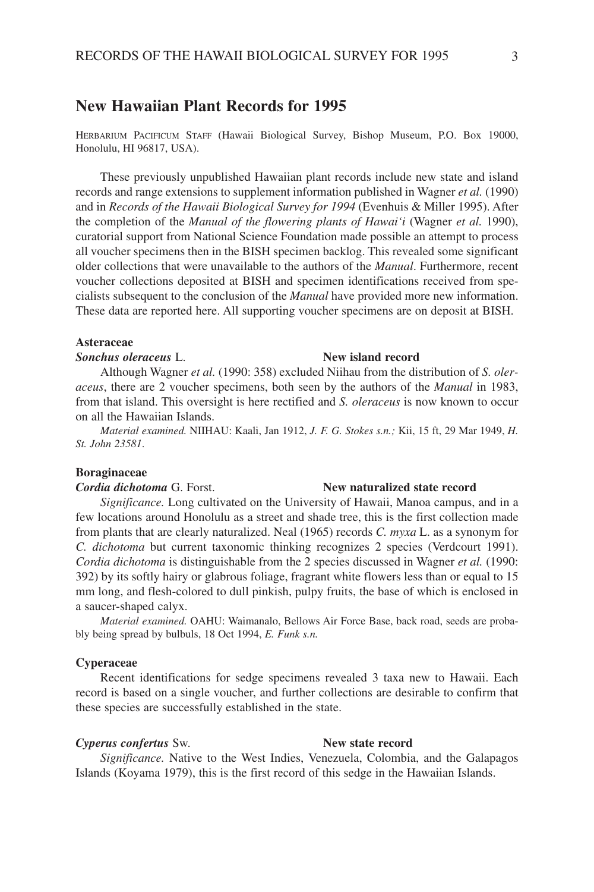## New Hawaiian Plant Records for 1995

HERBARIUM PACIFICUM STAFF (Hawaii Biological Survey, Bishop Museum, P.O. Box 19000, Honolulu, HI 96817, USA).

These previously unpublished Hawaiian plant records include new state and island records and range extensions to supplement information published in Wagner *et al.* (1990) and in *Records of the Hawaii Biological Survey for 1994* (Evenhuis & Miller 1995). After the completion of the *Manual of the flowering plants of Hawai'i* (Wagner *et al.* 1990), curatorial support from National Science Foundation made possible an attempt to process all voucher specimens then in the BISH specimen backlog. This revealed some significant older collections that were unavailable to the authors of the *Manual*. Furthermore, recent voucher collections deposited at BISH and specimen identifications received from specialists subsequent to the conclusion of the *Manual* have provided more new information. These data are reported here. All supporting voucher specimens are on deposit at BISH.

**Asteraceae**

***Sonchus oleraceus*** **L.** **New island record**

Although Wagner *et al.* (1990: 358) excluded Niihau from the distribution of *S. oleraceus*, there are 2 voucher specimens, both seen by the authors of the *Manual* in 1983, from that island. This oversight is here rectified and *S. oleraceus* is now known to occur on all the Hawaiian Islands.

*Material examined.* NIIHAU: Kaali, Jan 1912, *J. F. G. Stokes s.n.;* Kii, 15 ft, 29 Mar 1949, *H. St. John 23581*.

**Boraginaceae**

***Cordia dichotoma*** **G. Forst.** **New naturalized state record**

*Significance.* Long cultivated on the University of Hawaii, Manoa campus, and in a few locations around Honolulu as a street and shade tree, this is the first collection made from plants that are clearly naturalized. Neal (1965) records *C. myxa* L. as a synonym for *C. dichotoma* but current taxonomic thinking recognizes 2 species (Verdcourt 1991). *Cordia dichotoma* is distinguishable from the 2 species discussed in Wagner *et al.* (1990: 392) by its softly hairy or glabrous foliage, fragrant white flowers less than or equal to 15 mm long, and flesh-colored to dull pinkish, pulpy fruits, the base of which is enclosed in a saucer-shaped calyx.

*Material examined.* OAHU: Waimanalo, Bellows Air Force Base, back road, seeds are probably being spread by bulbuls, 18 Oct 1994, *E. Funk s.n.*

**Cyperaceae**

Recent identifications for sedge specimens revealed 3 taxa new to Hawaii. Each record is based on a single voucher, and further collections are desirable to confirm that these species are successfully established in the state.

***Cyperus confertus*** **Sw.** **New state record**

*Significance.* Native to the West Indies, Venezuela, Colombia, and the Galapagos Islands (Koyama 1979), this is the first record of this sedge in the Hawaiian Islands.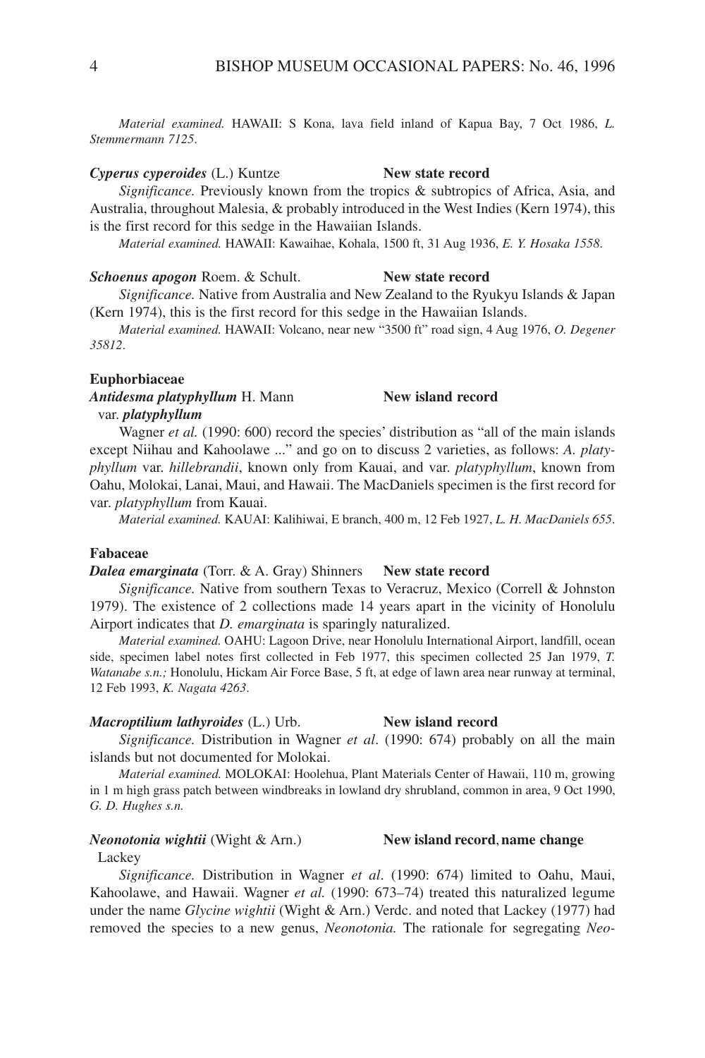*Material examined.* HAWAII: S Kona, lava field inland of Kapua Bay, 7 Oct 1986, *L. Stemmermann 7125*.

***Cyperus cyperoides*** (L.) Kuntze **New state record**

*Significance.* Previously known from the tropics & subtropics of Africa, Asia, and Australia, throughout Malesia, & probably introduced in the West Indies (Kern 1974), this is the first record for this sedge in the Hawaiian Islands.

*Material examined.* HAWAII: Kawaihae, Kohala, 1500 ft, 31 Aug 1936, *E. Y. Hosaka 1558*.

***Schoenus apogon*** Roem. & Schult. **New state record**

*Significance.* Native from Australia and New Zealand to the Ryukyu Islands & Japan (Kern 1974), this is the first record for this sedge in the Hawaiian Islands.

*Material examined.* HAWAII: Volcano, near new "3500 ft" road sign, 4 Aug 1976, *O. Degener 35812*.

**Euphorbiaceae**

***Antidesma platyphyllum*** H. Mann var. ***platyphyllum*** **New island record**

Wagner *et al.* (1990: 600) record the species' distribution as "all of the main islands except Niihau and Kahoolawe ..." and go on to discuss 2 varieties, as follows: *A. platyphyllum* var. *hillebrandii*, known only from Kauai, and var. *platyphyllum*, known from Oahu, Molokai, Lanai, Maui, and Hawaii. The MacDaniels specimen is the first record for var. *platyphyllum* from Kauai.

*Material examined.* KAUAI: Kalihiwai, E branch, 400 m, 12 Feb 1927, *L. H. MacDaniels 655*.

**Fabaceae**

***Dalea emarginata*** (Torr. & A. Gray) Shinners **New state record**

*Significance.* Native from southern Texas to Veracruz, Mexico (Correll & Johnston 1979). The existence of 2 collections made 14 years apart in the vicinity of Honolulu Airport indicates that *D. emarginata* is sparingly naturalized.

*Material examined.* OAHU: Lagoon Drive, near Honolulu International Airport, landfill, ocean side, specimen label notes first collected in Feb 1977, this specimen collected 25 Jan 1979, *T. Watanabe s.n.;* Honolulu, Hickam Air Force Base, 5 ft, at edge of lawn area near runway at terminal, 12 Feb 1993, *K. Nagata 4263*.

***Macroptilium lathyroides*** (L.) Urb. **New island record**

*Significance.* Distribution in Wagner *et al*. (1990: 674) probably on all the main islands but not documented for Molokai.

*Material examined.* MOLOKAI: Hoolehua, Plant Materials Center of Hawaii, 110 m, growing in 1 m high grass patch between windbreaks in lowland dry shrubland, common in area, 9 Oct 1990, *G. D. Hughes s.n.*

***Neonotonia wightii*** (Wight & Arn.) Lackey **New island record, name change**

*Significance.* Distribution in Wagner *et al*. (1990: 674) limited to Oahu, Maui, Kahoolawe, and Hawaii. Wagner *et al.* (1990: 673–74) treated this naturalized legume under the name *Glycine wightii* (Wight & Arn.) Verdc. and noted that Lackey (1977) had removed the species to a new genus, *Neonotonia.* The rationale for segregating *Neo-*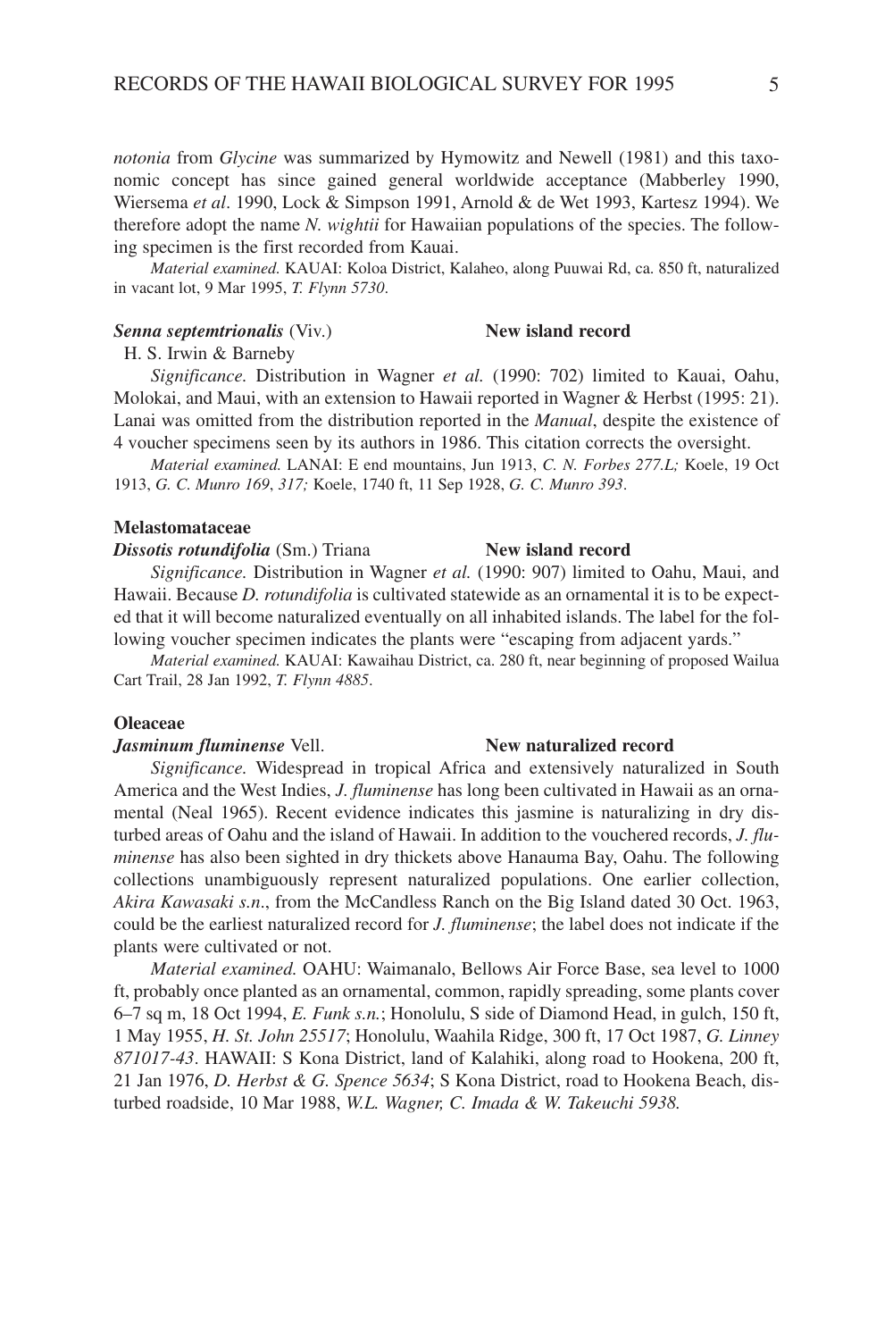*notonia* from *Glycine* was summarized by Hymowitz and Newell (1981) and this taxonomic concept has since gained general worldwide acceptance (Mabberley 1990, Wiersema *et al*. 1990, Lock & Simpson 1991, Arnold & de Wet 1993, Kartesz 1994). We therefore adopt the name *N. wightii* for Hawaiian populations of the species. The following specimen is the first recorded from Kauai.

*Material examined.* KAUAI: Koloa District, Kalaheo, along Puuwai Rd, ca. 850 ft, naturalized in vacant lot, 9 Mar 1995, *T. Flynn 5730*.

***Senna septemtrionalis*** (Viv.) H. S. Irwin & Barneby **New island record**

*Significance.* Distribution in Wagner *et al.* (1990: 702) limited to Kauai, Oahu, Molokai, and Maui, with an extension to Hawaii reported in Wagner & Herbst (1995: 21). Lanai was omitted from the distribution reported in the *Manual*, despite the existence of 4 voucher specimens seen by its authors in 1986. This citation corrects the oversight.

*Material examined.* LANAI: E end mountains, Jun 1913, *C. N. Forbes 277.L;* Koele, 19 Oct 1913, *G. C. Munro 169*, *317;* Koele, 1740 ft, 11 Sep 1928, *G. C. Munro 393*.

**Melastomataceae**

***Dissotis rotundifolia*** (Sm.) Triana **New island record**

*Significance.* Distribution in Wagner *et al.* (1990: 907) limited to Oahu, Maui, and Hawaii. Because *D. rotundifolia* is cultivated statewide as an ornamental it is to be expected that it will become naturalized eventually on all inhabited islands. The label for the following voucher specimen indicates the plants were "escaping from adjacent yards."

*Material examined.* KAUAI: Kawaihau District, ca. 280 ft, near beginning of proposed Wailua Cart Trail, 28 Jan 1992, *T. Flynn 4885*.

**Oleaceae**

***Jasminum fluminense*** Vell. **New naturalized record**

*Significance.* Widespread in tropical Africa and extensively naturalized in South America and the West Indies, *J. fluminense* has long been cultivated in Hawaii as an ornamental (Neal 1965). Recent evidence indicates this jasmine is naturalizing in dry disturbed areas of Oahu and the island of Hawaii. In addition to the vouchered records, *J. fluminense* has also been sighted in dry thickets above Hanauma Bay, Oahu. The following collections unambiguously represent naturalized populations. One earlier collection, *Akira Kawasaki s.n*., from the McCandless Ranch on the Big Island dated 30 Oct. 1963, could be the earliest naturalized record for *J. fluminense*; the label does not indicate if the plants were cultivated or not.

*Material examined.* OAHU: Waimanalo, Bellows Air Force Base, sea level to 1000 ft, probably once planted as an ornamental, common, rapidly spreading, some plants cover 6–7 sq m, 18 Oct 1994, *E. Funk s.n.*; Honolulu, S side of Diamond Head, in gulch, 150 ft, 1 May 1955, *H. St. John 25517*; Honolulu, Waahila Ridge, 300 ft, 17 Oct 1987, *G. Linney 871017-43*. HAWAII: S Kona District, land of Kalahiki, along road to Hookena, 200 ft, 21 Jan 1976, *D. Herbst & G. Spence 5634*; S Kona District, road to Hookena Beach, disturbed roadside, 10 Mar 1988, *W.L. Wagner, C. Imada & W. Takeuchi 5938.*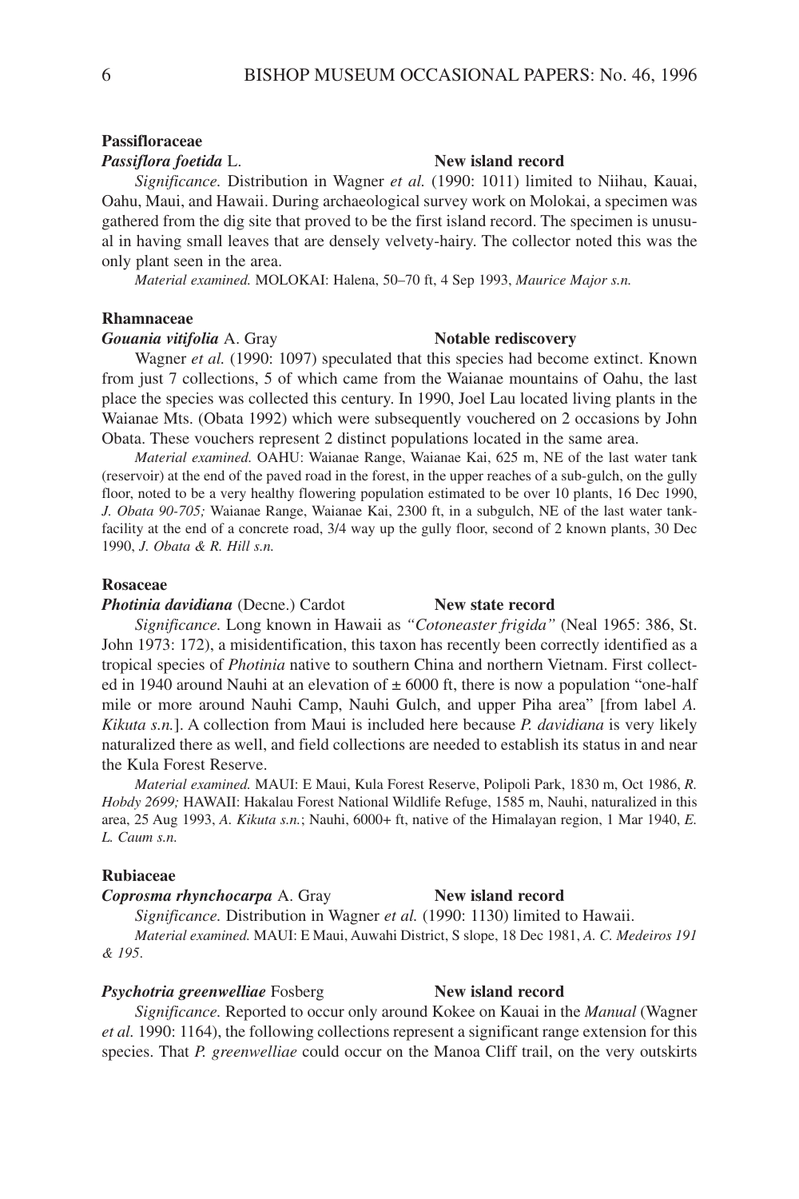**Passifloraceae**

***Passiflora foetida*** L. **New island record**

*Significance.* Distribution in Wagner *et al.* (1990: 1011) limited to Niihau, Kauai, Oahu, Maui, and Hawaii. During archaeological survey work on Molokai, a specimen was gathered from the dig site that proved to be the first island record. The specimen is unusual in having small leaves that are densely velvety-hairy. The collector noted this was the only plant seen in the area.

*Material examined.* MOLOKAI: Halena, 50–70 ft, 4 Sep 1993, *Maurice Major s.n.*

**Rhamnaceae**

***Gouania vitifolia*** A. Gray **Notable rediscovery**

Wagner *et al.* (1990: 1097) speculated that this species had become extinct. Known from just 7 collections, 5 of which came from the Waianae mountains of Oahu, the last place the species was collected this century. In 1990, Joel Lau located living plants in the Waianae Mts. (Obata 1992) which were subsequently vouchered on 2 occasions by John Obata. These vouchers represent 2 distinct populations located in the same area.

*Material examined.* OAHU: Waianae Range, Waianae Kai, 625 m, NE of the last water tank (reservoir) at the end of the paved road in the forest, in the upper reaches of a sub-gulch, on the gully floor, noted to be a very healthy flowering population estimated to be over 10 plants, 16 Dec 1990, *J. Obata 90-705;* Waianae Range, Waianae Kai, 2300 ft, in a subgulch, NE of the last water tank-facility at the end of a concrete road, 3/4 way up the gully floor, second of 2 known plants, 30 Dec 1990, *J. Obata & R. Hill s.n.*

**Rosaceae**

***Photinia davidiana*** (Decne.) Cardot **New state record**

*Significance.* Long known in Hawaii as *"Cotoneaster frigida"* (Neal 1965: 386, St. John 1973: 172), a misidentification, this taxon has recently been correctly identified as a tropical species of *Photinia* native to southern China and northern Vietnam. First collected in 1940 around Nauhi at an elevation of ± 6000 ft, there is now a population "one-half mile or more around Nauhi Camp, Nauhi Gulch, and upper Piha area" [from label *A. Kikuta s.n.*]. A collection from Maui is included here because *P. davidiana* is very likely naturalized there as well, and field collections are needed to establish its status in and near the Kula Forest Reserve.

*Material examined.* MAUI: E Maui, Kula Forest Reserve, Polipoli Park, 1830 m, Oct 1986, *R. Hobdy 2699;* HAWAII: Hakalau Forest National Wildlife Refuge, 1585 m, Nauhi, naturalized in this area, 25 Aug 1993, *A. Kikuta s.n.*; Nauhi, 6000+ ft, native of the Himalayan region, 1 Mar 1940, *E. L. Caum s.n.*

**Rubiaceae**

***Coprosma rhynchocarpa*** A. Gray **New island record**

*Significance.* Distribution in Wagner *et al.* (1990: 1130) limited to Hawaii.

*Material examined.* MAUI: E Maui, Auwahi District, S slope, 18 Dec 1981, *A. C. Medeiros 191 & 195.*

***Psychotria greenwelliae*** Fosberg **New island record**

*Significance.* Reported to occur only around Kokee on Kauai in the *Manual* (Wagner *et al.* 1990: 1164), the following collections represent a significant range extension for this species. That *P. greenwelliae* could occur on the Manoa Cliff trail, on the very outskirts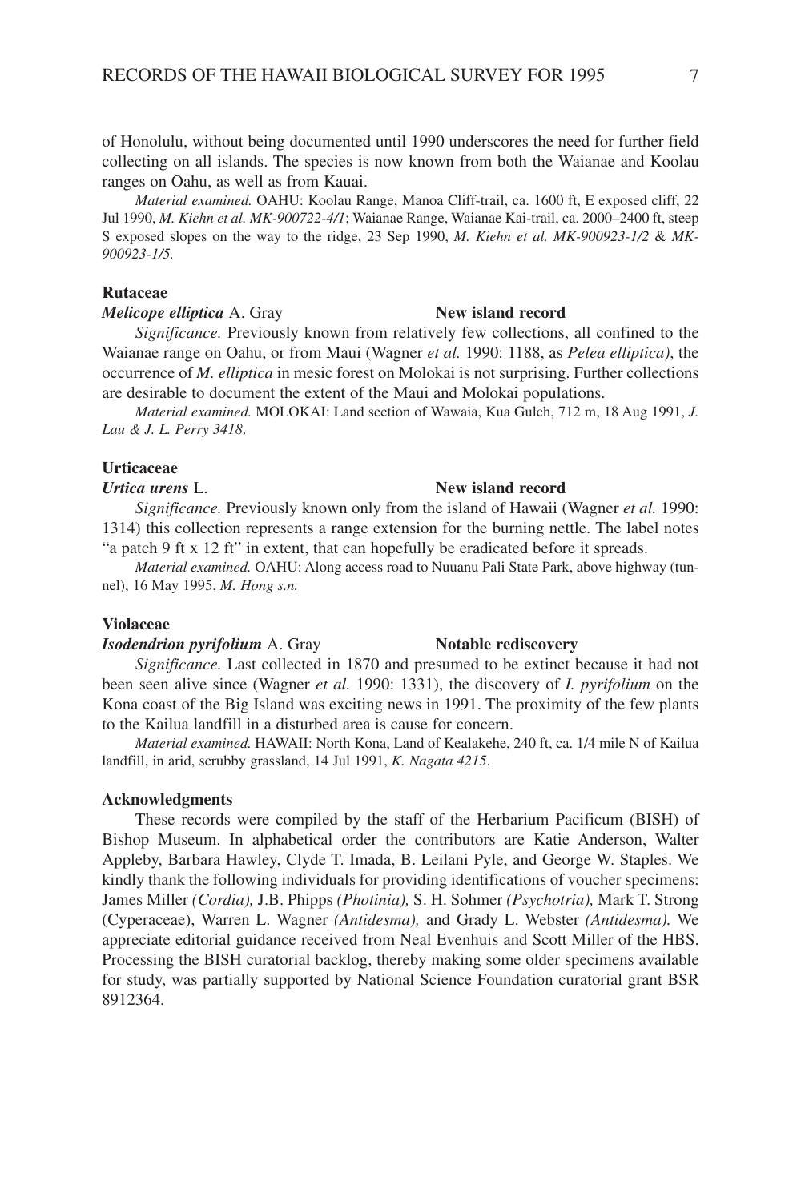of Honolulu, without being documented until 1990 underscores the need for further field collecting on all islands. The species is now known from both the Waianae and Koolau ranges on Oahu, as well as from Kauai.

*Material examined.* OAHU: Koolau Range, Manoa Cliff-trail, ca. 1600 ft, E exposed cliff, 22 Jul 1990, *M. Kiehn et al. MK-900722-4/1*; Waianae Range, Waianae Kai-trail, ca. 2000–2400 ft, steep S exposed slopes on the way to the ridge, 23 Sep 1990, *M. Kiehn et al. MK-900923-1/2* & *MK-900923-1/5.*

**Rutaceae**

***Melicope elliptica*** A. Gray **New island record**

*Significance.* Previously known from relatively few collections, all confined to the Waianae range on Oahu, or from Maui (Wagner *et al.* 1990: 1188, as *Pelea elliptica)*, the occurrence of *M. elliptica* in mesic forest on Molokai is not surprising. Further collections are desirable to document the extent of the Maui and Molokai populations.

*Material examined.* MOLOKAI: Land section of Wawaia, Kua Gulch, 712 m, 18 Aug 1991, *J. Lau & J. L. Perry 3418*.

**Urticaceae**

***Urtica urens*** L. **New island record**

*Significance.* Previously known only from the island of Hawaii (Wagner *et al.* 1990: 1314) this collection represents a range extension for the burning nettle. The label notes "a patch 9 ft x 12 ft" in extent, that can hopefully be eradicated before it spreads.

*Material examined.* OAHU: Along access road to Nuuanu Pali State Park, above highway (tunnel), 16 May 1995, *M. Hong s.n.*

**Violaceae**

***Isodendrion pyrifolium*** A. Gray **Notable rediscovery**

*Significance.* Last collected in 1870 and presumed to be extinct because it had not been seen alive since (Wagner *et al.* 1990: 1331), the discovery of *I. pyrifolium* on the Kona coast of the Big Island was exciting news in 1991. The proximity of the few plants to the Kailua landfill in a disturbed area is cause for concern.

*Material examined.* HAWAII: North Kona, Land of Kealakehe, 240 ft, ca. 1/4 mile N of Kailua landfill, in arid, scrubby grassland, 14 Jul 1991, *K. Nagata 4215*.

**Acknowledgments**

These records were compiled by the staff of the Herbarium Pacificum (BISH) of Bishop Museum. In alphabetical order the contributors are Katie Anderson, Walter Appleby, Barbara Hawley, Clyde T. Imada, B. Leilani Pyle, and George W. Staples. We kindly thank the following individuals for providing identifications of voucher specimens: James Miller *(Cordia),* J.B. Phipps *(Photinia),* S. H. Sohmer *(Psychotria),* Mark T. Strong (Cyperaceae), Warren L. Wagner *(Antidesma),* and Grady L. Webster *(Antidesma).* We appreciate editorial guidance received from Neal Evenhuis and Scott Miller of the HBS. Processing the BISH curatorial backlog, thereby making some older specimens available for study, was partially supported by National Science Foundation curatorial grant BSR 8912364.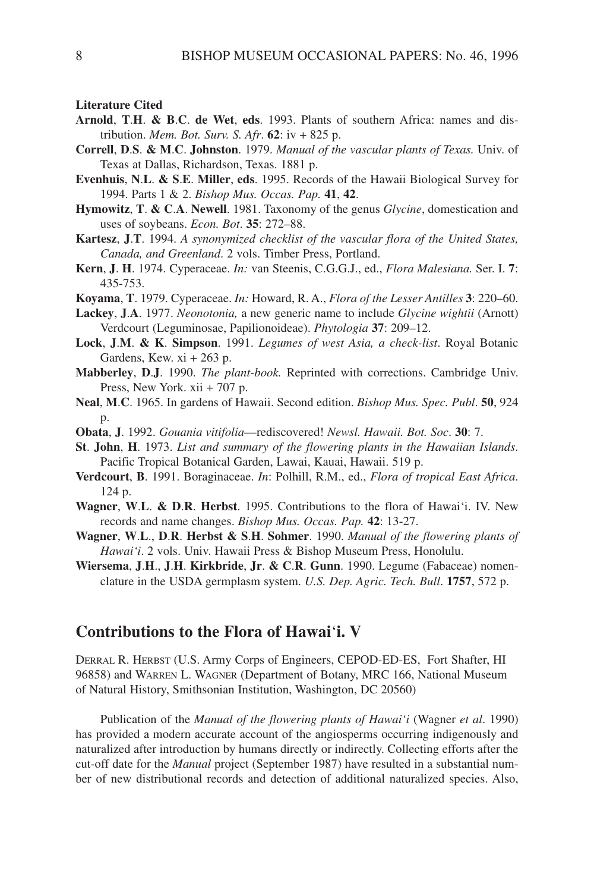**Literature Cited**

**Arnold**, **T**.**H**. **& B**.**C**. **de Wet**, **eds**. 1993. Plants of southern Africa: names and distribution. *Mem. Bot. Surv. S. Afr*. **62**: iv + 825 p.

**Correll**, **D**.**S**. **& M**.**C**. **Johnston**. 1979. *Manual of the vascular plants of Texas.* Univ. of Texas at Dallas, Richardson, Texas. 1881 p.

**Evenhuis**, **N**.**L**. **& S**.**E**. **Miller**, **eds**. 1995. Records of the Hawaii Biological Survey for 1994. Parts 1 & 2. *Bishop Mus. Occas. Pap.* **41**, **42**.

**Hymowitz**, **T**. **& C**.**A**. **Newell**. 1981. Taxonomy of the genus *Glycine*, domestication and uses of soybeans. *Econ. Bot*. **35**: 272–88.

**Kartesz**, **J**.**T**. 1994. *A synonymized checklist of the vascular flora of the United States, Canada, and Greenland*. 2 vols. Timber Press, Portland.

**Kern**, **J**. **H**. 1974. Cyperaceae. *In:* van Steenis, C.G.G.J., ed., *Flora Malesiana.* Ser. I. **7**: 435-753.

**Koyama**, **T**. 1979. Cyperaceae. *In:* Howard, R. A., *Flora of the Lesser Antilles* **3**: 220–60.

**Lackey**, **J**.**A**. 1977. *Neonotonia,* a new generic name to include *Glycine wightii* (Arnott) Verdcourt (Leguminosae, Papilionoideae). *Phytologia* **37**: 209–12.

**Lock**, **J**.**M**. **& K**. **Simpson**. 1991. *Legumes of west Asia, a check-list*. Royal Botanic Gardens, Kew. xi + 263 p.

**Mabberley**, **D**.**J**. 1990. *The plant-book.* Reprinted with corrections. Cambridge Univ. Press, New York. xii + 707 p.

**Neal**, **M**.**C**. 1965. In gardens of Hawaii. Second edition. *Bishop Mus. Spec. Publ*. **50**, 924 p.

**Obata**, **J**. 1992. *Gouania vitifolia*—rediscovered! *Newsl. Hawaii. Bot. Soc*. **30**: 7.

**St**. **John**, **H**. 1973. *List and summary of the flowering plants in the Hawaiian Islands*. Pacific Tropical Botanical Garden, Lawai, Kauai, Hawaii. 519 p.

**Verdcourt**, **B**. 1991. Boraginaceae. *In*: Polhill, R.M., ed., *Flora of tropical East Africa*. 124 p.

**Wagner**, **W**.**L**. **& D**.**R**. **Herbst**. 1995. Contributions to the flora of Hawai'i. IV. New records and name changes. *Bishop Mus. Occas. Pap.* **42**: 13-27.

**Wagner**, **W**.**L**., **D**.**R**. **Herbst & S**.**H**. **Sohmer**. 1990. *Manual of the flowering plants of Hawai'i*. 2 vols. Univ. Hawaii Press & Bishop Museum Press, Honolulu.

**Wiersema**, **J**.**H**., **J**.**H**. **Kirkbride**, **Jr**. **& C**.**R**. **Gunn**. 1990. Legume (Fabaceae) nomenclature in the USDA germplasm system. *U.S. Dep. Agric. Tech. Bull*. **1757**, 572 p.

## Contributions to the Flora of Hawai'i. V

Derral R. Herbst (U.S. Army Corps of Engineers, CEPOD-ED-ES, Fort Shafter, HI 96858) and Warren L. Wagner (Department of Botany, MRC 166, National Museum of Natural History, Smithsonian Institution, Washington, DC 20560)

Publication of the *Manual of the flowering plants of Hawai'i* (Wagner *et al*. 1990) has provided a modern accurate account of the angiosperms occurring indigenously and naturalized after introduction by humans directly or indirectly. Collecting efforts after the cut-off date for the *Manual* project (September 1987) have resulted in a substantial number of new distributional records and detection of additional naturalized species. Also,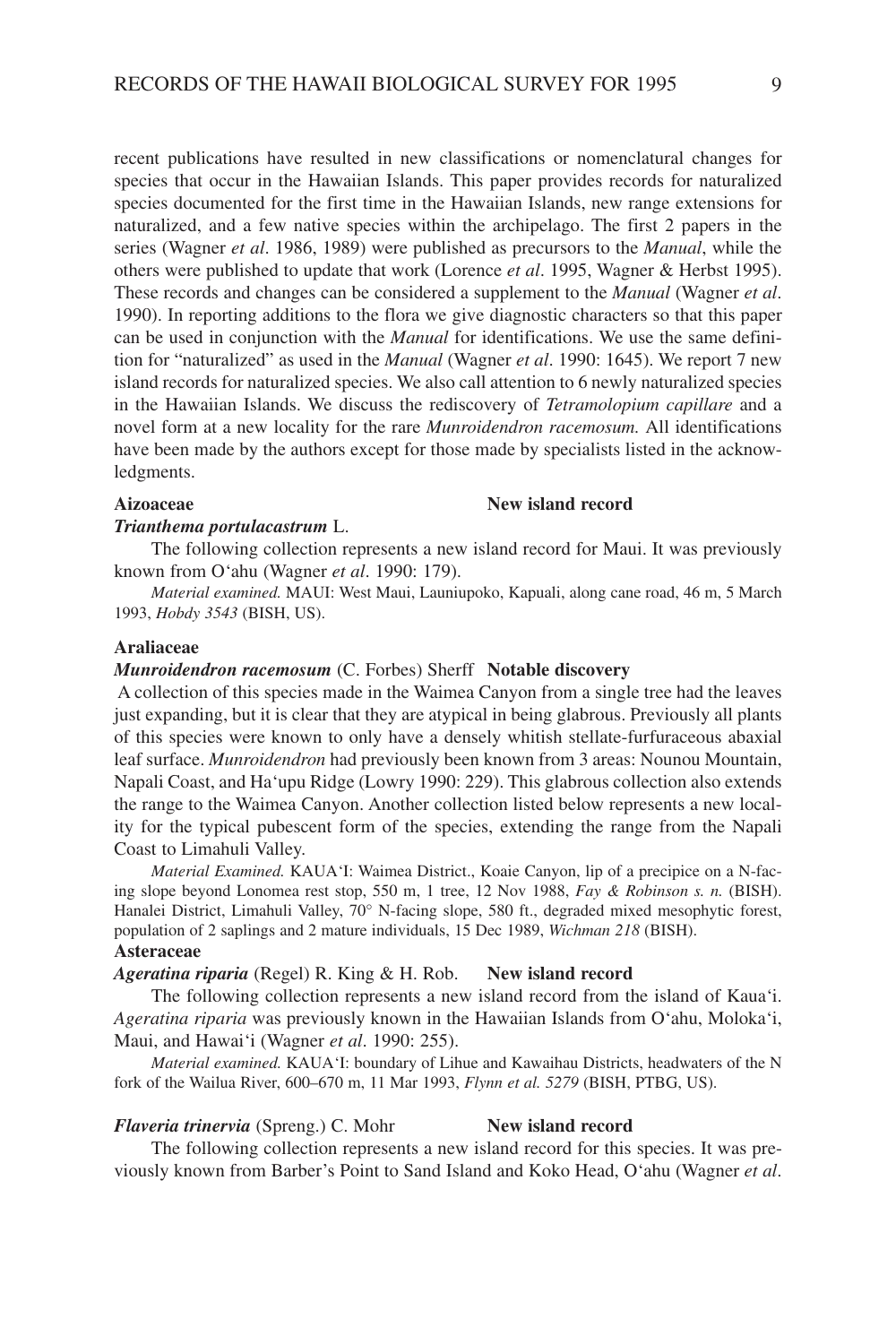recent publications have resulted in new classifications or nomenclatural changes for species that occur in the Hawaiian Islands. This paper provides records for naturalized species documented for the first time in the Hawaiian Islands, new range extensions for naturalized, and a few native species within the archipelago. The first 2 papers in the series (Wagner *et al*. 1986, 1989) were published as precursors to the *Manual*, while the others were published to update that work (Lorence *et al*. 1995, Wagner & Herbst 1995). These records and changes can be considered a supplement to the *Manual* (Wagner *et al*. 1990). In reporting additions to the flora we give diagnostic characters so that this paper can be used in conjunction with the *Manual* for identifications. We use the same definition for "naturalized" as used in the *Manual* (Wagner *et al*. 1990: 1645). We report 7 new island records for naturalized species. We also call attention to 6 newly naturalized species in the Hawaiian Islands. We discuss the rediscovery of *Tetramolopium capillare* and a novel form at a new locality for the rare *Munroidendron racemosum.* All identifications have been made by the authors except for those made by specialists listed in the acknowledgments.

**Aizoaceae** **New island record**

***Trianthema portulacastrum*** L.

The following collection represents a new island record for Maui. It was previously known from O'ahu (Wagner *et al*. 1990: 179).

*Material examined.* MAUI: West Maui, Launiupoko, Kapuali, along cane road, 46 m, 5 March 1993, *Hobdy 3543* (BISH, US).

**Araliaceae**

***Munroidendron racemosum*** (C. Forbes) Sherff **Notable discovery**

A collection of this species made in the Waimea Canyon from a single tree had the leaves just expanding, but it is clear that they are atypical in being glabrous. Previously all plants of this species were known to only have a densely whitish stellate-furfuraceous abaxial leaf surface. *Munroidendron* had previously been known from 3 areas: Nounou Mountain, Napali Coast, and Ha'upu Ridge (Lowry 1990: 229). This glabrous collection also extends the range to the Waimea Canyon. Another collection listed below represents a new locality for the typical pubescent form of the species, extending the range from the Napali Coast to Limahuli Valley.

*Material Examined.* KAUA'I: Waimea District., Koaie Canyon, lip of a precipice on a N-facing slope beyond Lonomea rest stop, 550 m, 1 tree, 12 Nov 1988, *Fay & Robinson s. n.* (BISH). Hanalei District, Limahuli Valley, 70° N-facing slope, 580 ft., degraded mixed mesophytic forest, population of 2 saplings and 2 mature individuals, 15 Dec 1989, *Wichman 218* (BISH).

**Asteraceae**

***Ageratina riparia*** (Regel) R. King & H. Rob. **New island record**

The following collection represents a new island record from the island of Kaua'i. *Ageratina riparia* was previously known in the Hawaiian Islands from O'ahu, Moloka'i, Maui, and Hawai'i (Wagner *et al*. 1990: 255).

*Material examined.* KAUA'I: boundary of Lihue and Kawaihau Districts, headwaters of the N fork of the Wailua River, 600–670 m, 11 Mar 1993, *Flynn et al. 5279* (BISH, PTBG, US).

***Flaveria trinervia*** (Spreng.) C. Mohr **New island record**

The following collection represents a new island record for this species. It was previously known from Barber's Point to Sand Island and Koko Head, O'ahu (Wagner *et al*.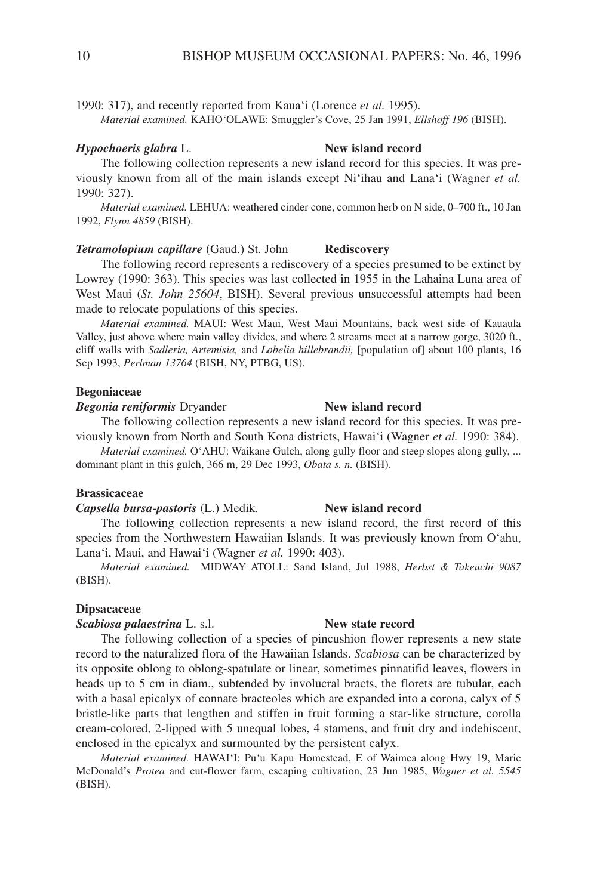1990: 317), and recently reported from Kaua'i (Lorence *et al.* 1995).

*Material examined.* KAHO'OLAWE: Smuggler's Cove, 25 Jan 1991, *Ellshoff 196* (BISH).

***Hypochoeris glabra*** L. **New island record**

The following collection represents a new island record for this species. It was previously known from all of the main islands except Ni'ihau and Lana'i (Wagner *et al.* 1990: 327).

*Material examined.* LEHUA: weathered cinder cone, common herb on N side, 0–700 ft., 10 Jan 1992, *Flynn 4859* (BISH).

***Tetramolopium capillare*** (Gaud.) St. John **Rediscovery**

The following record represents a rediscovery of a species presumed to be extinct by Lowrey (1990: 363). This species was last collected in 1955 in the Lahaina Luna area of West Maui (*St. John 25604*, BISH). Several previous unsuccessful attempts had been made to relocate populations of this species.

*Material examined.* MAUI: West Maui, West Maui Mountains, back west side of Kauaula Valley, just above where main valley divides, and where 2 streams meet at a narrow gorge, 3020 ft., cliff walls with *Sadleria, Artemisia,* and *Lobelia hillebrandii,* [population of] about 100 plants, 16 Sep 1993, *Perlman 13764* (BISH, NY, PTBG, US).

**Begoniaceae**

***Begonia reniformis*** Dryander **New island record**

The following collection represents a new island record for this species. It was previously known from North and South Kona districts, Hawai'i (Wagner *et al.* 1990: 384).

*Material examined.* O'AHU: Waikane Gulch, along gully floor and steep slopes along gully, ... dominant plant in this gulch, 366 m, 29 Dec 1993, *Obata s. n.* (BISH).

**Brassicaceae**

***Capsella bursa-pastoris*** (L.) Medik. **New island record**

The following collection represents a new island record, the first record of this species from the Northwestern Hawaiian Islands. It was previously known from O'ahu, Lana'i, Maui, and Hawai'i (Wagner *et al.* 1990: 403).

*Material examined.* MIDWAY ATOLL: Sand Island, Jul 1988, *Herbst & Takeuchi 9087* (BISH).

**Dipsacaceae**

***Scabiosa palaestrina*** L. s.l. **New state record**

The following collection of a species of pincushion flower represents a new state record to the naturalized flora of the Hawaiian Islands. *Scabiosa* can be characterized by its opposite oblong to oblong-spatulate or linear, sometimes pinnatifid leaves, flowers in heads up to 5 cm in diam., subtended by involucral bracts, the florets are tubular, each with a basal epicalyx of connate bracteoles which are expanded into a corona, calyx of 5 bristle-like parts that lengthen and stiffen in fruit forming a star-like structure, corolla cream-colored, 2-lipped with 5 unequal lobes, 4 stamens, and fruit dry and indehiscent, enclosed in the epicalyx and surmounted by the persistent calyx.

*Material examined.* HAWAI'I: Pu'u Kapu Homestead, E of Waimea along Hwy 19, Marie McDonald's *Protea* and cut-flower farm, escaping cultivation, 23 Jun 1985, *Wagner et al. 5545* (BISH).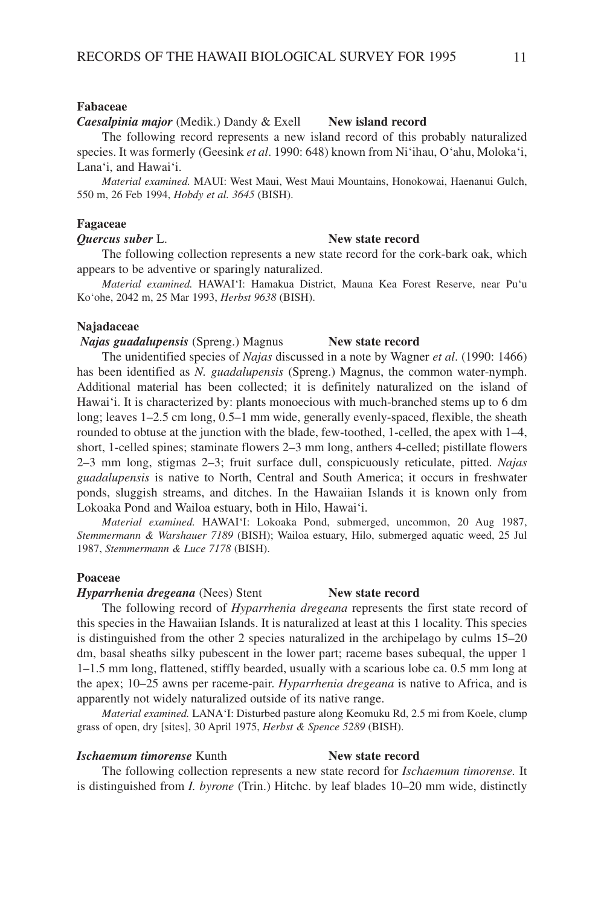### Fabaceae

***Caesalpinia major*** (Medik.) Dandy & Exell **New island record**

The following record represents a new island record of this probably naturalized species. It was formerly (Geesink *et al*. 1990: 648) known from Ni'ihau, O'ahu, Moloka'i, Lana'i, and Hawai'i.

*Material examined.* MAUI: West Maui, West Maui Mountains, Honokowai, Haenanui Gulch, 550 m, 26 Feb 1994, *Hobdy et al. 3645* (BISH).

### Fagaceae

***Quercus suber*** L. **New state record**

The following collection represents a new state record for the cork-bark oak, which appears to be adventive or sparingly naturalized.

*Material examined.* HAWAI'I: Hamakua District, Mauna Kea Forest Reserve, near Pu'u Ko'ohe, 2042 m, 25 Mar 1993, *Herbst 9638* (BISH).

### Najadaceae

***Najas guadalupensis*** (Spreng.) Magnus **New state record**

The unidentified species of *Najas* discussed in a note by Wagner *et al*. (1990: 1466) has been identified as *N. guadalupensis* (Spreng.) Magnus, the common water-nymph. Additional material has been collected; it is definitely naturalized on the island of Hawai'i. It is characterized by: plants monoecious with much-branched stems up to 6 dm long; leaves 1–2.5 cm long, 0.5–1 mm wide, generally evenly-spaced, flexible, the sheath rounded to obtuse at the junction with the blade, few-toothed, 1-celled, the apex with 1–4, short, 1-celled spines; staminate flowers 2–3 mm long, anthers 4-celled; pistillate flowers 2–3 mm long, stigmas 2–3; fruit surface dull, conspicuously reticulate, pitted. *Najas guadalupensis* is native to North, Central and South America; it occurs in freshwater ponds, sluggish streams, and ditches. In the Hawaiian Islands it is known only from Lokoaka Pond and Wailoa estuary, both in Hilo, Hawai'i.

*Material examined.* HAWAI'I: Lokoaka Pond, submerged, uncommon, 20 Aug 1987, *Stemmermann & Warshauer 7189* (BISH); Wailoa estuary, Hilo, submerged aquatic weed, 25 Jul 1987, *Stemmermann & Luce 7178* (BISH).

### Poaceae

***Hyparrhenia dregeana*** (Nees) Stent **New state record**

The following record of *Hyparrhenia dregeana* represents the first state record of this species in the Hawaiian Islands. It is naturalized at least at this 1 locality. This species is distinguished from the other 2 species naturalized in the archipelago by culms 15–20 dm, basal sheaths silky pubescent in the lower part; raceme bases subequal, the upper 1 1–1.5 mm long, flattened, stiffly bearded, usually with a scarious lobe ca. 0.5 mm long at the apex; 10–25 awns per raceme-pair. *Hyparrhenia dregeana* is native to Africa, and is apparently not widely naturalized outside of its native range.

*Material examined.* LANA'I: Disturbed pasture along Keomuku Rd, 2.5 mi from Koele, clump grass of open, dry [sites], 30 April 1975, *Herbst & Spence 5289* (BISH).

***Ischaemum timorense*** Kunth **New state record**

The following collection represents a new state record for *Ischaemum timorense.* It is distinguished from *I. byrone* (Trin.) Hitchc. by leaf blades 10–20 mm wide, distinctly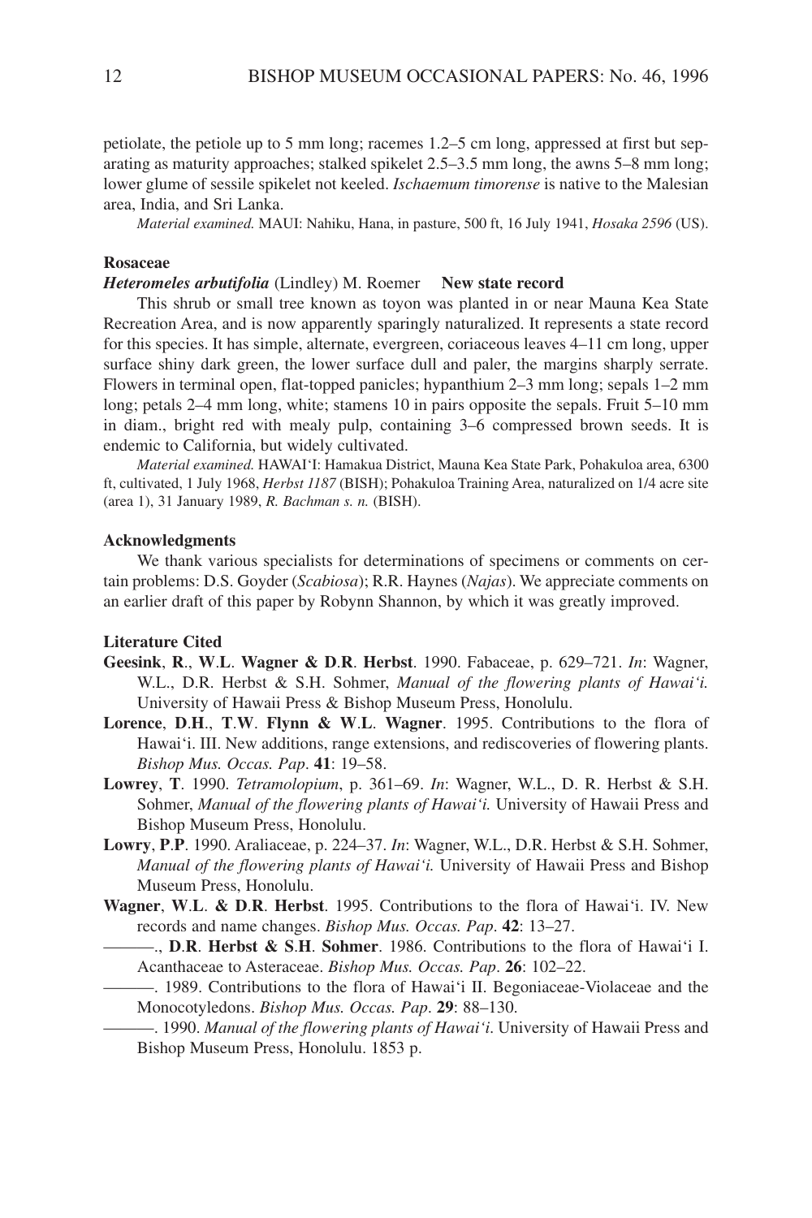petiolate, the petiole up to 5 mm long; racemes 1.2–5 cm long, appressed at first but separating as maturity approaches; stalked spikelet 2.5–3.5 mm long, the awns 5–8 mm long; lower glume of sessile spikelet not keeled. *Ischaemum timorense* is native to the Malesian area, India, and Sri Lanka.

*Material examined.* MAUI: Nahiku, Hana, in pasture, 500 ft, 16 July 1941, *Hosaka 2596* (US).

**Rosaceae**

***Heteromeles arbutifolia*** **(Lindley) M. Roemer** **New state record**

This shrub or small tree known as toyon was planted in or near Mauna Kea State Recreation Area, and is now apparently sparingly naturalized. It represents a state record for this species. It has simple, alternate, evergreen, coriaceous leaves 4–11 cm long, upper surface shiny dark green, the lower surface dull and paler, the margins sharply serrate. Flowers in terminal open, flat-topped panicles; hypanthium 2–3 mm long; sepals 1–2 mm long; petals 2–4 mm long, white; stamens 10 in pairs opposite the sepals. Fruit 5–10 mm in diam., bright red with mealy pulp, containing 3–6 compressed brown seeds. It is endemic to California, but widely cultivated.

*Material examined.* HAWAI'I: Hamakua District, Mauna Kea State Park, Pohakuloa area, 6300 ft, cultivated, 1 July 1968, *Herbst 1187* (BISH); Pohakuloa Training Area, naturalized on 1/4 acre site (area 1), 31 January 1989, *R. Bachman s. n.* (BISH).

**Acknowledgments**

We thank various specialists for determinations of specimens or comments on certain problems: D.S. Goyder (*Scabiosa*); R.R. Haynes (*Najas*). We appreciate comments on an earlier draft of this paper by Robynn Shannon, by which it was greatly improved.

**Literature Cited**

**Geesink**, **R**., **W**.**L**. **Wagner & D**.**R**. **Herbst**. 1990. Fabaceae, p. 629–721. *In*: Wagner, W.L., D.R. Herbst & S.H. Sohmer, *Manual of the flowering plants of Hawai'i.* University of Hawaii Press & Bishop Museum Press, Honolulu.

**Lorence**, **D**.**H**., **T**.**W**. **Flynn & W**.**L**. **Wagner**. 1995. Contributions to the flora of Hawai'i. III. New additions, range extensions, and rediscoveries of flowering plants. *Bishop Mus. Occas. Pap*. **41**: 19–58.

**Lowrey**, **T**. 1990. *Tetramolopium*, p. 361–69. *In*: Wagner, W.L., D. R. Herbst & S.H. Sohmer, *Manual of the flowering plants of Hawai'i.* University of Hawaii Press and Bishop Museum Press, Honolulu.

**Lowry**, **P**.**P**. 1990. Araliaceae, p. 224–37. *In*: Wagner, W.L., D.R. Herbst & S.H. Sohmer, *Manual of the flowering plants of Hawai'i.* University of Hawaii Press and Bishop Museum Press, Honolulu.

**Wagner**, **W**.**L**. **& D**.**R**. **Herbst**. 1995. Contributions to the flora of Hawai'i. IV. New records and name changes. *Bishop Mus. Occas. Pap*. **42**: 13–27.

———., **D**.**R**. **Herbst & S**.**H**. **Sohmer**. 1986. Contributions to the flora of Hawai'i I. Acanthaceae to Asteraceae. *Bishop Mus. Occas. Pap*. **26**: 102–22.

———. 1989. Contributions to the flora of Hawai'i II. Begoniaceae-Violaceae and the Monocotyledons. *Bishop Mus. Occas. Pap*. **29**: 88–130.

———. 1990. *Manual of the flowering plants of Hawai'i*. University of Hawaii Press and Bishop Museum Press, Honolulu. 1853 p.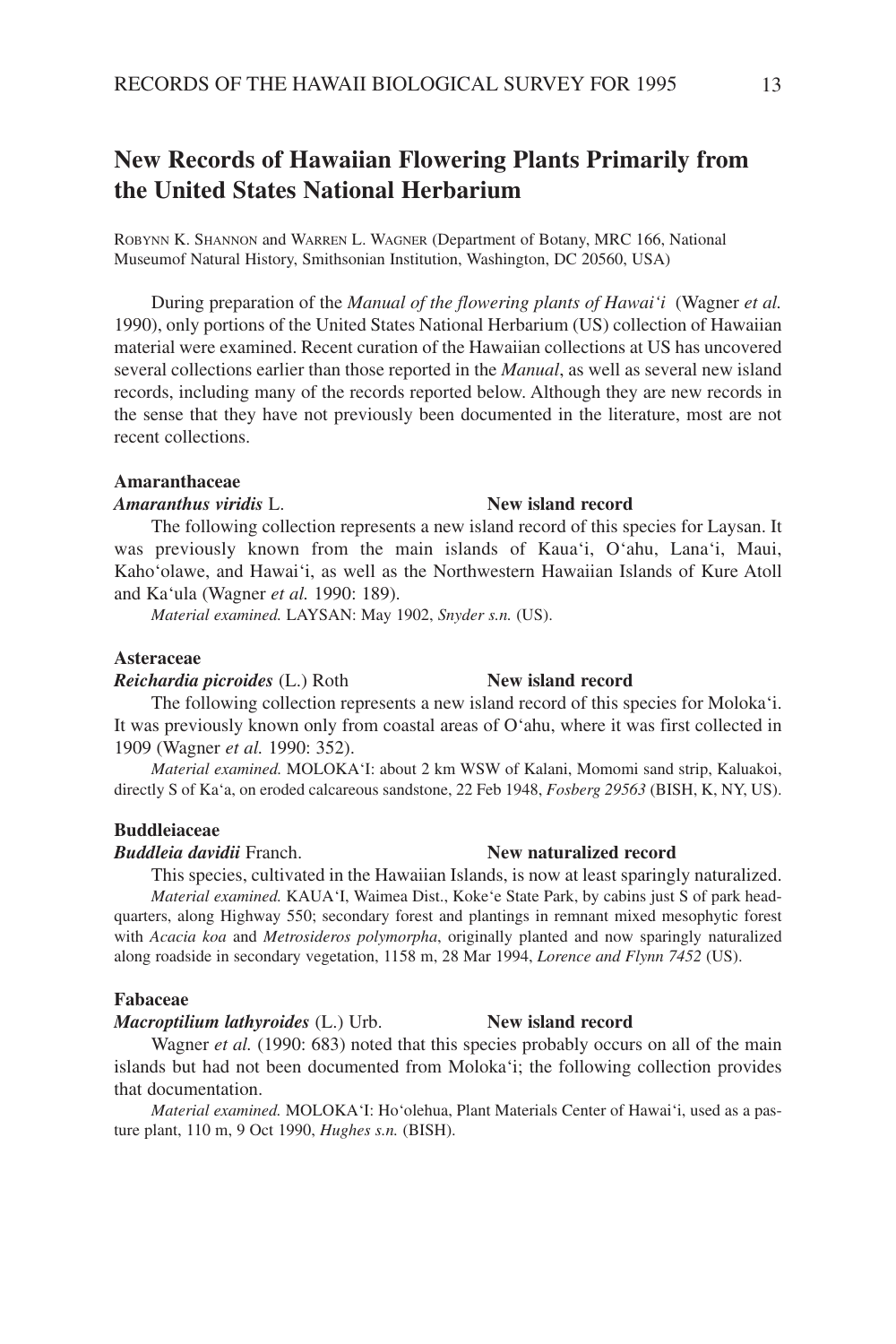# New Records of Hawaiian Flowering Plants Primarily from the United States National Herbarium

ROBYNN K. SHANNON and WARREN L. WAGNER (Department of Botany, MRC 166, National Museumof Natural History, Smithsonian Institution, Washington, DC 20560, USA)

During preparation of the *Manual of the flowering plants of Hawai'i* (Wagner *et al.* 1990), only portions of the United States National Herbarium (US) collection of Hawaiian material were examined. Recent curation of the Hawaiian collections at US has uncovered several collections earlier than those reported in the *Manual*, as well as several new island records, including many of the records reported below. Although they are new records in the sense that they have not previously been documented in the literature, most are not recent collections.

## Amaranthaceae

***Amaranthus viridis*** L. **New island record**

The following collection represents a new island record of this species for Laysan. It was previously known from the main islands of Kaua'i, O'ahu, Lana'i, Maui, Kaho'olawe, and Hawai'i, as well as the Northwestern Hawaiian Islands of Kure Atoll and Ka'ula (Wagner *et al.* 1990: 189).

*Material examined.* LAYSAN: May 1902, *Snyder s.n.* (US).

## Asteraceae

***Reichardia picroides*** (L.) Roth **New island record**

The following collection represents a new island record of this species for Moloka'i. It was previously known only from coastal areas of O'ahu, where it was first collected in 1909 (Wagner *et al.* 1990: 352).

*Material examined.* MOLOKA'I: about 2 km WSW of Kalani, Momomi sand strip, Kaluakoi, directly S of Ka'a, on eroded calcareous sandstone, 22 Feb 1948, *Fosberg 29563* (BISH, K, NY, US).

## Buddleiaceae

***Buddleia davidii*** Franch. **New naturalized record**

This species, cultivated in the Hawaiian Islands, is now at least sparingly naturalized.

*Material examined.* KAUA'I, Waimea Dist., Koke'e State Park, by cabins just S of park headquarters, along Highway 550; secondary forest and plantings in remnant mixed mesophytic forest with *Acacia koa* and *Metrosideros polymorpha*, originally planted and now sparingly naturalized along roadside in secondary vegetation, 1158 m, 28 Mar 1994, *Lorence and Flynn 7452* (US).

## Fabaceae

***Macroptilium lathyroides*** (L.) Urb. **New island record**

Wagner *et al.* (1990: 683) noted that this species probably occurs on all of the main islands but had not been documented from Moloka'i; the following collection provides that documentation.

*Material examined.* MOLOKA'I: Ho'olehua, Plant Materials Center of Hawai'i, used as a pasture plant, 110 m, 9 Oct 1990, *Hughes s.n.* (BISH).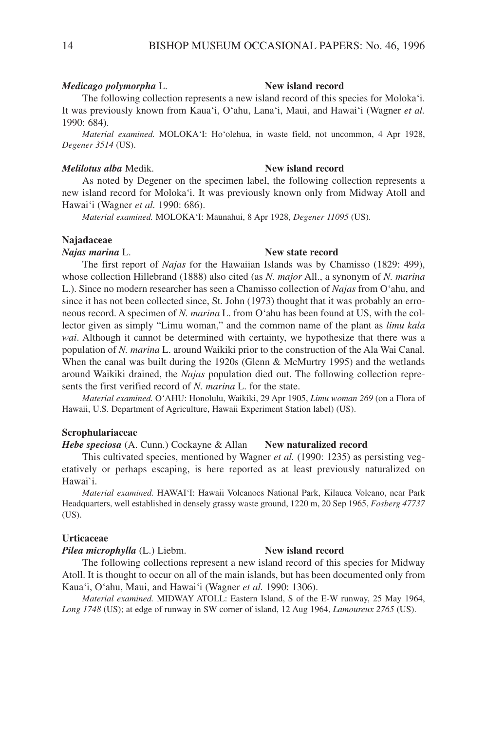***Medicago polymorpha*** **L.** **New island record**

The following collection represents a new island record of this species for Moloka'i. It was previously known from Kaua'i, O'ahu, Lana'i, Maui, and Hawai'i (Wagner *et al.* 1990: 684).

*Material examined.* MOLOKA'I: Ho'olehua, in waste field, not uncommon, 4 Apr 1928, *Degener 3514* (US).

***Melilotus alba*** **Medik.** **New island record**

As noted by Degener on the specimen label, the following collection represents a new island record for Moloka'i. It was previously known only from Midway Atoll and Hawai'i (Wagner *et al.* 1990: 686).

*Material examined.* MOLOKA'I: Maunahui, 8 Apr 1928, *Degener 11095* (US).

**Najadaceae**

***Najas marina*** **L.** **New state record**

The first report of *Najas* for the Hawaiian Islands was by Chamisso (1829: 499), whose collection Hillebrand (1888) also cited (as *N. major* All., a synonym of *N. marina* L.). Since no modern researcher has seen a Chamisso collection of *Najas* from O'ahu, and since it has not been collected since, St. John (1973) thought that it was probably an erroneous record. A specimen of *N. marina* L. from O'ahu has been found at US, with the collector given as simply "Limu woman," and the common name of the plant as *limu kala wai*. Although it cannot be determined with certainty, we hypothesize that there was a population of *N. marina* L. around Waikiki prior to the construction of the Ala Wai Canal. When the canal was built during the 1920s (Glenn & McMurtry 1995) and the wetlands around Waikiki drained, the *Najas* population died out. The following collection represents the first verified record of *N. marina* L. for the state.

*Material examined.* O'AHU: Honolulu, Waikiki, 29 Apr 1905, *Limu woman 269* (on a Flora of Hawaii, U.S. Department of Agriculture, Hawaii Experiment Station label) (US).

**Scrophulariaceae**

***Hebe speciosa*** **(A. Cunn.) Cockayne & Allan** **New naturalized record**

This cultivated species, mentioned by Wagner *et al.* (1990: 1235) as persisting vegetatively or perhaps escaping, is here reported as at least previously naturalized on Hawai`i.

*Material examined.* HAWAI'I: Hawaii Volcanoes National Park, Kilauea Volcano, near Park Headquarters, well established in densely grassy waste ground, 1220 m, 20 Sep 1965, *Fosberg 47737* (US).

**Urticaceae**

***Pilea microphylla*** **(L.) Liebm.** **New island record**

The following collections represent a new island record of this species for Midway Atoll. It is thought to occur on all of the main islands, but has been documented only from Kaua'i, O'ahu, Maui, and Hawai'i (Wagner *et al.* 1990: 1306).

*Material examined.* MIDWAY ATOLL: Eastern Island, S of the E-W runway, 25 May 1964, *Long 1748* (US); at edge of runway in SW corner of island, 12 Aug 1964, *Lamoureux 2765* (US).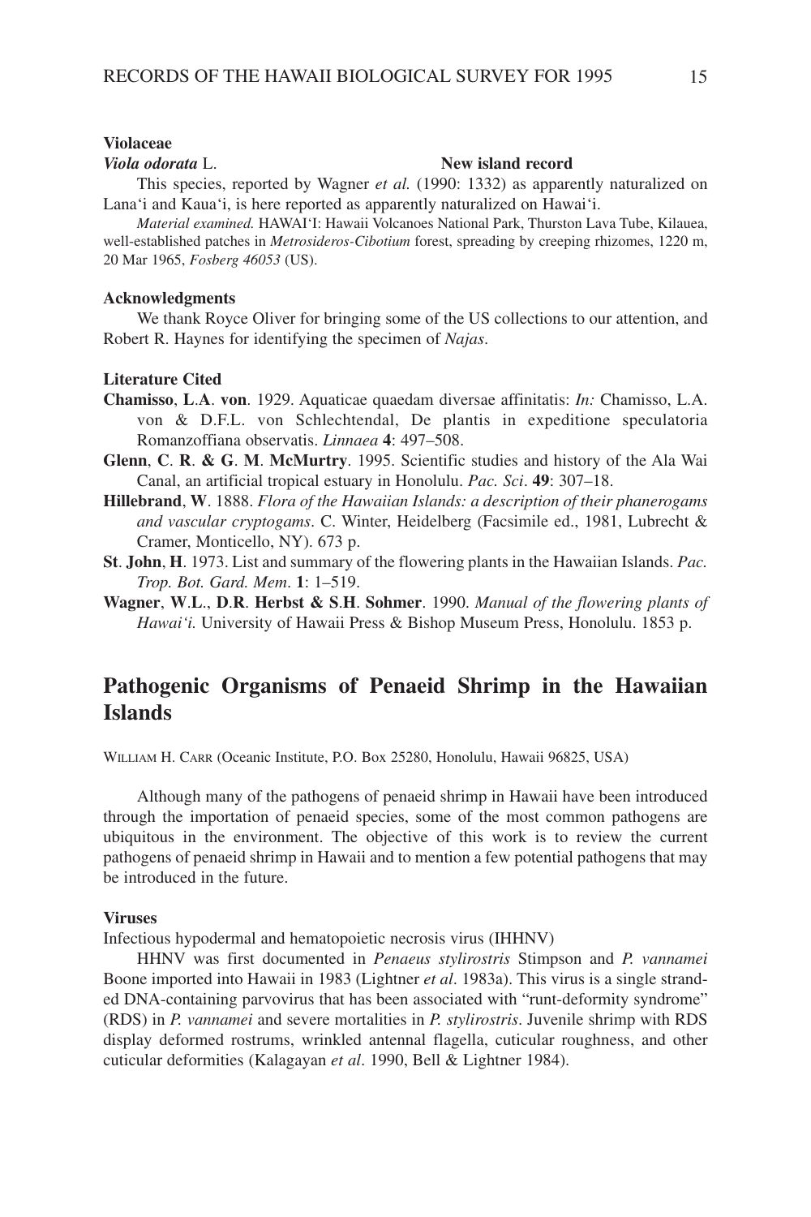**Violaceae**

***Viola odorata*** L. **New island record**

This species, reported by Wagner *et al.* (1990: 1332) as apparently naturalized on Lana'i and Kaua'i, is here reported as apparently naturalized on Hawai'i.

*Material examined.* HAWAI'I: Hawaii Volcanoes National Park, Thurston Lava Tube, Kilauea, well-established patches in *Metrosideros-Cibotium* forest, spreading by creeping rhizomes, 1220 m, 20 Mar 1965, *Fosberg 46053* (US).

**Acknowledgments**

We thank Royce Oliver for bringing some of the US collections to our attention, and Robert R. Haynes for identifying the specimen of *Najas*.

**Literature Cited**

**Chamisso**, **L**.**A**. **von**. 1929. Aquaticae quaedam diversae affinitatis: *In:* Chamisso, L.A. von & D.F.L. von Schlechtendal, De plantis in expeditione speculatoria Romanzoffiana observatis. *Linnaea* **4**: 497–508.

**Glenn**, **C**. **R**. **& G**. **M**. **McMurtry**. 1995. Scientific studies and history of the Ala Wai Canal, an artificial tropical estuary in Honolulu. *Pac. Sci*. **49**: 307–18.

**Hillebrand**, **W**. 1888. *Flora of the Hawaiian Islands: a description of their phanerogams and vascular cryptogams*. C. Winter, Heidelberg (Facsimile ed., 1981, Lubrecht & Cramer, Monticello, NY). 673 p.

**St**. **John**, **H**. 1973. List and summary of the flowering plants in the Hawaiian Islands. *Pac. Trop. Bot. Gard. Mem*. **1**: 1–519.

**Wagner**, **W**.**L**., **D**.**R**. **Herbst & S**.**H**. **Sohmer**. 1990. *Manual of the flowering plants of Hawai'i.* University of Hawaii Press & Bishop Museum Press, Honolulu. 1853 p.

## Pathogenic Organisms of Penaeid Shrimp in the Hawaiian Islands

William H. Carr (Oceanic Institute, P.O. Box 25280, Honolulu, Hawaii 96825, USA)

Although many of the pathogens of penaeid shrimp in Hawaii have been introduced through the importation of penaeid species, some of the most common pathogens are ubiquitous in the environment. The objective of this work is to review the current pathogens of penaeid shrimp in Hawaii and to mention a few potential pathogens that may be introduced in the future.

**Viruses**

Infectious hypodermal and hematopoietic necrosis virus (IHHNV)

HHNV was first documented in *Penaeus stylirostris* Stimpson and *P. vannamei* Boone imported into Hawaii in 1983 (Lightner *et al*. 1983a). This virus is a single stranded DNA-containing parvovirus that has been associated with "runt-deformity syndrome" (RDS) in *P. vannamei* and severe mortalities in *P. stylirostris*. Juvenile shrimp with RDS display deformed rostrums, wrinkled antennal flagella, cuticular roughness, and other cuticular deformities (Kalagayan *et al*. 1990, Bell & Lightner 1984).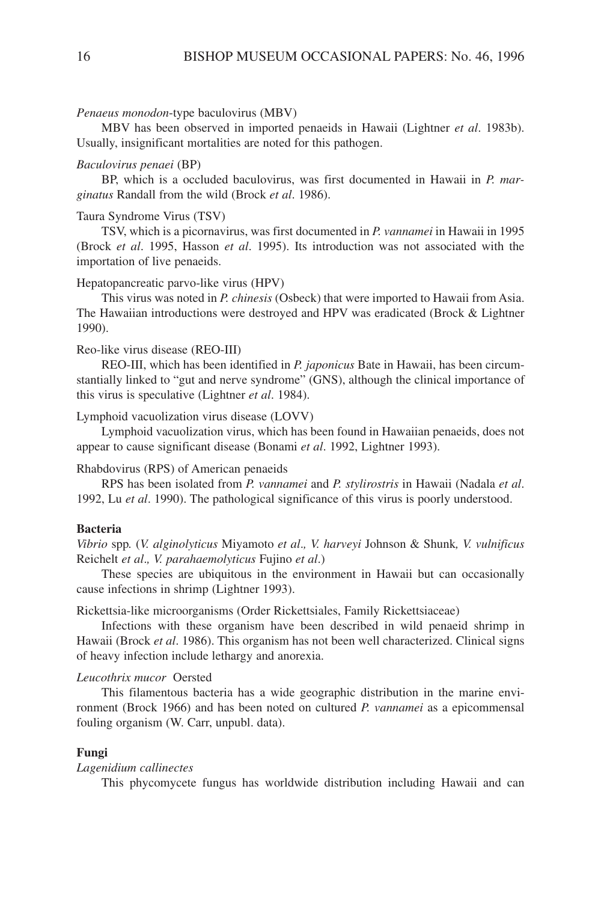*Penaeus monodon*-type baculovirus (MBV)

MBV has been observed in imported penaeids in Hawaii (Lightner *et al*. 1983b). Usually, insignificant mortalities are noted for this pathogen.

*Baculovirus penaei* (BP)

BP, which is a occluded baculovirus, was first documented in Hawaii in *P. marginatus* Randall from the wild (Brock *et al*. 1986).

Taura Syndrome Virus (TSV)

TSV, which is a picornavirus, was first documented in *P. vannamei* in Hawaii in 1995 (Brock *et al*. 1995, Hasson *et al*. 1995). Its introduction was not associated with the importation of live penaeids.

Hepatopancreatic parvo-like virus (HPV)

This virus was noted in *P. chinesis* (Osbeck) that were imported to Hawaii from Asia. The Hawaiian introductions were destroyed and HPV was eradicated (Brock & Lightner 1990).

Reo-like virus disease (REO-III)

REO-III, which has been identified in *P. japonicus* Bate in Hawaii, has been circumstantially linked to "gut and nerve syndrome" (GNS), although the clinical importance of this virus is speculative (Lightner *et al*. 1984).

Lymphoid vacuolization virus disease (LOVV)

Lymphoid vacuolization virus, which has been found in Hawaiian penaeids, does not appear to cause significant disease (Bonami *et al*. 1992, Lightner 1993).

Rhabdovirus (RPS) of American penaeids

RPS has been isolated from *P. vannamei* and *P. stylirostris* in Hawaii (Nadala *et al*. 1992, Lu *et al*. 1990). The pathological significance of this virus is poorly understood.

**Bacteria**

*Vibrio* spp. (*V. alginolyticus* Miyamoto *et al*., *V. harveyi* Johnson & Shunk, *V. vulnificus* Reichelt *et al*., *V. parahaemolyticus* Fujino *et al*.)

These species are ubiquitous in the environment in Hawaii but can occasionally cause infections in shrimp (Lightner 1993).

Rickettsia-like microorganisms (Order Rickettsiales, Family Rickettsiaceae)

Infections with these organism have been described in wild penaeid shrimp in Hawaii (Brock *et al*. 1986). This organism has not been well characterized. Clinical signs of heavy infection include lethargy and anorexia.

*Leucothrix mucor* Oersted

This filamentous bacteria has a wide geographic distribution in the marine environment (Brock 1966) and has been noted on cultured *P. vannamei* as a epicommensal fouling organism (W. Carr, unpubl. data).

**Fungi**

*Lagenidium callinectes*

This phycomycete fungus has worldwide distribution including Hawaii and can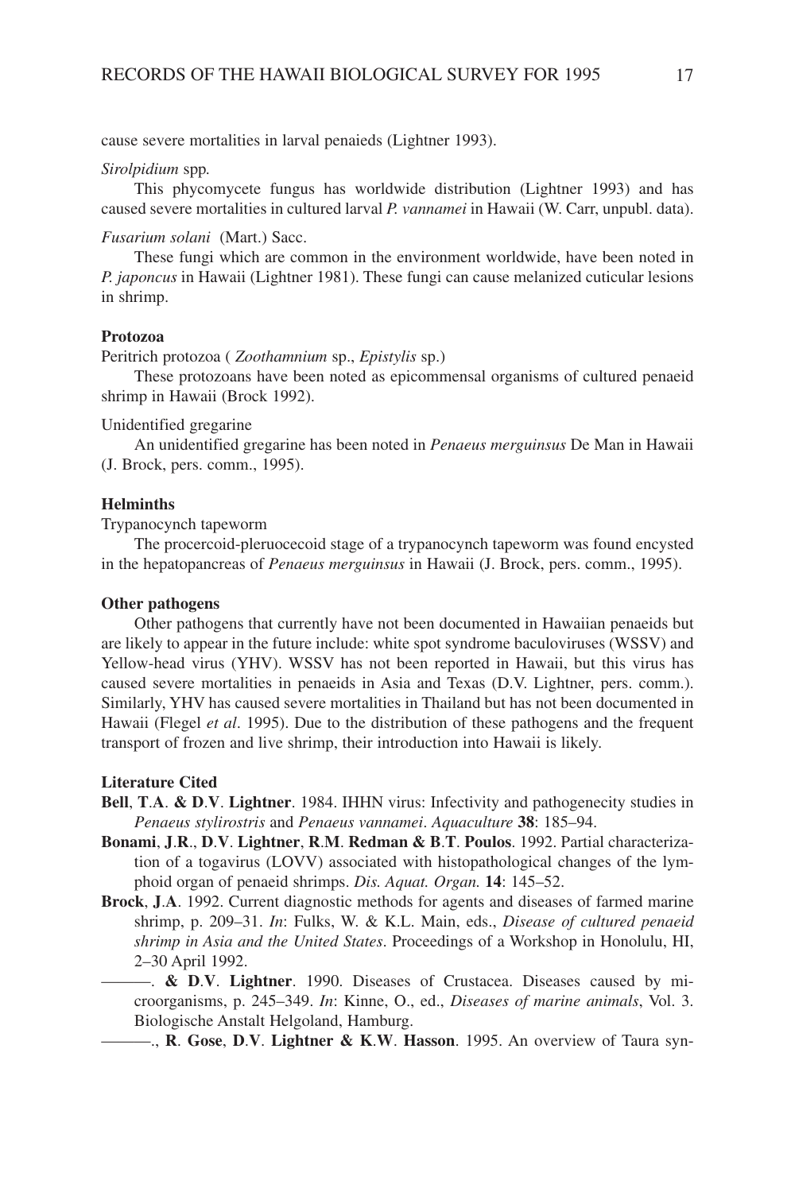cause severe mortalities in larval penaieds (Lightner 1993).

*Sirolpidium* spp.

This phycomycete fungus has worldwide distribution (Lightner 1993) and has caused severe mortalities in cultured larval *P. vannamei* in Hawaii (W. Carr, unpubl. data).

*Fusarium solani* (Mart.) Sacc.

These fungi which are common in the environment worldwide, have been noted in *P. japoncus* in Hawaii (Lightner 1981). These fungi can cause melanized cuticular lesions in shrimp.

**Protozoa**

Peritrich protozoa ( *Zoothamnium* sp., *Epistylis* sp.)

These protozoans have been noted as epicommensal organisms of cultured penaeid shrimp in Hawaii (Brock 1992).

Unidentified gregarine

An unidentified gregarine has been noted in *Penaeus merguinsus* De Man in Hawaii (J. Brock, pers. comm., 1995).

**Helminths**

Trypanocynch tapeworm

The procercoid-pleruocecoid stage of a trypanocynch tapeworm was found encysted in the hepatopancreas of *Penaeus merguinsus* in Hawaii (J. Brock, pers. comm., 1995).

**Other pathogens**

Other pathogens that currently have not been documented in Hawaiian penaeids but are likely to appear in the future include: white spot syndrome baculoviruses (WSSV) and Yellow-head virus (YHV). WSSV has not been reported in Hawaii, but this virus has caused severe mortalities in penaeids in Asia and Texas (D.V. Lightner, pers. comm.). Similarly, YHV has caused severe mortalities in Thailand but has not been documented in Hawaii (Flegel *et al*. 1995). Due to the distribution of these pathogens and the frequent transport of frozen and live shrimp, their introduction into Hawaii is likely.

**Literature Cited**

**Bell**, **T**.**A**. **& D**.**V**. **Lightner**. 1984. IHHN virus: Infectivity and pathogenecity studies in *Penaeus stylirostris* and *Penaeus vannamei*. *Aquaculture* **38**: 185–94.

**Bonami**, **J**.**R**., **D**.**V**. **Lightner**, **R**.**M**. **Redman & B**.**T**. **Poulos**. 1992. Partial characterization of a togavirus (LOVV) associated with histopathological changes of the lymphoid organ of penaeid shrimps. *Dis. Aquat. Organ.* **14**: 145–52.

**Brock**, **J**.**A**. 1992. Current diagnostic methods for agents and diseases of farmed marine shrimp, p. 209–31. *In*: Fulks, W. & K.L. Main, eds., *Disease of cultured penaeid shrimp in Asia and the United States*. Proceedings of a Workshop in Honolulu, HI, 2–30 April 1992.

———. **& D**.**V**. **Lightner**. 1990. Diseases of Crustacea. Diseases caused by microorganisms, p. 245–349. *In*: Kinne, O., ed., *Diseases of marine animals*, Vol. 3. Biologische Anstalt Helgoland, Hamburg.

———., **R**. **Gose**, **D**.**V**. **Lightner & K**.**W**. **Hasson**. 1995. An overview of Taura syn-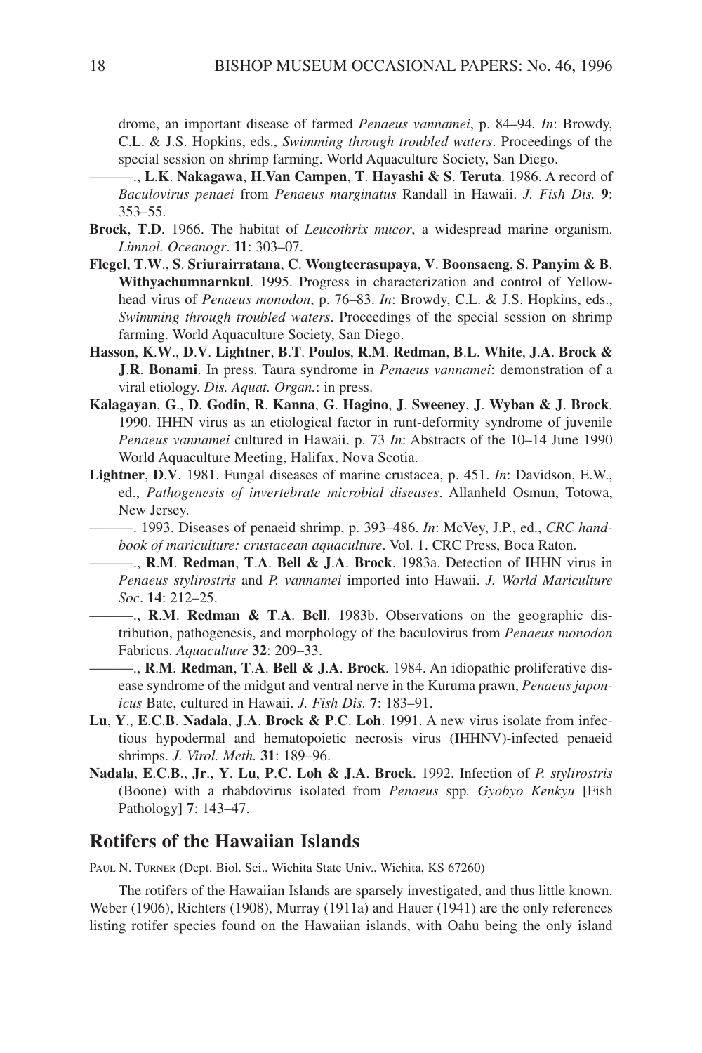drome, an important disease of farmed *Penaeus vannamei*, p. 84–94. *In*: Browdy, C.L. & J.S. Hopkins, eds., *Swimming through troubled waters*. Proceedings of the special session on shrimp farming. World Aquaculture Society, San Diego.

———., **L.K. Nakagawa**, **H.Van Campen**, **T. Hayashi & S. Teruta**. 1986. A record of *Baculovirus penaei* from *Penaeus marginatus* Randall in Hawaii. *J. Fish Dis.* **9**: 353–55.

**Brock**, **T.D**. 1966. The habitat of *Leucothrix mucor*, a widespread marine organism. *Limnol. Oceanogr*. **11**: 303–07.

**Flegel**, **T.W**., **S. Sriurairratana**, **C. Wongteerasupaya**, **V. Boonsaeng**, **S. Panyim & B. Withyachumnarnkul**. 1995. Progress in characterization and control of Yellow-head virus of *Penaeus monodon*, p. 76–83. *In*: Browdy, C.L. & J.S. Hopkins, eds., *Swimming through troubled waters*. Proceedings of the special session on shrimp farming. World Aquaculture Society, San Diego.

**Hasson**, **K.W**., **D.V. Lightner**, **B.T. Poulos**, **R.M. Redman**, **B.L. White**, **J.A. Brock & J.R. Bonami**. In press. Taura syndrome in *Penaeus vannamei*: demonstration of a viral etiology. *Dis. Aquat. Organ.*: in press.

**Kalagayan**, **G**., **D. Godin**, **R. Kanna**, **G. Hagino**, **J. Sweeney**, **J. Wyban & J. Brock**. 1990. IHHN virus as an etiological factor in runt-deformity syndrome of juvenile *Penaeus vannamei* cultured in Hawaii. p. 73 *In*: Abstracts of the 10–14 June 1990 World Aquaculture Meeting, Halifax, Nova Scotia.

**Lightner**, **D.V**. 1981. Fungal diseases of marine crustacea, p. 451. *In*: Davidson, E.W., ed., *Pathogenesis of invertebrate microbial diseases*. Allanheld Osmun, Totowa, New Jersey.

———. 1993. Diseases of penaeid shrimp, p. 393–486. *In*: McVey, J.P., ed., *CRC handbook of mariculture: crustacean aquaculture*. Vol. 1. CRC Press, Boca Raton.

———., **R.M. Redman**, **T.A. Bell & J.A. Brock**. 1983a. Detection of IHHN virus in *Penaeus stylirostris* and *P. vannamei* imported into Hawaii. *J. World Mariculture Soc*. **14**: 212–25.

———., **R.M. Redman & T.A. Bell**. 1983b. Observations on the geographic distribution, pathogenesis, and morphology of the baculovirus from *Penaeus monodon* Fabricus. *Aquaculture* **32**: 209–33.

———., **R.M. Redman**, **T.A. Bell & J.A. Brock**. 1984. An idiopathic proliferative disease syndrome of the midgut and ventral nerve in the Kuruma prawn, *Penaeus japonicus* Bate, cultured in Hawaii. *J. Fish Dis.* **7**: 183–91.

**Lu**, **Y**., **E.C.B. Nadala**, **J.A. Brock & P.C. Loh**. 1991. A new virus isolate from infectious hypodermal and hematopoietic necrosis virus (IHHNV)-infected penaeid shrimps. *J. Virol. Meth.* **31**: 189–96.

**Nadala**, **E.C.B.**, **Jr**., **Y. Lu**, **P.C. Loh & J.A. Brock**. 1992. Infection of *P. stylirostris* (Boone) with a rhabdovirus isolated from *Penaeus* spp. *Gyobyo Kenkyu* [Fish Pathology] **7**: 143–47.

## Rotifers of the Hawaiian Islands

Paul N. Turner (Dept. Biol. Sci., Wichita State Univ., Wichita, KS 67260)

The rotifers of the Hawaiian Islands are sparsely investigated, and thus little known. Weber (1906), Richters (1908), Murray (1911a) and Hauer (1941) are the only references listing rotifer species found on the Hawaiian islands, with Oahu being the only island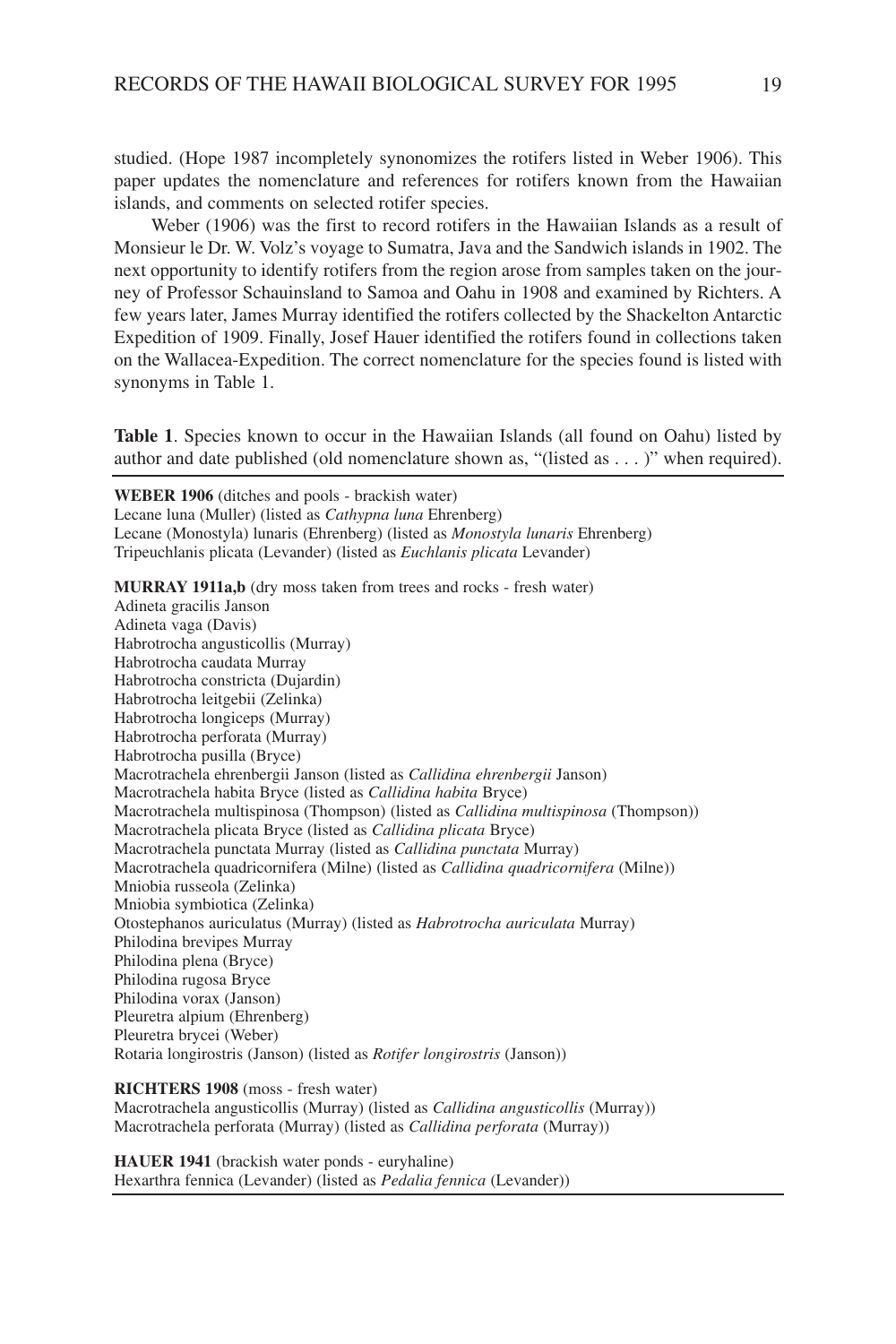studied. (Hope 1987 incompletely synonomizes the rotifers listed in Weber 1906). This paper updates the nomenclature and references for rotifers known from the Hawaiian islands, and comments on selected rotifer species.

Weber (1906) was the first to record rotifers in the Hawaiian Islands as a result of Monsieur le Dr. W. Volz's voyage to Sumatra, Java and the Sandwich islands in 1902. The next opportunity to identify rotifers from the region arose from samples taken on the journey of Professor Schauinsland to Samoa and Oahu in 1908 and examined by Richters. A few years later, James Murray identified the rotifers collected by the Shackelton Antarctic Expedition of 1909. Finally, Josef Hauer identified the rotifers found in collections taken on the Wallacea-Expedition. The correct nomenclature for the species found is listed with synonyms in Table 1.

**Table 1**. Species known to occur in the Hawaiian Islands (all found on Oahu) listed by author and date published (old nomenclature shown as, "(listed as . . . )" when required).

**WEBER 1906** (ditches and pools - brackish water)
Lecane luna (Muller) (listed as *Cathypna luna* Ehrenberg)
Lecane (Monostyla) lunaris (Ehrenberg) (listed as *Monostyla lunaris* Ehrenberg)
Tripeuchlanis plicata (Levander) (listed as *Euchlanis plicata* Levander)

**MURRAY 1911a,b** (dry moss taken from trees and rocks - fresh water)
Adineta gracilis Janson
Adineta vaga (Davis)
Habrotrocha angusticollis (Murray)
Habrotrocha caudata Murray
Habrotrocha constricta (Dujardin)
Habrotrocha leitgebii (Zelinka)
Habrotrocha longiceps (Murray)
Habrotrocha perforata (Murray)
Habrotrocha pusilla (Bryce)
Macrotrachela ehrenbergii Janson (listed as *Callidina ehrenbergii* Janson)
Macrotrachela habita Bryce (listed as *Callidina habita* Bryce)
Macrotrachela multispinosa (Thompson) (listed as *Callidina multispinosa* (Thompson))
Macrotrachela plicata Bryce (listed as *Callidina plicata* Bryce)
Macrotrachela punctata Murray (listed as *Callidina punctata* Murray)
Macrotrachela quadricornifera (Milne) (listed as *Callidina quadricornifera* (Milne))
Mniobia russeola (Zelinka)
Mniobia symbiotica (Zelinka)
Otostephanos auriculatus (Murray) (listed as *Habrotrocha auriculata* Murray)
Philodina brevipes Murray
Philodina plena (Bryce)
Philodina rugosa Bryce
Philodina vorax (Janson)
Pleuretra alpium (Ehrenberg)
Pleuretra brycei (Weber)
Rotaria longirostris (Janson) (listed as *Rotifer longirostris* (Janson))

**RICHTERS 1908** (moss - fresh water)
Macrotrachela angusticollis (Murray) (listed as *Callidina angusticollis* (Murray))
Macrotrachela perforata (Murray) (listed as *Callidina perforata* (Murray))

**HAUER 1941** (brackish water ponds - euryhaline)
Hexarthra fennica (Levander) (listed as *Pedalia fennica* (Levander))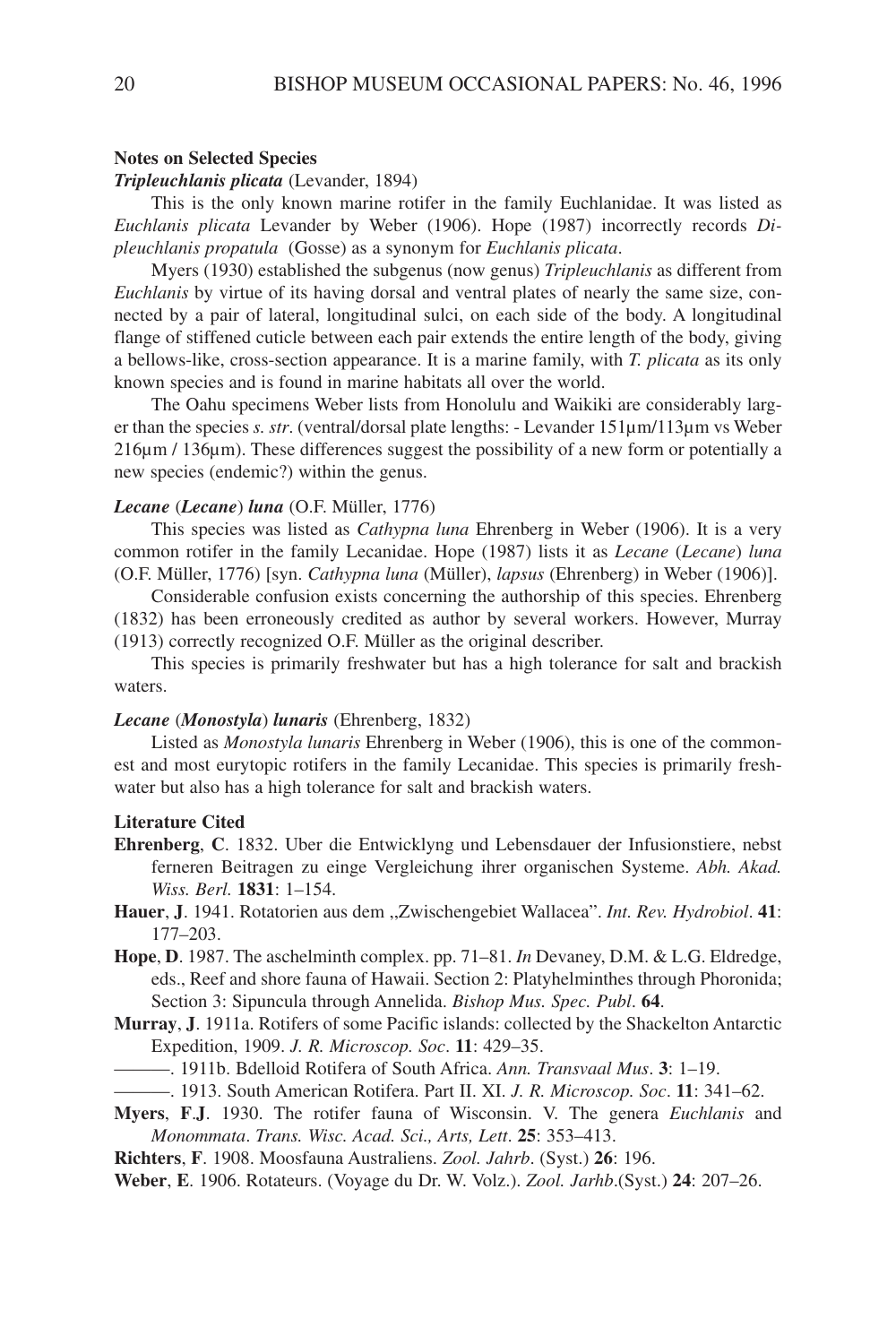### Notes on Selected Species

***Tripleuchlanis plicata*** (Levander, 1894)

This is the only known marine rotifer in the family Euchlanidae. It was listed as *Euchlanis plicata* Levander by Weber (1906). Hope (1987) incorrectly records *Dipleuchlanis propatula* (Gosse) as a synonym for *Euchlanis plicata*.

Myers (1930) established the subgenus (now genus) *Tripleuchlanis* as different from *Euchlanis* by virtue of its having dorsal and ventral plates of nearly the same size, connected by a pair of lateral, longitudinal sulci, on each side of the body. A longitudinal flange of stiffened cuticle between each pair extends the entire length of the body, giving a bellows-like, cross-section appearance. It is a marine family, with *T. plicata* as its only known species and is found in marine habitats all over the world.

The Oahu specimens Weber lists from Honolulu and Waikiki are considerably larger than the species *s. str*. (ventral/dorsal plate lengths: - Levander 151µm/113µm vs Weber 216µm / 136µm). These differences suggest the possibility of a new form or potentially a new species (endemic?) within the genus.

***Lecane* (*Lecane*) *luna*** (O.F. Müller, 1776)

This species was listed as *Cathypna luna* Ehrenberg in Weber (1906). It is a very common rotifer in the family Lecanidae. Hope (1987) lists it as *Lecane* (*Lecane*) *luna* (O.F. Müller, 1776) [syn. *Cathypna luna* (Müller), *lapsus* (Ehrenberg) in Weber (1906)].

Considerable confusion exists concerning the authorship of this species. Ehrenberg (1832) has been erroneously credited as author by several workers. However, Murray (1913) correctly recognized O.F. Müller as the original describer.

This species is primarily freshwater but has a high tolerance for salt and brackish waters.

***Lecane* (*Monostyla*) *lunaris*** (Ehrenberg, 1832)

Listed as *Monostyla lunaris* Ehrenberg in Weber (1906), this is one of the commonest and most eurytopic rotifers in the family Lecanidae. This species is primarily freshwater but also has a high tolerance for salt and brackish waters.

### Literature Cited

**Ehrenberg**, **C**. 1832. Uber die Entwicklyng und Lebensdauer der Infusionstiere, nebst ferneren Beitragen zu einge Vergleichung ihrer organischen Systeme. *Abh. Akad. Wiss. Berl.* **1831**: 1–154.

**Hauer**, **J**. 1941. Rotatorien aus dem „Zwischengebiet Wallacea". *Int. Rev. Hydrobiol*. **41**: 177–203.

**Hope**, **D**. 1987. The aschelminth complex. pp. 71–81. *In* Devaney, D.M. & L.G. Eldredge, eds., Reef and shore fauna of Hawaii. Section 2: Platyhelminthes through Phoronida; Section 3: Sipuncula through Annelida. *Bishop Mus. Spec. Publ*. **64**.

**Murray**, **J**. 1911a. Rotifers of some Pacific islands: collected by the Shackelton Antarctic Expedition, 1909. *J. R. Microscop. Soc*. **11**: 429–35.

———. 1911b. Bdelloid Rotifera of South Africa. *Ann. Transvaal Mus*. **3**: 1–19.

———. 1913. South American Rotifera. Part II. XI. *J. R. Microscop. Soc*. **11**: 341–62.

**Myers**, **F.J**. 1930. The rotifer fauna of Wisconsin. V. The genera *Euchlanis* and *Monommata*. *Trans. Wisc. Acad. Sci., Arts, Lett*. **25**: 353–413.

**Richters**, **F**. 1908. Moosfauna Australiens. *Zool. Jahrb*. (Syst.) **26**: 196.

**Weber**, **E**. 1906. Rotateurs. (Voyage du Dr. W. Volz.). *Zool. Jarhb*.(Syst.) **24**: 207–26.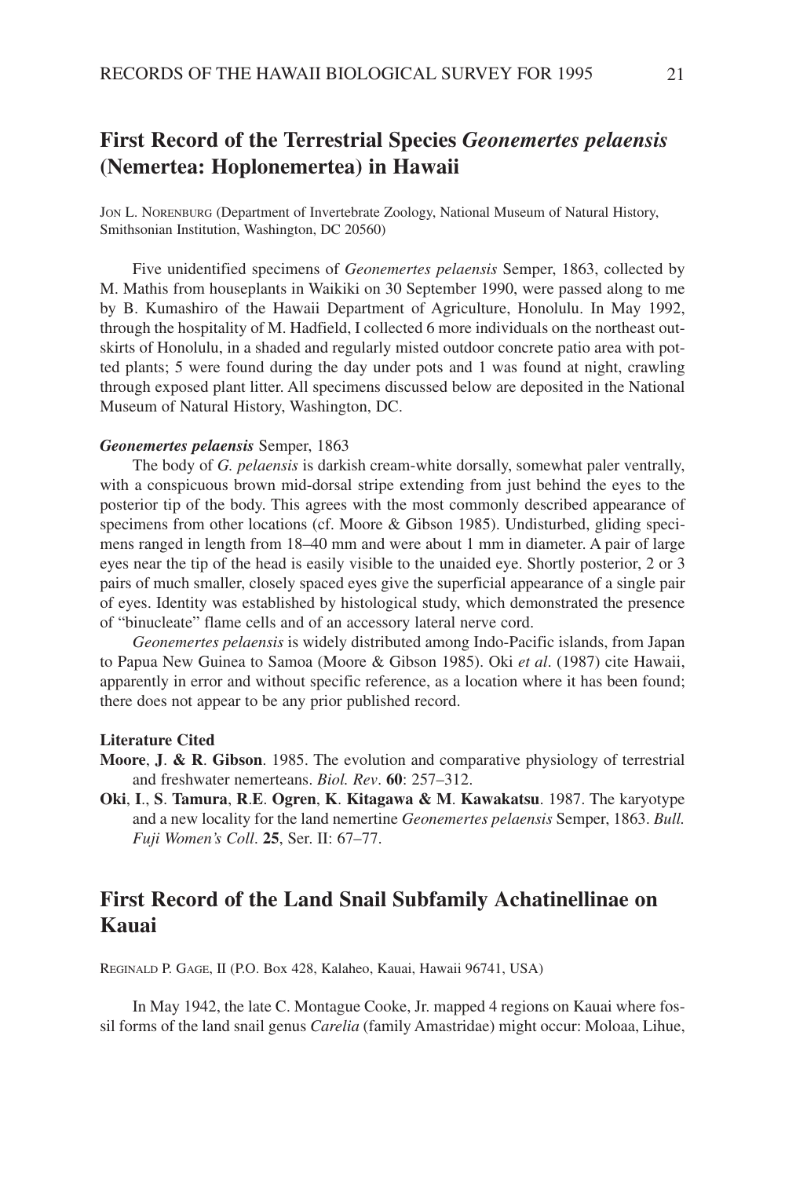## First Record of the Terrestrial Species *Geonemertes pelaensis* (Nemertea: Hoplonemertea) in Hawaii

JON L. NORENBURG (Department of Invertebrate Zoology, National Museum of Natural History, Smithsonian Institution, Washington, DC 20560)

Five unidentified specimens of *Geonemertes pelaensis* Semper, 1863, collected by M. Mathis from houseplants in Waikiki on 30 September 1990, were passed along to me by B. Kumashiro of the Hawaii Department of Agriculture, Honolulu. In May 1992, through the hospitality of M. Hadfield, I collected 6 more individuals on the northeast outskirts of Honolulu, in a shaded and regularly misted outdoor concrete patio area with potted plants; 5 were found during the day under pots and 1 was found at night, crawling through exposed plant litter. All specimens discussed below are deposited in the National Museum of Natural History, Washington, DC.

#### ***Geonemertes pelaensis*** **Semper, 1863**

The body of *G. pelaensis* is darkish cream-white dorsally, somewhat paler ventrally, with a conspicuous brown mid-dorsal stripe extending from just behind the eyes to the posterior tip of the body. This agrees with the most commonly described appearance of specimens from other locations (cf. Moore & Gibson 1985). Undisturbed, gliding specimens ranged in length from 18–40 mm and were about 1 mm in diameter. A pair of large eyes near the tip of the head is easily visible to the unaided eye. Shortly posterior, 2 or 3 pairs of much smaller, closely spaced eyes give the superficial appearance of a single pair of eyes. Identity was established by histological study, which demonstrated the presence of "binucleate" flame cells and of an accessory lateral nerve cord.

*Geonemertes pelaensis* is widely distributed among Indo-Pacific islands, from Japan to Papua New Guinea to Samoa (Moore & Gibson 1985). Oki *et al*. (1987) cite Hawaii, apparently in error and without specific reference, as a location where it has been found; there does not appear to be any prior published record.

#### Literature Cited

**Moore**, **J**. **& R**. **Gibson**. 1985. The evolution and comparative physiology of terrestrial and freshwater nemerteans. *Biol. Rev*. **60**: 257–312.

**Oki**, **I**., **S**. **Tamura**, **R**.**E**. **Ogren**, **K**. **Kitagawa & M**. **Kawakatsu**. 1987. The karyotype and a new locality for the land nemertine *Geonemertes pelaensis* Semper, 1863. *Bull. Fuji Women's Coll*. **25**, Ser. II: 67–77.

## First Record of the Land Snail Subfamily Achatinellinae on Kauai

REGINALD P. GAGE, II (P.O. Box 428, Kalaheo, Kauai, Hawaii 96741, USA)

In May 1942, the late C. Montague Cooke, Jr. mapped 4 regions on Kauai where fossil forms of the land snail genus *Carelia* (family Amastridae) might occur: Moloaa, Lihue,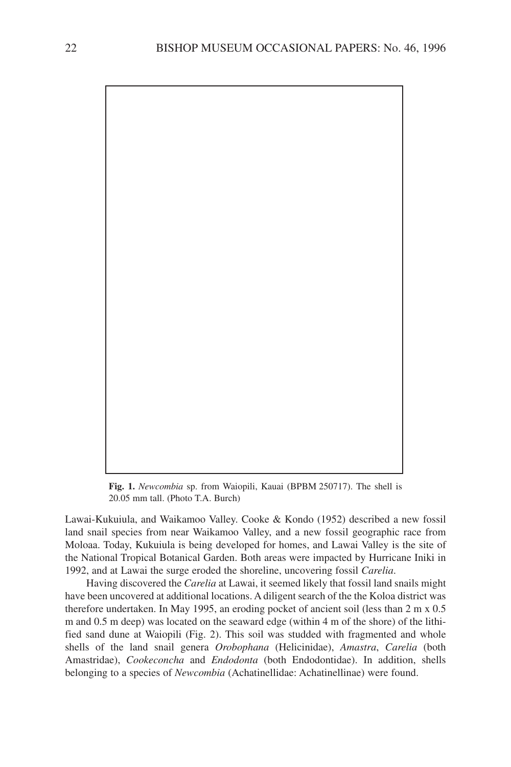**Fig. 1.** *Newcombia* sp. from Waiopili, Kauai (BPBM 250717). The shell is 20.05 mm tall. (Photo T.A. Burch)

Lawai-Kukuiula, and Waikamoo Valley. Cooke & Kondo (1952) described a new fossil land snail species from near Waikamoo Valley, and a new fossil geographic race from Moloaa. Today, Kukuiula is being developed for homes, and Lawai Valley is the site of the National Tropical Botanical Garden. Both areas were impacted by Hurricane Iniki in 1992, and at Lawai the surge eroded the shoreline, uncovering fossil *Carelia*.

Having discovered the *Carelia* at Lawai, it seemed likely that fossil land snails might have been uncovered at additional locations. A diligent search of the the Koloa district was therefore undertaken. In May 1995, an eroding pocket of ancient soil (less than 2 m x 0.5 m and 0.5 m deep) was located on the seaward edge (within 4 m of the shore) of the lithified sand dune at Waiopili (Fig. 2). This soil was studded with fragmented and whole shells of the land snail genera *Orobophana* (Helicinidae), *Amastra*, *Carelia* (both Amastridae), *Cookeconcha* and *Endodonta* (both Endodontidae). In addition, shells belonging to a species of *Newcombia* (Achatinellidae: Achatinellinae) were found.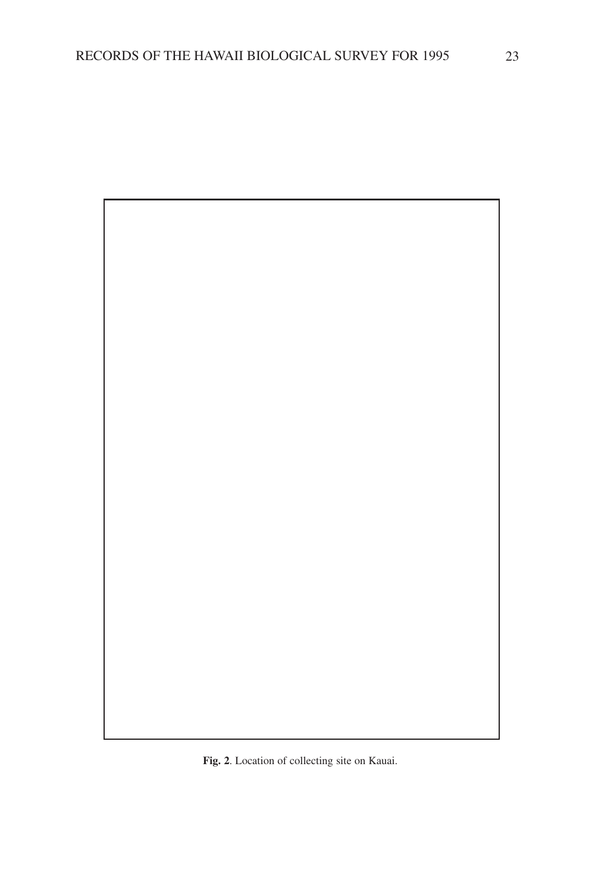**Fig. 2**. Location of collecting site on Kauai.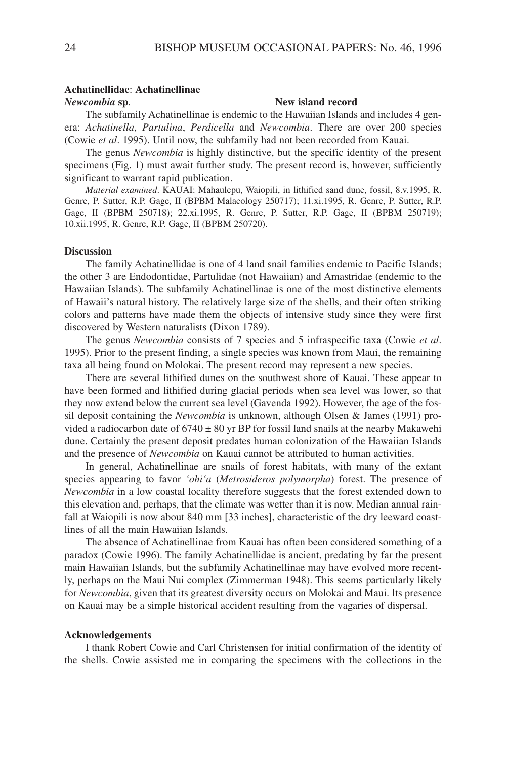**Achatinellidae**: **Achatinellinae**

***Newcombia* sp.** **New island record**

The subfamily Achatinellinae is endemic to the Hawaiian Islands and includes 4 genera: *Achatinella*, *Partulina*, *Perdicella* and *Newcombia*. There are over 200 species (Cowie *et al*. 1995). Until now, the subfamily had not been recorded from Kauai.

The genus *Newcombia* is highly distinctive, but the specific identity of the present specimens (Fig. 1) must await further study. The present record is, however, sufficiently significant to warrant rapid publication.

*Material examined*. KAUAI: Mahaulepu, Waiopili, in lithified sand dune, fossil, 8.v.1995, R. Genre, P. Sutter, R.P. Gage, II (BPBM Malacology 250717); 11.xi.1995, R. Genre, P. Sutter, R.P. Gage, II (BPBM 250718); 22.xi.1995, R. Genre, P. Sutter, R.P. Gage, II (BPBM 250719); 10.xii.1995, R. Genre, R.P. Gage, II (BPBM 250720).

**Discussion**

The family Achatinellidae is one of 4 land snail families endemic to Pacific Islands; the other 3 are Endodontidae, Partulidae (not Hawaiian) and Amastridae (endemic to the Hawaiian Islands). The subfamily Achatinellinae is one of the most distinctive elements of Hawaii's natural history. The relatively large size of the shells, and their often striking colors and patterns have made them the objects of intensive study since they were first discovered by Western naturalists (Dixon 1789).

The genus *Newcombia* consists of 7 species and 5 infraspecific taxa (Cowie *et al*. 1995). Prior to the present finding, a single species was known from Maui, the remaining taxa all being found on Molokai. The present record may represent a new species.

There are several lithified dunes on the southwest shore of Kauai. These appear to have been formed and lithified during glacial periods when sea level was lower, so that they now extend below the current sea level (Gavenda 1992). However, the age of the fossil deposit containing the *Newcombia* is unknown, although Olsen & James (1991) provided a radiocarbon date of 6740 ± 80 yr BP for fossil land snails at the nearby Makawehi dune. Certainly the present deposit predates human colonization of the Hawaiian Islands and the presence of *Newcombia* on Kauai cannot be attributed to human activities.

In general, Achatinellinae are snails of forest habitats, with many of the extant species appearing to favor *'ohi'a* (*Metrosideros polymorpha*) forest. The presence of *Newcombia* in a low coastal locality therefore suggests that the forest extended down to this elevation and, perhaps, that the climate was wetter than it is now. Median annual rainfall at Waiopili is now about 840 mm [33 inches], characteristic of the dry leeward coastlines of all the main Hawaiian Islands.

The absence of Achatinellinae from Kauai has often been considered something of a paradox (Cowie 1996). The family Achatinellidae is ancient, predating by far the present main Hawaiian Islands, but the subfamily Achatinellinae may have evolved more recently, perhaps on the Maui Nui complex (Zimmerman 1948). This seems particularly likely for *Newcombia*, given that its greatest diversity occurs on Molokai and Maui. Its presence on Kauai may be a simple historical accident resulting from the vagaries of dispersal.

**Acknowledgements**

I thank Robert Cowie and Carl Christensen for initial confirmation of the identity of the shells. Cowie assisted me in comparing the specimens with the collections in the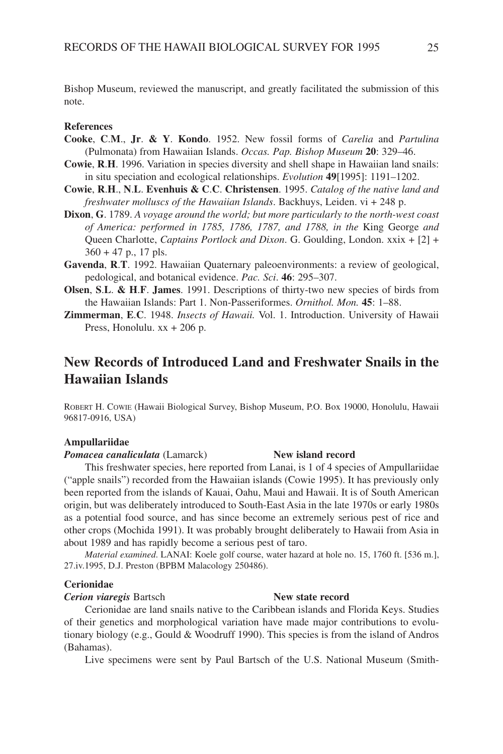Bishop Museum, reviewed the manuscript, and greatly facilitated the submission of this note.

**References**

**Cooke**, **C**.**M**., **Jr**. **& Y**. **Kondo**. 1952. New fossil forms of *Carelia* and *Partulina* (Pulmonata) from Hawaiian Islands. *Occas. Pap. Bishop Museum* **20**: 329–46.

**Cowie**, **R**.**H**. 1996. Variation in species diversity and shell shape in Hawaiian land snails: in situ speciation and ecological relationships. *Evolution* **49**[1995]: 1191–1202.

**Cowie**, **R**.**H**., **N**.**L**. **Evenhuis & C**.**C**. **Christensen**. 1995. *Catalog of the native land and freshwater molluscs of the Hawaiian Islands*. Backhuys, Leiden. vi + 248 p.

**Dixon**, **G**. 1789. *A voyage around the world; but more particularly to the north-west coast of America: performed in 1785, 1786, 1787, and 1788, in the* King George *and* Queen Charlotte, *Captains Portlock and Dixon*. G. Goulding, London. xxix + [2] + 360 + 47 p., 17 pls.

**Gavenda**, **R**.**T**. 1992. Hawaiian Quaternary paleoenvironments: a review of geological, pedological, and botanical evidence. *Pac. Sci*. **46**: 295–307.

**Olsen**, **S**.**L**. **& H**.**F**. **James**. 1991. Descriptions of thirty-two new species of birds from the Hawaiian Islands: Part 1. Non-Passeriformes. *Ornithol. Mon.* **45**: 1–88.

**Zimmerman**, **E**.**C**. 1948. *Insects of Hawaii.* Vol. 1. Introduction. University of Hawaii Press, Honolulu. xx + 206 p.

## New Records of Introduced Land and Freshwater Snails in the Hawaiian Islands

ROBERT H. COWIE (Hawaii Biological Survey, Bishop Museum, P.O. Box 19000, Honolulu, Hawaii 96817-0916, USA)

**Ampullariidae**

***Pomacea canaliculata*** (Lamarck) **New island record**

This freshwater species, here reported from Lanai, is 1 of 4 species of Ampullariidae ("apple snails") recorded from the Hawaiian islands (Cowie 1995). It has previously only been reported from the islands of Kauai, Oahu, Maui and Hawaii. It is of South American origin, but was deliberately introduced to South-East Asia in the late 1970s or early 1980s as a potential food source, and has since become an extremely serious pest of rice and other crops (Mochida 1991). It was probably brought deliberately to Hawaii from Asia in about 1989 and has rapidly become a serious pest of taro.

*Material examined*. LANAI: Koele golf course, water hazard at hole no. 15, 1760 ft. [536 m.], 27.iv.1995, D.J. Preston (BPBM Malacology 250486).

**Cerionidae**

***Cerion viaregis*** Bartsch **New state record**

Cerionidae are land snails native to the Caribbean islands and Florida Keys. Studies of their genetics and morphological variation have made major contributions to evolutionary biology (e.g., Gould & Woodruff 1990). This species is from the island of Andros (Bahamas).

Live specimens were sent by Paul Bartsch of the U.S. National Museum (Smith-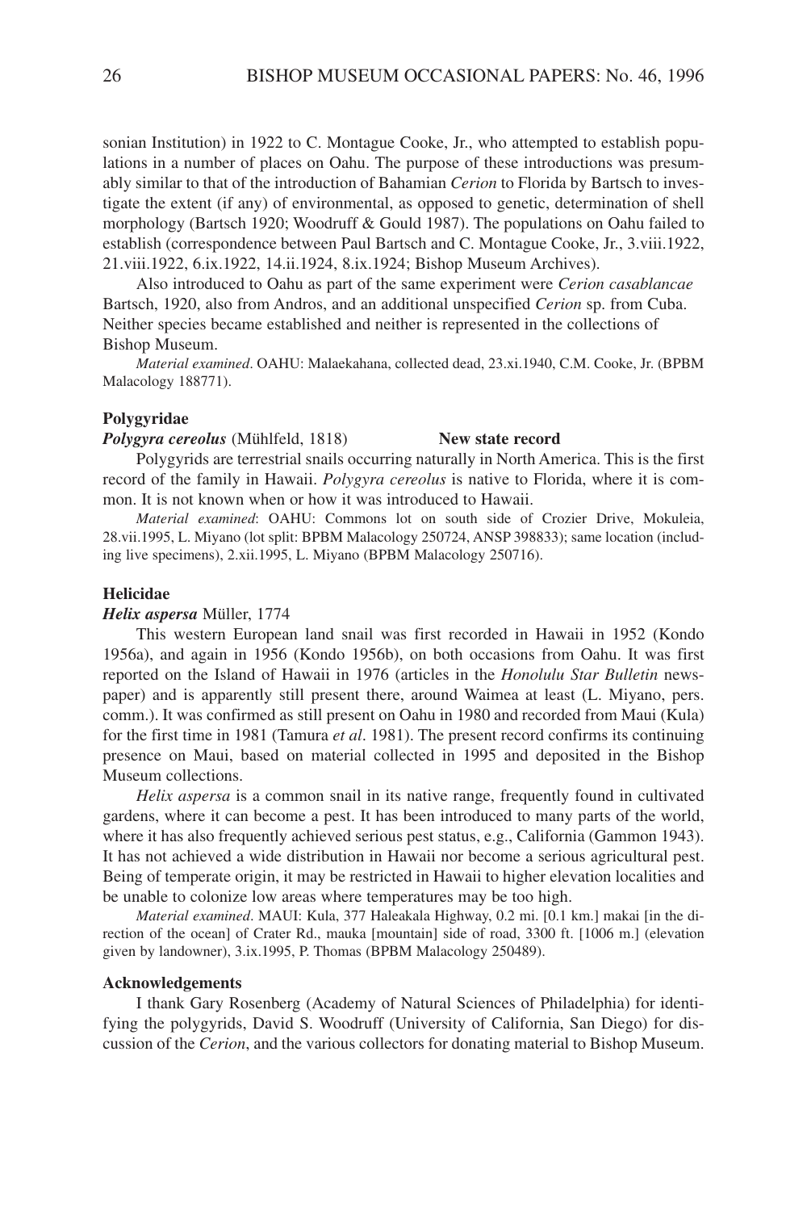sonian Institution) in 1922 to C. Montague Cooke, Jr., who attempted to establish populations in a number of places on Oahu. The purpose of these introductions was presumably similar to that of the introduction of Bahamian *Cerion* to Florida by Bartsch to investigate the extent (if any) of environmental, as opposed to genetic, determination of shell morphology (Bartsch 1920; Woodruff & Gould 1987). The populations on Oahu failed to establish (correspondence between Paul Bartsch and C. Montague Cooke, Jr., 3.viii.1922, 21.viii.1922, 6.ix.1922, 14.ii.1924, 8.ix.1924; Bishop Museum Archives).

Also introduced to Oahu as part of the same experiment were *Cerion casablancae* Bartsch, 1920, also from Andros, and an additional unspecified *Cerion* sp. from Cuba. Neither species became established and neither is represented in the collections of Bishop Museum.

*Material examined*. OAHU: Malaekahana, collected dead, 23.xi.1940, C.M. Cooke, Jr. (BPBM Malacology 188771).

### Polygyridae

***Polygyra cereolus*** (Mühlfeld, 1818) **New state record**

Polygyrids are terrestrial snails occurring naturally in North America. This is the first record of the family in Hawaii. *Polygyra cereolus* is native to Florida, where it is common. It is not known when or how it was introduced to Hawaii.

*Material examined*: OAHU: Commons lot on south side of Crozier Drive, Mokuleia, 28.vii.1995, L. Miyano (lot split: BPBM Malacology 250724, ANSP 398833); same location (including live specimens), 2.xii.1995, L. Miyano (BPBM Malacology 250716).

### Helicidae

***Helix aspersa*** Müller, 1774

This western European land snail was first recorded in Hawaii in 1952 (Kondo 1956a), and again in 1956 (Kondo 1956b), on both occasions from Oahu. It was first reported on the Island of Hawaii in 1976 (articles in the *Honolulu Star Bulletin* newspaper) and is apparently still present there, around Waimea at least (L. Miyano, pers. comm.). It was confirmed as still present on Oahu in 1980 and recorded from Maui (Kula) for the first time in 1981 (Tamura *et al*. 1981). The present record confirms its continuing presence on Maui, based on material collected in 1995 and deposited in the Bishop Museum collections.

*Helix aspersa* is a common snail in its native range, frequently found in cultivated gardens, where it can become a pest. It has been introduced to many parts of the world, where it has also frequently achieved serious pest status, e.g., California (Gammon 1943). It has not achieved a wide distribution in Hawaii nor become a serious agricultural pest. Being of temperate origin, it may be restricted in Hawaii to higher elevation localities and be unable to colonize low areas where temperatures may be too high.

*Material examined*. MAUI: Kula, 377 Haleakala Highway, 0.2 mi. [0.1 km.] makai [in the direction of the ocean] of Crater Rd., mauka [mountain] side of road, 3300 ft. [1006 m.] (elevation given by landowner), 3.ix.1995, P. Thomas (BPBM Malacology 250489).

### Acknowledgements

I thank Gary Rosenberg (Academy of Natural Sciences of Philadelphia) for identifying the polygyrids, David S. Woodruff (University of California, San Diego) for discussion of the *Cerion*, and the various collectors for donating material to Bishop Museum.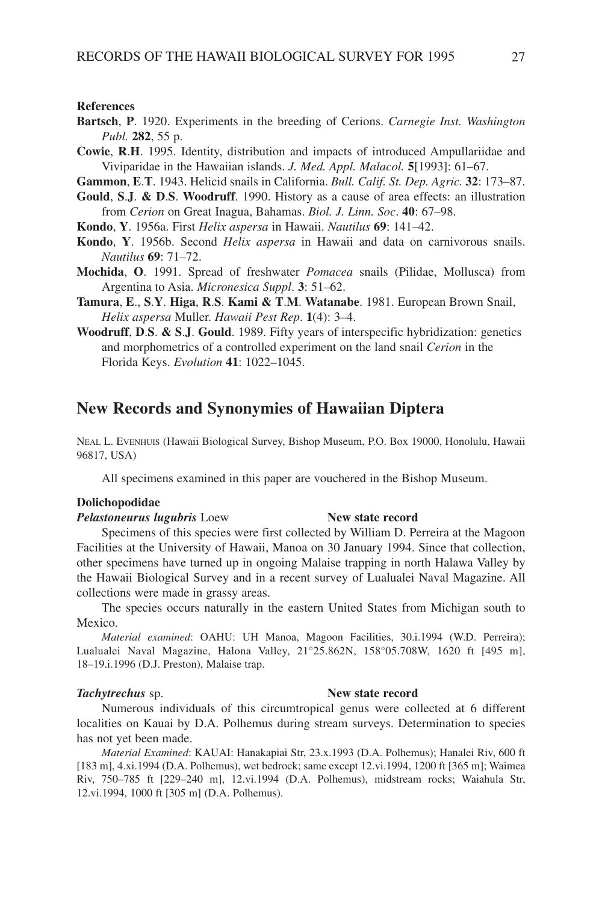**References**

**Bartsch**, **P**. 1920. Experiments in the breeding of Cerions. *Carnegie Inst. Washington Publ.* **282**, 55 p.

**Cowie**, **R**.**H**. 1995. Identity, distribution and impacts of introduced Ampullariidae and Viviparidae in the Hawaiian islands. *J. Med. Appl. Malacol.* **5**[1993]: 61–67.

**Gammon**, **E**.**T**. 1943. Helicid snails in California. *Bull. Calif. St. Dep. Agric.* **32**: 173–87.

**Gould**, **S**.**J**. **& D**.**S**. **Woodruff**. 1990. History as a cause of area effects: an illustration from *Cerion* on Great Inagua, Bahamas. *Biol. J. Linn. Soc*. **40**: 67–98.

**Kondo**, **Y**. 1956a. First *Helix aspersa* in Hawaii. *Nautilus* **69**: 141–42.

**Kondo**, **Y**. 1956b. Second *Helix aspersa* in Hawaii and data on carnivorous snails. *Nautilus* **69**: 71–72.

**Mochida**, **O**. 1991. Spread of freshwater *Pomacea* snails (Pilidae, Mollusca) from Argentina to Asia. *Micronesica Suppl*. **3**: 51–62.

**Tamura**, **E**., **S**.**Y**. **Higa**, **R**.**S**. **Kami & T**.**M**. **Watanabe**. 1981. European Brown Snail, *Helix aspersa* Muller. *Hawaii Pest Rep*. **1**(4): 3–4.

**Woodruff**, **D**.**S**. **& S**.**J**. **Gould**. 1989. Fifty years of interspecific hybridization: genetics and morphometrics of a controlled experiment on the land snail *Cerion* in the Florida Keys. *Evolution* **41**: 1022–1045.

## New Records and Synonymies of Hawaiian Diptera

NEAL L. EVENHUIS (Hawaii Biological Survey, Bishop Museum, P.O. Box 19000, Honolulu, Hawaii 96817, USA)

All specimens examined in this paper are vouchered in the Bishop Museum.

**Dolichopodidae**

***Pelastoneurus lugubris*** **Loew** **New state record**

Specimens of this species were first collected by William D. Perreira at the Magoon Facilities at the University of Hawaii, Manoa on 30 January 1994. Since that collection, other specimens have turned up in ongoing Malaise trapping in north Halawa Valley by the Hawaii Biological Survey and in a recent survey of Lualualei Naval Magazine. All collections were made in grassy areas.

The species occurs naturally in the eastern United States from Michigan south to Mexico.

*Material examined*: OAHU: UH Manoa, Magoon Facilities, 30.i.1994 (W.D. Perreira); Lualualei Naval Magazine, Halona Valley, 21°25.862N, 158°05.708W, 1620 ft [495 m], 18–19.i.1996 (D.J. Preston), Malaise trap.

***Tachytrechus*** **sp.** **New state record**

Numerous individuals of this circumtropical genus were collected at 6 different localities on Kauai by D.A. Polhemus during stream surveys. Determination to species has not yet been made.

*Material Examined*: KAUAI: Hanakapiai Str, 23.x.1993 (D.A. Polhemus); Hanalei Riv, 600 ft [183 m], 4.xi.1994 (D.A. Polhemus), wet bedrock; same except 12.vi.1994, 1200 ft [365 m]; Waimea Riv, 750–785 ft [229–240 m], 12.vi.1994 (D.A. Polhemus), midstream rocks; Waiahula Str, 12.vi.1994, 1000 ft [305 m] (D.A. Polhemus).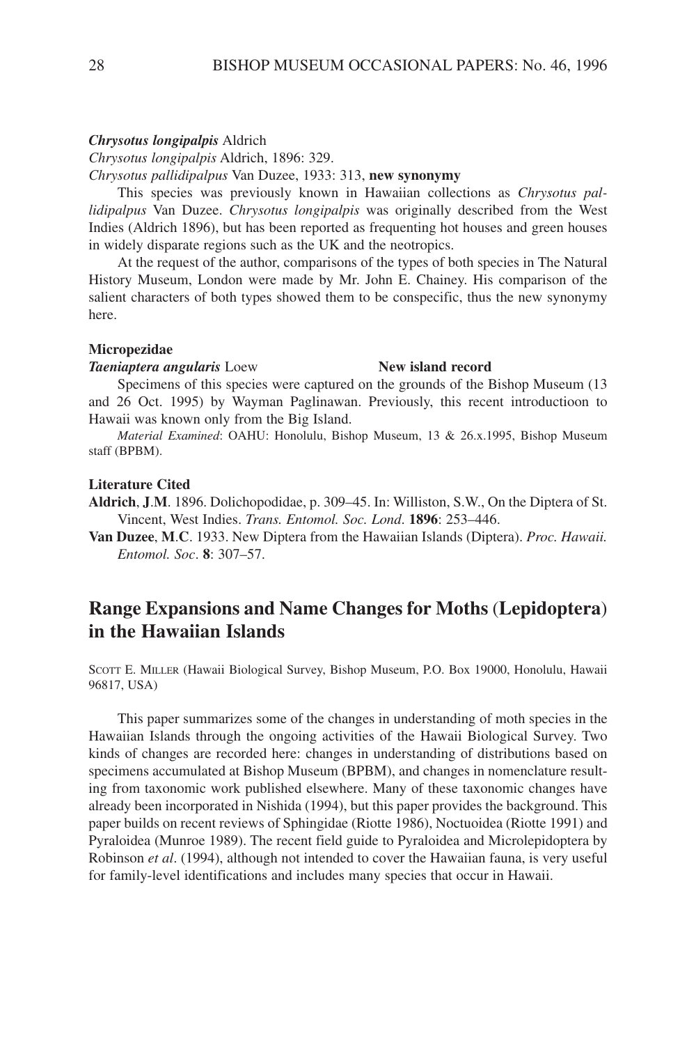***Chrysotus longipalpis*** Aldrich

*Chrysotus longipalpis* Aldrich, 1896: 329.

*Chrysotus pallidipalpus* Van Duzee, 1933: 313, **new synonymy**

This species was previously known in Hawaiian collections as *Chrysotus pallidipalpus* Van Duzee. *Chrysotus longipalpis* was originally described from the West Indies (Aldrich 1896), but has been reported as frequenting hot houses and green houses in widely disparate regions such as the UK and the neotropics.

At the request of the author, comparisons of the types of both species in The Natural History Museum, London were made by Mr. John E. Chainey. His comparison of the salient characters of both types showed them to be conspecific, thus the new synonymy here.

**Micropezidae**

***Taeniaptera angularis*** Loew **New island record**

Specimens of this species were captured on the grounds of the Bishop Museum (13 and 26 Oct. 1995) by Wayman Paglinawan. Previously, this recent introductioon to Hawaii was known only from the Big Island.

*Material Examined*: OAHU: Honolulu, Bishop Museum, 13 & 26.x.1995, Bishop Museum staff (BPBM).

**Literature Cited**

**Aldrich**, **J**.**M**. 1896. Dolichopodidae, p. 309–45. In: Williston, S.W., On the Diptera of St. Vincent, West Indies. *Trans. Entomol. Soc. Lond*. **1896**: 253–446.

**Van Duzee**, **M**.**C**. 1933. New Diptera from the Hawaiian Islands (Diptera). *Proc. Hawaii. Entomol. Soc*. **8**: 307–57.

## Range Expansions and Name Changes for Moths (Lepidoptera) in the Hawaiian Islands

Scott E. Miller (Hawaii Biological Survey, Bishop Museum, P.O. Box 19000, Honolulu, Hawaii 96817, USA)

This paper summarizes some of the changes in understanding of moth species in the Hawaiian Islands through the ongoing activities of the Hawaii Biological Survey. Two kinds of changes are recorded here: changes in understanding of distributions based on specimens accumulated at Bishop Museum (BPBM), and changes in nomenclature resulting from taxonomic work published elsewhere. Many of these taxonomic changes have already been incorporated in Nishida (1994), but this paper provides the background. This paper builds on recent reviews of Sphingidae (Riotte 1986), Noctuoidea (Riotte 1991) and Pyraloidea (Munroe 1989). The recent field guide to Pyraloidea and Microlepidoptera by Robinson *et al*. (1994), although not intended to cover the Hawaiian fauna, is very useful for family-level identifications and includes many species that occur in Hawaii.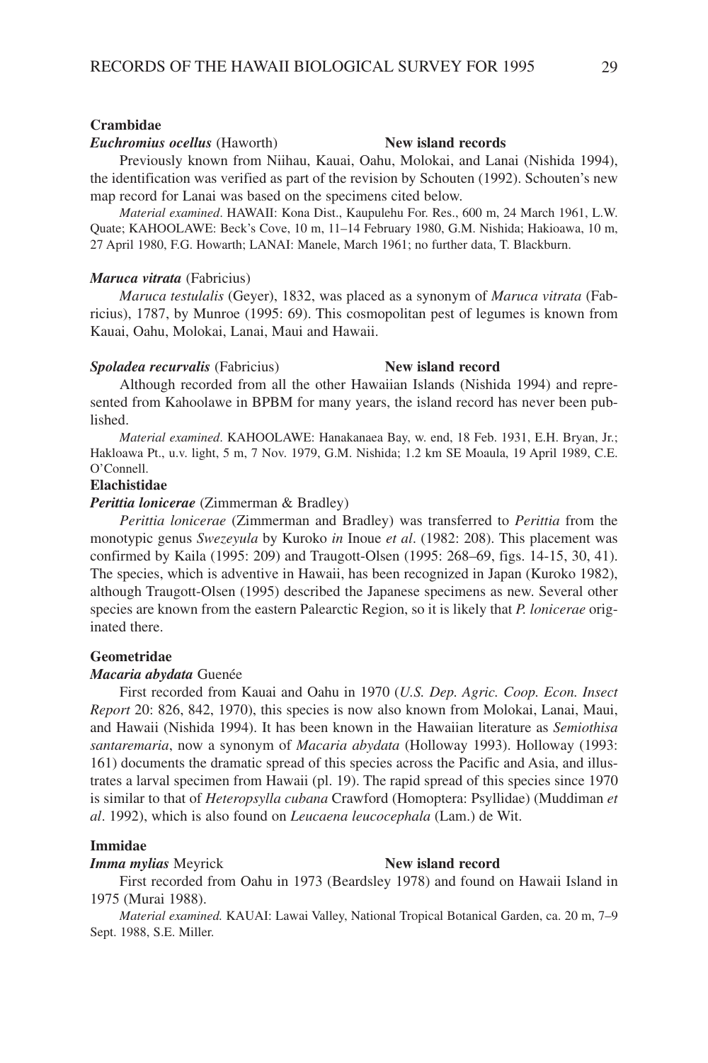**Crambidae**

***Euchromius ocellus*** (Haworth) **New island records**

Previously known from Niihau, Kauai, Oahu, Molokai, and Lanai (Nishida 1994), the identification was verified as part of the revision by Schouten (1992). Schouten's new map record for Lanai was based on the specimens cited below.

*Material examined*. HAWAII: Kona Dist., Kaupulehu For. Res., 600 m, 24 March 1961, L.W. Quate; KAHOOLAWE: Beck's Cove, 10 m, 11–14 February 1980, G.M. Nishida; Hakioawa, 10 m, 27 April 1980, F.G. Howarth; LANAI: Manele, March 1961; no further data, T. Blackburn.

***Maruca vitrata*** (Fabricius)

*Maruca testulalis* (Geyer), 1832, was placed as a synonym of *Maruca vitrata* (Fabricius), 1787, by Munroe (1995: 69). This cosmopolitan pest of legumes is known from Kauai, Oahu, Molokai, Lanai, Maui and Hawaii.

***Spoladea recurvalis*** (Fabricius) **New island record**

Although recorded from all the other Hawaiian Islands (Nishida 1994) and represented from Kahoolawe in BPBM for many years, the island record has never been published.

*Material examined*. KAHOOLAWE: Hanakanaea Bay, w. end, 18 Feb. 1931, E.H. Bryan, Jr.; Hakloawa Pt., u.v. light, 5 m, 7 Nov. 1979, G.M. Nishida; 1.2 km SE Moaula, 19 April 1989, C.E. O'Connell.

**Elachistidae**

***Perittia lonicerae*** (Zimmerman & Bradley)

*Perittia lonicerae* (Zimmerman and Bradley) was transferred to *Perittia* from the monotypic genus *Swezeyula* by Kuroko *in* Inoue *et al*. (1982: 208). This placement was confirmed by Kaila (1995: 209) and Traugott-Olsen (1995: 268–69, figs. 14-15, 30, 41). The species, which is adventive in Hawaii, has been recognized in Japan (Kuroko 1982), although Traugott-Olsen (1995) described the Japanese specimens as new. Several other species are known from the eastern Palearctic Region, so it is likely that *P. lonicerae* originated there.

**Geometridae**

***Macaria abydata*** Guenée

First recorded from Kauai and Oahu in 1970 (*U.S. Dep. Agric. Coop. Econ. Insect Report* 20: 826, 842, 1970), this species is now also known from Molokai, Lanai, Maui, and Hawaii (Nishida 1994). It has been known in the Hawaiian literature as *Semiothisa santaremaria*, now a synonym of *Macaria abydata* (Holloway 1993). Holloway (1993: 161) documents the dramatic spread of this species across the Pacific and Asia, and illustrates a larval specimen from Hawaii (pl. 19). The rapid spread of this species since 1970 is similar to that of *Heteropsylla cubana* Crawford (Homoptera: Psyllidae) (Muddiman *et al*. 1992), which is also found on *Leucaena leucocephala* (Lam.) de Wit.

**Immidae**

***Imma mylias*** Meyrick **New island record**

First recorded from Oahu in 1973 (Beardsley 1978) and found on Hawaii Island in 1975 (Murai 1988).

*Material examined.* KAUAI: Lawai Valley, National Tropical Botanical Garden, ca. 20 m, 7–9 Sept. 1988, S.E. Miller.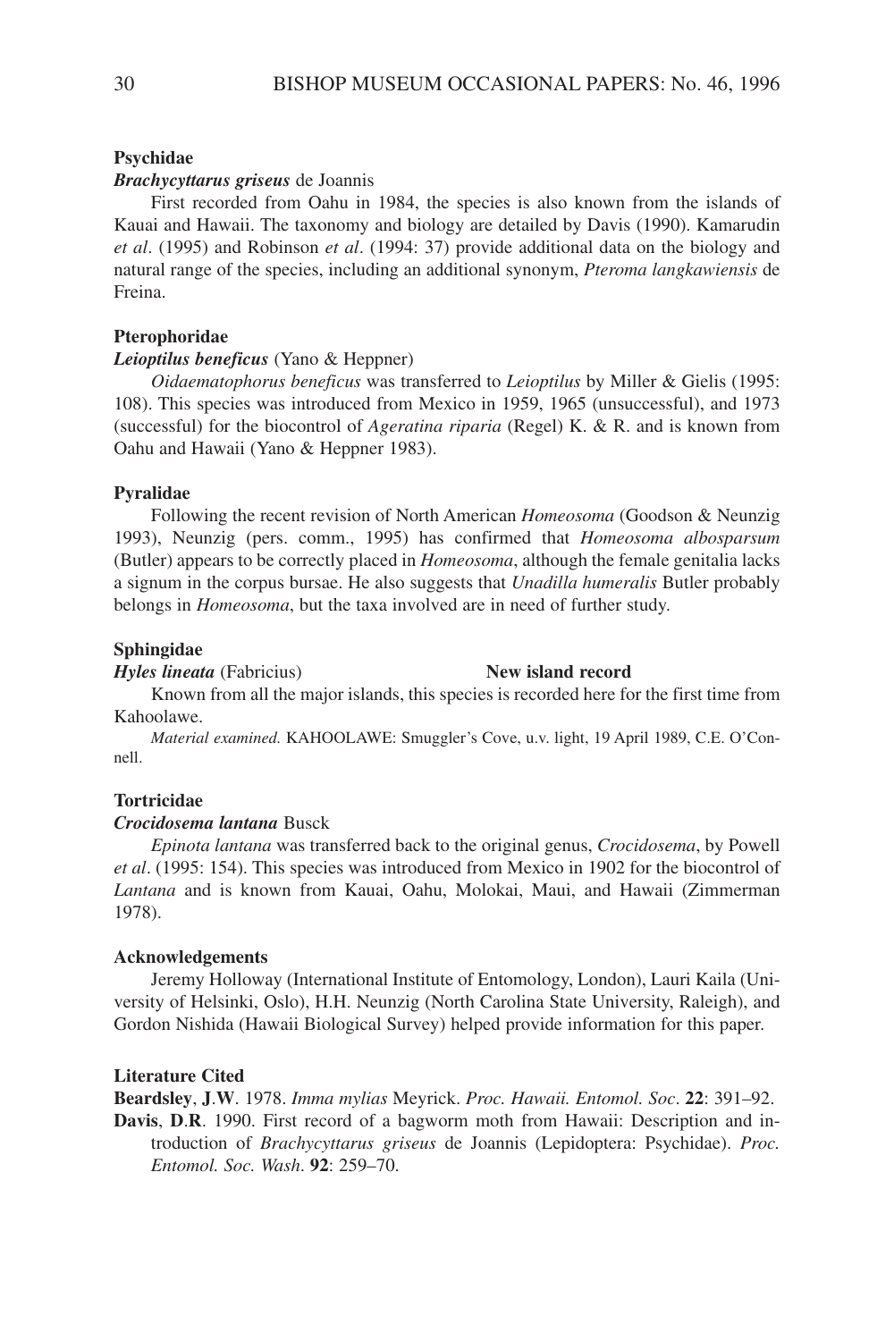### Psychidae

***Brachycyttarus griseus*** de Joannis

First recorded from Oahu in 1984, the species is also known from the islands of Kauai and Hawaii. The taxonomy and biology are detailed by Davis (1990). Kamarudin *et al*. (1995) and Robinson *et al*. (1994: 37) provide additional data on the biology and natural range of the species, including an additional synonym, *Pteroma langkawiensis* de Freina.

### Pterophoridae

***Leioptilus beneficus*** (Yano & Heppner)

*Oidaematophorus beneficus* was transferred to *Leioptilus* by Miller & Gielis (1995: 108). This species was introduced from Mexico in 1959, 1965 (unsuccessful), and 1973 (successful) for the biocontrol of *Ageratina riparia* (Regel) K. & R. and is known from Oahu and Hawaii (Yano & Heppner 1983).

### Pyralidae

Following the recent revision of North American *Homeosoma* (Goodson & Neunzig 1993), Neunzig (pers. comm., 1995) has confirmed that *Homeosoma albosparsum* (Butler) appears to be correctly placed in *Homeosoma*, although the female genitalia lacks a signum in the corpus bursae. He also suggests that *Unadilla humeralis* Butler probably belongs in *Homeosoma*, but the taxa involved are in need of further study.

### Sphingidae

***Hyles lineata*** (Fabricius) **New island record**

Known from all the major islands, this species is recorded here for the first time from Kahoolawe.

*Material examined.* KAHOOLAWE: Smuggler's Cove, u.v. light, 19 April 1989, C.E. O'Connell.

### Tortricidae

***Crocidosema lantana*** Busck

*Epinota lantana* was transferred back to the original genus, *Crocidosema*, by Powell *et al*. (1995: 154). This species was introduced from Mexico in 1902 for the biocontrol of *Lantana* and is known from Kauai, Oahu, Molokai, Maui, and Hawaii (Zimmerman 1978).

### Acknowledgements

Jeremy Holloway (International Institute of Entomology, London), Lauri Kaila (University of Helsinki, Oslo), H.H. Neunzig (North Carolina State University, Raleigh), and Gordon Nishida (Hawaii Biological Survey) helped provide information for this paper.

### Literature Cited

**Beardsley**, **J**.**W**. 1978. *Imma mylias* Meyrick. *Proc. Hawaii. Entomol. Soc*. **22**: 391–92.

**Davis**, **D**.**R**. 1990. First record of a bagworm moth from Hawaii: Description and introduction of *Brachycyttarus griseus* de Joannis (Lepidoptera: Psychidae). *Proc. Entomol. Soc. Wash*. **92**: 259–70.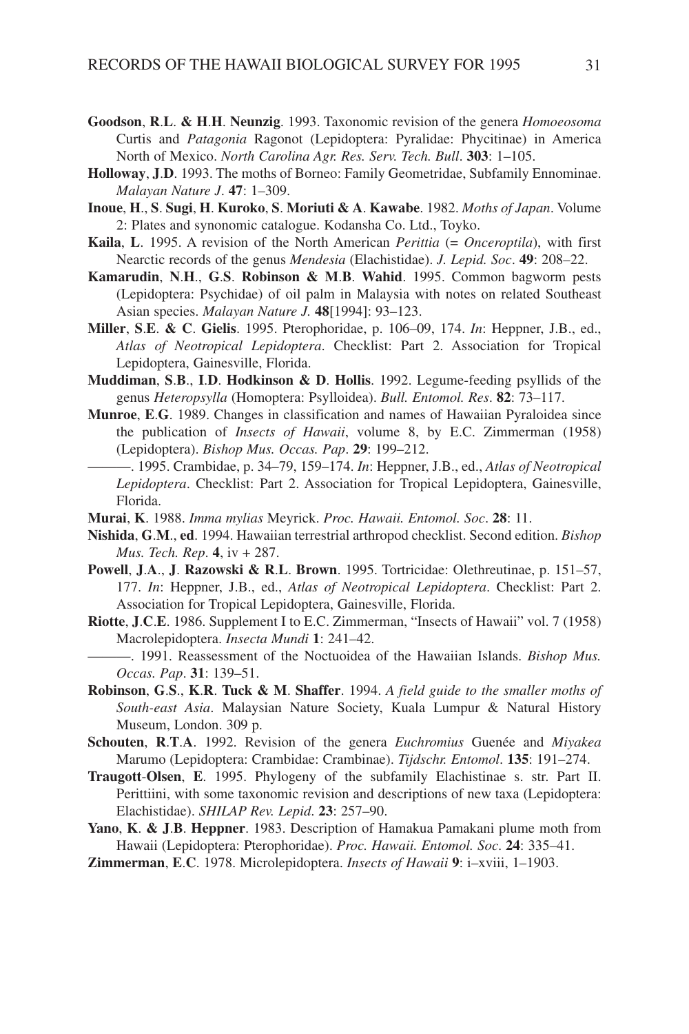**Goodson**, **R**.**L**. **& H**.**H**. **Neunzig**. 1993. Taxonomic revision of the genera *Homoeosoma* Curtis and *Patagonia* Ragonot (Lepidoptera: Pyralidae: Phycitinae) in America North of Mexico. *North Carolina Agr. Res. Serv. Tech. Bull*. **303**: 1–105.

**Holloway**, **J**.**D**. 1993. The moths of Borneo: Family Geometridae, Subfamily Ennominae. *Malayan Nature J*. **47**: 1–309.

**Inoue**, **H**., **S**. **Sugi**, **H**. **Kuroko**, **S**. **Moriuti & A**. **Kawabe**. 1982. *Moths of Japan*. Volume 2: Plates and synonomic catalogue. Kodansha Co. Ltd., Toyko.

**Kaila**, **L**. 1995. A revision of the North American *Perittia* (= *Onceroptila*), with first Nearctic records of the genus *Mendesia* (Elachistidae). *J. Lepid. Soc*. **49**: 208–22.

**Kamarudin**, **N**.**H**., **G**.**S**. **Robinson & M**.**B**. **Wahid**. 1995. Common bagworm pests (Lepidoptera: Psychidae) of oil palm in Malaysia with notes on related Southeast Asian species. *Malayan Nature J.* **48**[1994]: 93–123.

**Miller**, **S**.**E**. **& C**. **Gielis**. 1995. Pterophoridae, p. 106–09, 174. *In*: Heppner, J.B., ed., *Atlas of Neotropical Lepidoptera*. Checklist: Part 2. Association for Tropical Lepidoptera, Gainesville, Florida.

**Muddiman**, **S**.**B**., **I**.**D**. **Hodkinson & D**. **Hollis**. 1992. Legume-feeding psyllids of the genus *Heteropsylla* (Homoptera: Psylloidea). *Bull. Entomol. Res*. **82**: 73–117.

**Munroe**, **E**.**G**. 1989. Changes in classification and names of Hawaiian Pyraloidea since the publication of *Insects of Hawaii*, volume 8, by E.C. Zimmerman (1958) (Lepidoptera). *Bishop Mus. Occas. Pap*. **29**: 199–212.

———. 1995. Crambidae, p. 34–79, 159–174. *In*: Heppner, J.B., ed., *Atlas of Neotropical Lepidoptera*. Checklist: Part 2. Association for Tropical Lepidoptera, Gainesville, Florida.

**Murai**, **K**. 1988. *Imma mylias* Meyrick. *Proc. Hawaii. Entomol. Soc*. **28**: 11.

**Nishida**, **G**.**M**., **ed**. 1994. Hawaiian terrestrial arthropod checklist. Second edition. *Bishop Mus. Tech. Rep*. **4**, iv + 287.

**Powell**, **J**.**A**., **J**. **Razowski & R**.**L**. **Brown**. 1995. Tortricidae: Olethreutinae, p. 151–57, 177. *In*: Heppner, J.B., ed., *Atlas of Neotropical Lepidoptera*. Checklist: Part 2. Association for Tropical Lepidoptera, Gainesville, Florida.

**Riotte**, **J**.**C**.**E**. 1986. Supplement I to E.C. Zimmerman, "Insects of Hawaii" vol. 7 (1958) Macrolepidoptera. *Insecta Mundi* **1**: 241–42.

———. 1991. Reassessment of the Noctuoidea of the Hawaiian Islands. *Bishop Mus. Occas. Pap*. **31**: 139–51.

**Robinson**, **G**.**S**., **K**.**R**. **Tuck & M**. **Shaffer**. 1994. *A field guide to the smaller moths of South-east Asia*. Malaysian Nature Society, Kuala Lumpur & Natural History Museum, London. 309 p.

**Schouten**, **R**.**T**.**A**. 1992. Revision of the genera *Euchromius* Guenée and *Miyakea* Marumo (Lepidoptera: Crambidae: Crambinae). *Tijdschr. Entomol*. **135**: 191–274.

**Traugott**-**Olsen**, **E**. 1995. Phylogeny of the subfamily Elachistinae s. str. Part II. Perittiini, with some taxonomic revision and descriptions of new taxa (Lepidoptera: Elachistidae). *SHILAP Rev. Lepid*. **23**: 257–90.

**Yano**, **K**. **& J**.**B**. **Heppner**. 1983. Description of Hamakua Pamakani plume moth from Hawaii (Lepidoptera: Pterophoridae). *Proc. Hawaii. Entomol. Soc*. **24**: 335–41.

**Zimmerman**, **E**.**C**. 1978. Microlepidoptera. *Insects of Hawaii* **9**: i–xviii, 1–1903.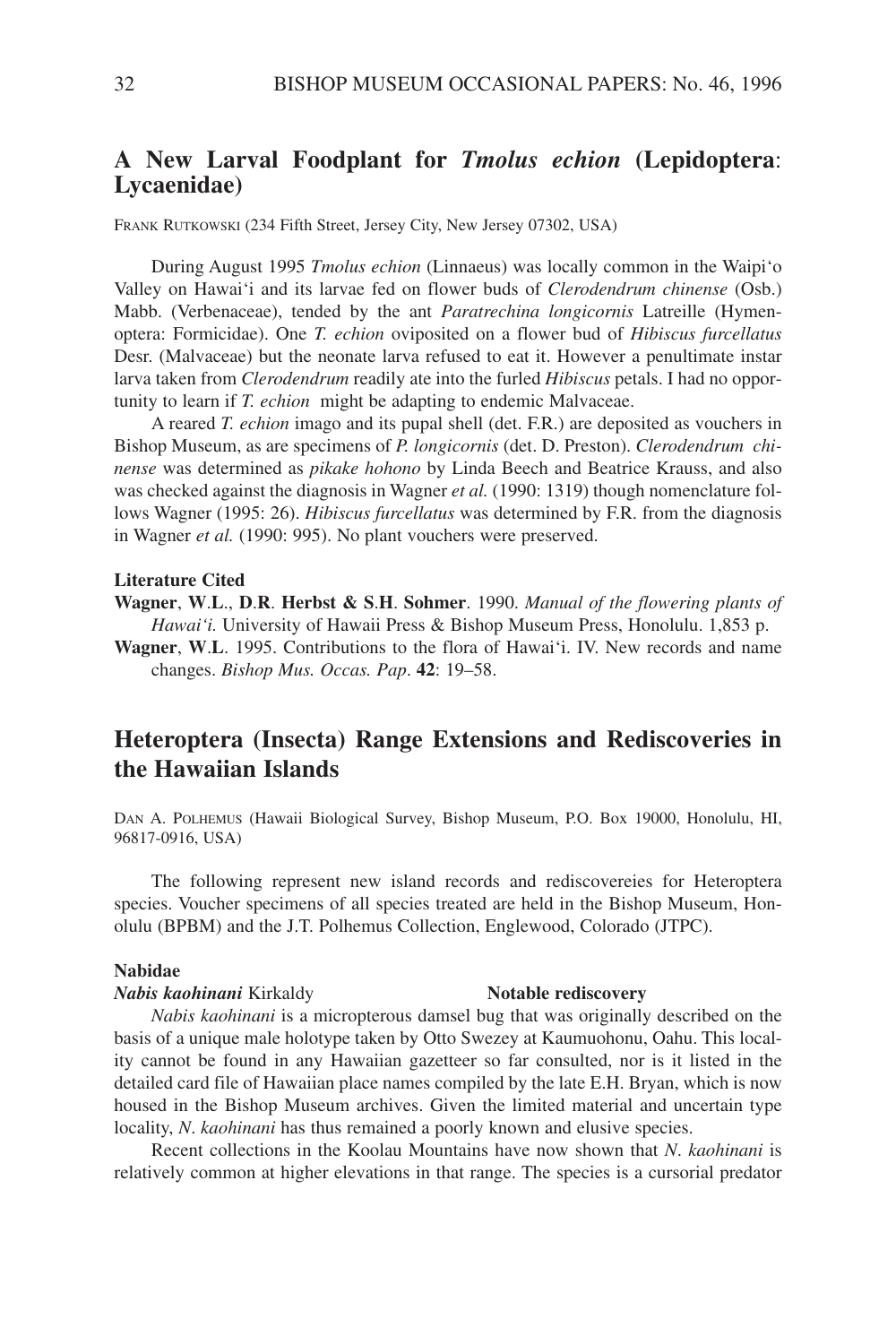## A New Larval Foodplant for *Tmolus echion* (Lepidoptera: Lycaenidae)

FRANK RUTKOWSKI (234 Fifth Street, Jersey City, New Jersey 07302, USA)

During August 1995 *Tmolus echion* (Linnaeus) was locally common in the Waipi'o Valley on Hawai'i and its larvae fed on flower buds of *Clerodendrum chinense* (Osb.) Mabb. (Verbenaceae), tended by the ant *Paratrechina longicornis* Latreille (Hymenoptera: Formicidae). One *T. echion* oviposited on a flower bud of *Hibiscus furcellatus* Desr. (Malvaceae) but the neonate larva refused to eat it. However a penultimate instar larva taken from *Clerodendrum* readily ate into the furled *Hibiscus* petals. I had no opportunity to learn if *T. echion* might be adapting to endemic Malvaceae.

A reared *T. echion* imago and its pupal shell (det. F.R.) are deposited as vouchers in Bishop Museum, as are specimens of *P. longicornis* (det. D. Preston). *Clerodendrum chinense* was determined as *pikake hohono* by Linda Beech and Beatrice Krauss, and also was checked against the diagnosis in Wagner *et al.* (1990: 1319) though nomenclature follows Wagner (1995: 26). *Hibiscus furcellatus* was determined by F.R. from the diagnosis in Wagner *et al.* (1990: 995). No plant vouchers were preserved.

**Literature Cited**

**Wagner**, **W**.**L**., **D**.**R**. **Herbst & S**.**H**. **Sohmer**. 1990. *Manual of the flowering plants of Hawai'i.* University of Hawaii Press & Bishop Museum Press, Honolulu. 1,853 p.

**Wagner**, **W**.**L**. 1995. Contributions to the flora of Hawai'i. IV. New records and name changes. *Bishop Mus. Occas. Pap*. **42**: 19–58.

## Heteroptera (Insecta) Range Extensions and Rediscoveries in the Hawaiian Islands

DAN A. POLHEMUS (Hawaii Biological Survey, Bishop Museum, P.O. Box 19000, Honolulu, HI, 96817-0916, USA)

The following represent new island records and rediscovereies for Heteroptera species. Voucher specimens of all species treated are held in the Bishop Museum, Honolulu (BPBM) and the J.T. Polhemus Collection, Englewood, Colorado (JTPC).

**Nabidae**

***Nabis kaohinani*** Kirkaldy **Notable rediscovery**

*Nabis kaohinani* is a micropterous damsel bug that was originally described on the basis of a unique male holotype taken by Otto Swezey at Kaumuohonu, Oahu. This locality cannot be found in any Hawaiian gazetteer so far consulted, nor is it listed in the detailed card file of Hawaiian place names compiled by the late E.H. Bryan, which is now housed in the Bishop Museum archives. Given the limited material and uncertain type locality, *N. kaohinani* has thus remained a poorly known and elusive species.

Recent collections in the Koolau Mountains have now shown that *N. kaohinani* is relatively common at higher elevations in that range. The species is a cursorial predator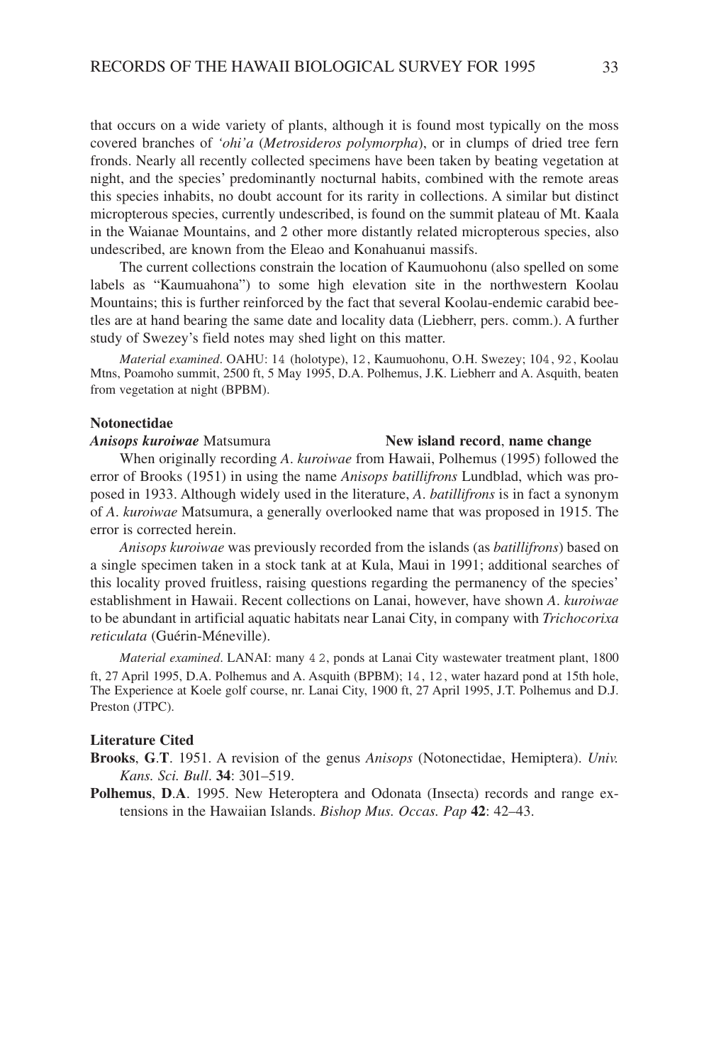that occurs on a wide variety of plants, although it is found most typically on the moss covered branches of *'ohi'a* (*Metrosideros polymorpha*), or in clumps of dried tree fern fronds. Nearly all recently collected specimens have been taken by beating vegetation at night, and the species' predominantly nocturnal habits, combined with the remote areas this species inhabits, no doubt account for its rarity in collections. A similar but distinct micropterous species, currently undescribed, is found on the summit plateau of Mt. Kaala in the Waianae Mountains, and 2 other more distantly related micropterous species, also undescribed, are known from the Eleao and Konahuanui massifs.

The current collections constrain the location of Kaumuohonu (also spelled on some labels as "Kaumuahona") to some high elevation site in the northwestern Koolau Mountains; this is further reinforced by the fact that several Koolau-endemic carabid beetles are at hand bearing the same date and locality data (Liebherr, pers. comm.). A further study of Swezey's field notes may shed light on this matter.

*Material examined*. OAHU: 14 (holotype), 12, Kaumuohonu, O.H. Swezey; 104, 92, Koolau Mtns, Poamoho summit, 2500 ft, 5 May 1995, D.A. Polhemus, J.K. Liebherr and A. Asquith, beaten from vegetation at night (BPBM).

**Notonectidae**

***Anisops kuroiwae*** Matsumura **New island record**, **name change**

When originally recording *A. kuroiwae* from Hawaii, Polhemus (1995) followed the error of Brooks (1951) in using the name *Anisops batillifrons* Lundblad, which was proposed in 1933. Although widely used in the literature, *A. batillifrons* is in fact a synonym of *A. kuroiwae* Matsumura, a generally overlooked name that was proposed in 1915. The error is corrected herein.

*Anisops kuroiwae* was previously recorded from the islands (as *batillifrons*) based on a single specimen taken in a stock tank at at Kula, Maui in 1991; additional searches of this locality proved fruitless, raising questions regarding the permanency of the species' establishment in Hawaii. Recent collections on Lanai, however, have shown *A. kuroiwae* to be abundant in artificial aquatic habitats near Lanai City, in company with *Trichocorixa reticulata* (Guérin-Méneville).

*Material examined*. LANAI: many 4 2, ponds at Lanai City wastewater treatment plant, 1800 ft, 27 April 1995, D.A. Polhemus and A. Asquith (BPBM); 14, 12, water hazard pond at 15th hole, The Experience at Koele golf course, nr. Lanai City, 1900 ft, 27 April 1995, J.T. Polhemus and D.J. Preston (JTPC).

**Literature Cited**

**Brooks**, **G**.**T**. 1951. A revision of the genus *Anisops* (Notonectidae, Hemiptera). *Univ. Kans. Sci. Bull*. **34**: 301–519.

**Polhemus**, **D**.**A**. 1995. New Heteroptera and Odonata (Insecta) records and range extensions in the Hawaiian Islands. *Bishop Mus. Occas. Pap* **42**: 42–43.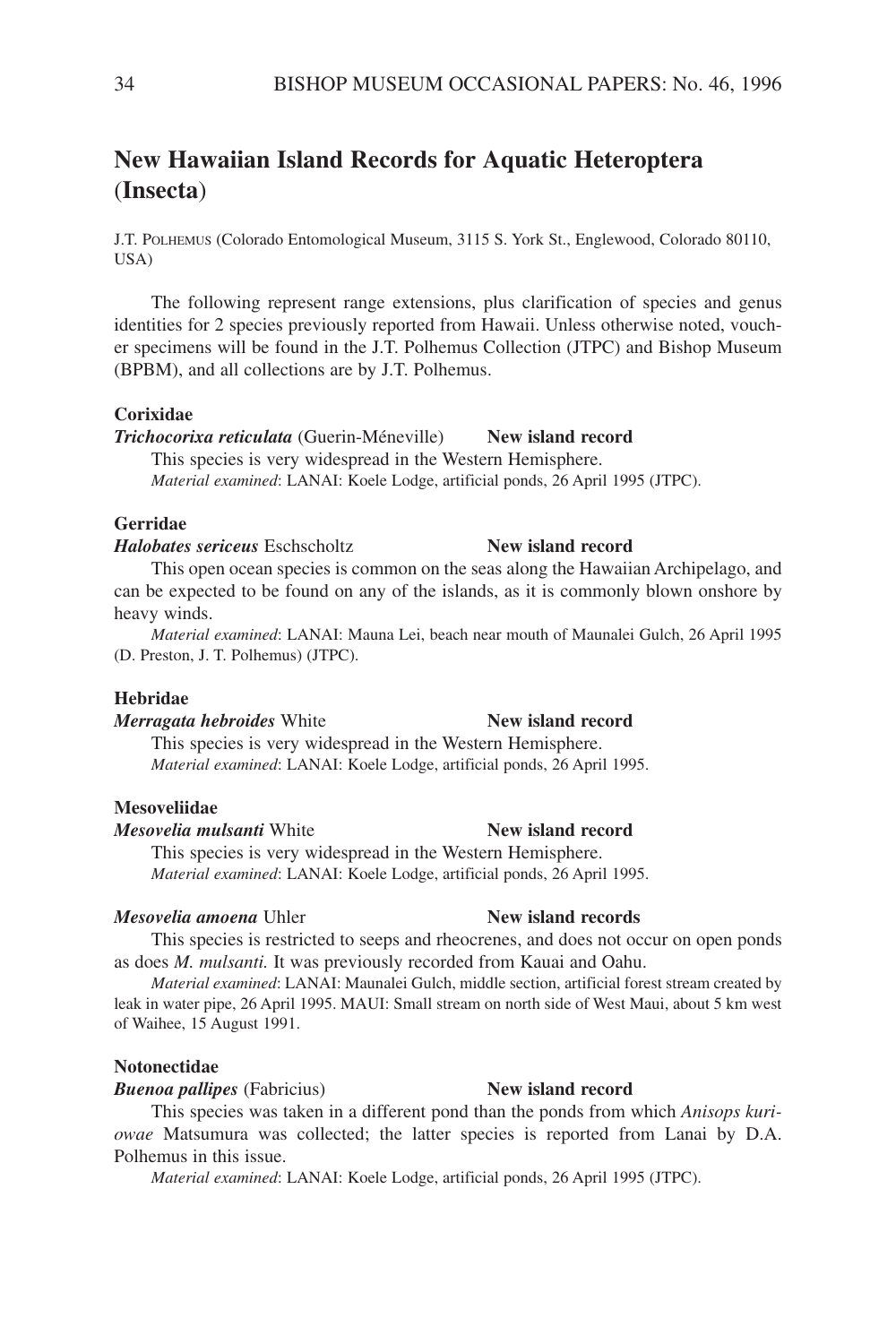# New Hawaiian Island Records for Aquatic Heteroptera (Insecta)

J.T. POLHEMUS (Colorado Entomological Museum, 3115 S. York St., Englewood, Colorado 80110, USA)

The following represent range extensions, plus clarification of species and genus identities for 2 species previously reported from Hawaii. Unless otherwise noted, voucher specimens will be found in the J.T. Polhemus Collection (JTPC) and Bishop Museum (BPBM), and all collections are by J.T. Polhemus.

### Corixidae

***Trichocorixa reticulata*** (Guerin-Méneville) **New island record**

This species is very widespread in the Western Hemisphere.

*Material examined*: LANAI: Koele Lodge, artificial ponds, 26 April 1995 (JTPC).

### Gerridae

***Halobates sericeus*** Eschscholtz **New island record**

This open ocean species is common on the seas along the Hawaiian Archipelago, and can be expected to be found on any of the islands, as it is commonly blown onshore by heavy winds.

*Material examined*: LANAI: Mauna Lei, beach near mouth of Maunalei Gulch, 26 April 1995 (D. Preston, J. T. Polhemus) (JTPC).

### Hebridae

***Merragata hebroides*** White **New island record**

This species is very widespread in the Western Hemisphere.

*Material examined*: LANAI: Koele Lodge, artificial ponds, 26 April 1995.

### Mesoveliidae

***Mesovelia mulsanti*** White **New island record**

This species is very widespread in the Western Hemisphere.

*Material examined*: LANAI: Koele Lodge, artificial ponds, 26 April 1995.

***Mesovelia amoena*** Uhler **New island records**

This species is restricted to seeps and rheocrenes, and does not occur on open ponds as does *M. mulsanti.* It was previously recorded from Kauai and Oahu.

*Material examined*: LANAI: Maunalei Gulch, middle section, artificial forest stream created by leak in water pipe, 26 April 1995. MAUI: Small stream on north side of West Maui, about 5 km west of Waihee, 15 August 1991.

### Notonectidae

***Buenoa pallipes*** (Fabricius) **New island record**

This species was taken in a different pond than the ponds from which *Anisops kuriowae* Matsumura was collected; the latter species is reported from Lanai by D.A. Polhemus in this issue.

*Material examined*: LANAI: Koele Lodge, artificial ponds, 26 April 1995 (JTPC).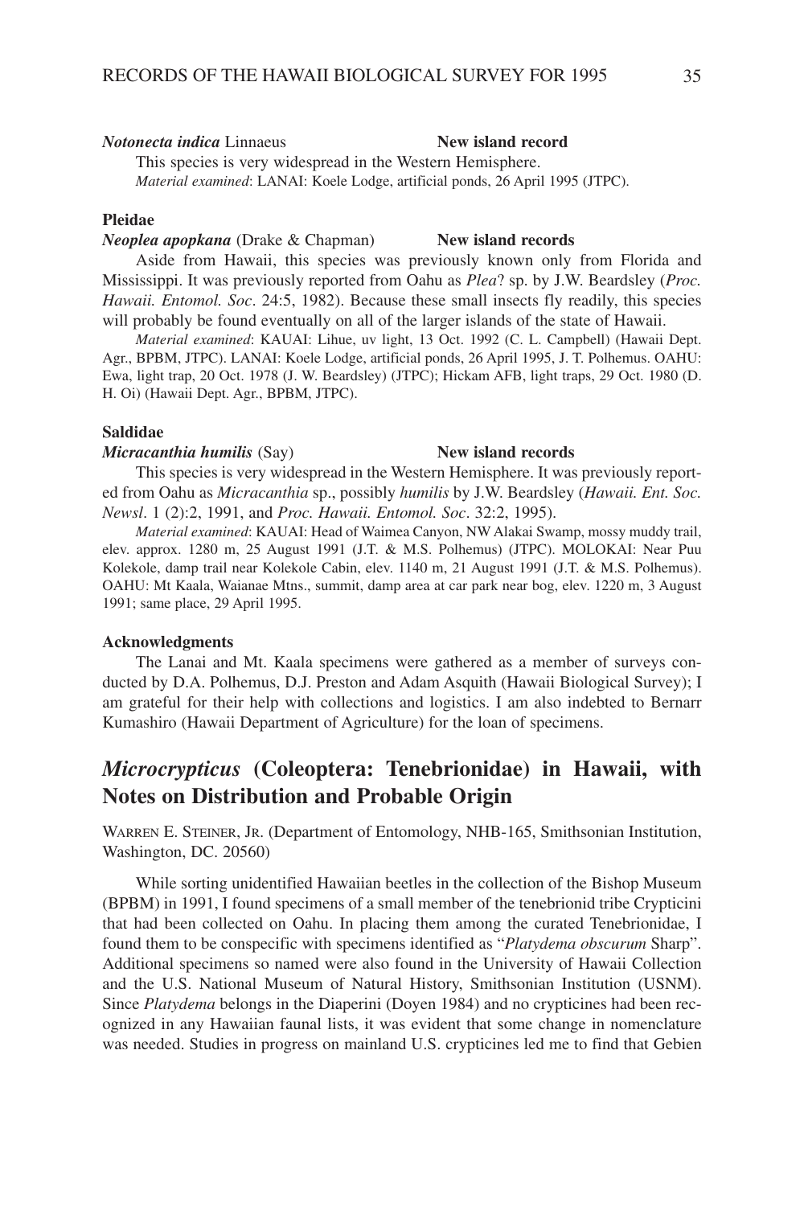***Notonecta indica*** Linnaeus **New island record**

This species is very widespread in the Western Hemisphere.

*Material examined*: LANAI: Koele Lodge, artificial ponds, 26 April 1995 (JTPC).

**Pleidae**

***Neoplea apopkana*** (Drake & Chapman) **New island records**

Aside from Hawaii, this species was previously known only from Florida and Mississippi. It was previously reported from Oahu as *Plea*? sp. by J.W. Beardsley (*Proc. Hawaii. Entomol. Soc*. 24:5, 1982). Because these small insects fly readily, this species will probably be found eventually on all of the larger islands of the state of Hawaii.

*Material examined*: KAUAI: Lihue, uv light, 13 Oct. 1992 (C. L. Campbell) (Hawaii Dept. Agr., BPBM, JTPC). LANAI: Koele Lodge, artificial ponds, 26 April 1995, J. T. Polhemus. OAHU: Ewa, light trap, 20 Oct. 1978 (J. W. Beardsley) (JTPC); Hickam AFB, light traps, 29 Oct. 1980 (D. H. Oi) (Hawaii Dept. Agr., BPBM, JTPC).

**Saldidae**

***Micracanthia humilis*** (Say) **New island records**

This species is very widespread in the Western Hemisphere. It was previously reported from Oahu as *Micracanthia* sp., possibly *humilis* by J.W. Beardsley (*Hawaii. Ent. Soc. Newsl*. 1 (2):2, 1991, and *Proc. Hawaii. Entomol. Soc*. 32:2, 1995).

*Material examined*: KAUAI: Head of Waimea Canyon, NW Alakai Swamp, mossy muddy trail, elev. approx. 1280 m, 25 August 1991 (J.T. & M.S. Polhemus) (JTPC). MOLOKAI: Near Puu Kolekole, damp trail near Kolekole Cabin, elev. 1140 m, 21 August 1991 (J.T. & M.S. Polhemus). OAHU: Mt Kaala, Waianae Mtns., summit, damp area at car park near bog, elev. 1220 m, 3 August 1991; same place, 29 April 1995.

**Acknowledgments**

The Lanai and Mt. Kaala specimens were gathered as a member of surveys conducted by D.A. Polhemus, D.J. Preston and Adam Asquith (Hawaii Biological Survey); I am grateful for their help with collections and logistics. I am also indebted to Bernarr Kumashiro (Hawaii Department of Agriculture) for the loan of specimens.

## *Microcrypticus* (Coleoptera: Tenebrionidae) in Hawaii, with Notes on Distribution and Probable Origin

WARREN E. STEINER, JR. (Department of Entomology, NHB-165, Smithsonian Institution, Washington, DC. 20560)

While sorting unidentified Hawaiian beetles in the collection of the Bishop Museum (BPBM) in 1991, I found specimens of a small member of the tenebrionid tribe Crypticini that had been collected on Oahu. In placing them among the curated Tenebrionidae, I found them to be conspecific with specimens identified as "*Platydema obscurum* Sharp". Additional specimens so named were also found in the University of Hawaii Collection and the U.S. National Museum of Natural History, Smithsonian Institution (USNM). Since *Platydema* belongs in the Diaperini (Doyen 1984) and no crypticines had been recognized in any Hawaiian faunal lists, it was evident that some change in nomenclature was needed. Studies in progress on mainland U.S. crypticines led me to find that Gebien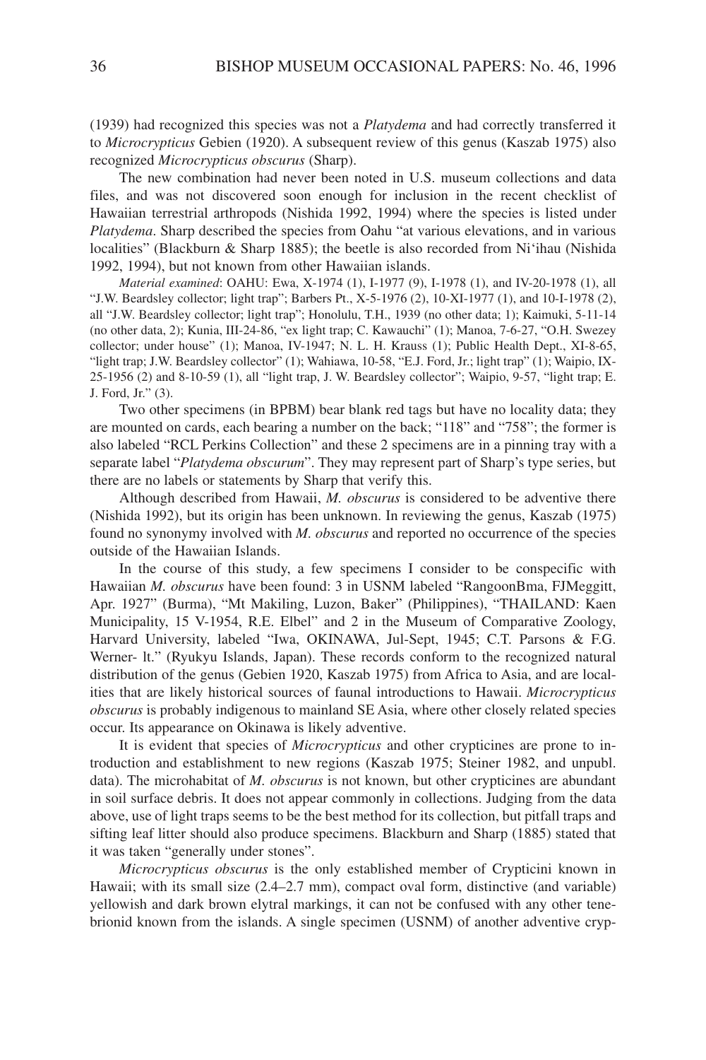(1939) had recognized this species was not a *Platydema* and had correctly transferred it to *Microcrypticus* Gebien (1920). A subsequent review of this genus (Kaszab 1975) also recognized *Microcrypticus obscurus* (Sharp).

The new combination had never been noted in U.S. museum collections and data files, and was not discovered soon enough for inclusion in the recent checklist of Hawaiian terrestrial arthropods (Nishida 1992, 1994) where the species is listed under *Platydema*. Sharp described the species from Oahu "at various elevations, and in various localities" (Blackburn & Sharp 1885); the beetle is also recorded from Ni'ihau (Nishida 1992, 1994), but not known from other Hawaiian islands.

*Material examined*: OAHU: Ewa, X-1974 (1), I-1977 (9), I-1978 (1), and IV-20-1978 (1), all "J.W. Beardsley collector; light trap"; Barbers Pt., X-5-1976 (2), 10-XI-1977 (1), and 10-I-1978 (2), all "J.W. Beardsley collector; light trap"; Honolulu, T.H., 1939 (no other data; 1); Kaimuki, 5-11-14 (no other data, 2); Kunia, III-24-86, "ex light trap; C. Kawauchi" (1); Manoa, 7-6-27, "O.H. Swezey collector; under house" (1); Manoa, IV-1947; N. L. H. Krauss (1); Public Health Dept., XI-8-65, "light trap; J.W. Beardsley collector" (1); Wahiawa, 10-58, "E.J. Ford, Jr.; light trap" (1); Waipio, IX-25-1956 (2) and 8-10-59 (1), all "light trap, J. W. Beardsley collector"; Waipio, 9-57, "light trap; E. J. Ford, Jr." (3).

Two other specimens (in BPBM) bear blank red tags but have no locality data; they are mounted on cards, each bearing a number on the back; "118" and "758"; the former is also labeled "RCL Perkins Collection" and these 2 specimens are in a pinning tray with a separate label "*Platydema obscurum*". They may represent part of Sharp's type series, but there are no labels or statements by Sharp that verify this.

Although described from Hawaii, *M. obscurus* is considered to be adventive there (Nishida 1992), but its origin has been unknown. In reviewing the genus, Kaszab (1975) found no synonymy involved with *M. obscurus* and reported no occurrence of the species outside of the Hawaiian Islands.

In the course of this study, a few specimens I consider to be conspecific with Hawaiian *M. obscurus* have been found: 3 in USNM labeled "RangoonBma, FJMeggitt, Apr. 1927" (Burma), "Mt Makiling, Luzon, Baker" (Philippines), "THAILAND: Kaen Municipality, 15 V-1954, R.E. Elbel" and 2 in the Museum of Comparative Zoology, Harvard University, labeled "Iwa, OKINAWA, Jul-Sept, 1945; C.T. Parsons & F.G. Werner- lt." (Ryukyu Islands, Japan). These records conform to the recognized natural distribution of the genus (Gebien 1920, Kaszab 1975) from Africa to Asia, and are localities that are likely historical sources of faunal introductions to Hawaii. *Microcrypticus obscurus* is probably indigenous to mainland SE Asia, where other closely related species occur. Its appearance on Okinawa is likely adventive.

It is evident that species of *Microcrypticus* and other crypticines are prone to introduction and establishment to new regions (Kaszab 1975; Steiner 1982, and unpubl. data). The microhabitat of *M. obscurus* is not known, but other crypticines are abundant in soil surface debris. It does not appear commonly in collections. Judging from the data above, use of light traps seems to be the best method for its collection, but pitfall traps and sifting leaf litter should also produce specimens. Blackburn and Sharp (1885) stated that it was taken "generally under stones".

*Microcrypticus obscurus* is the only established member of Crypticini known in Hawaii; with its small size (2.4–2.7 mm), compact oval form, distinctive (and variable) yellowish and dark brown elytral markings, it can not be confused with any other tenebrionid known from the islands. A single specimen (USNM) of another adventive cryp-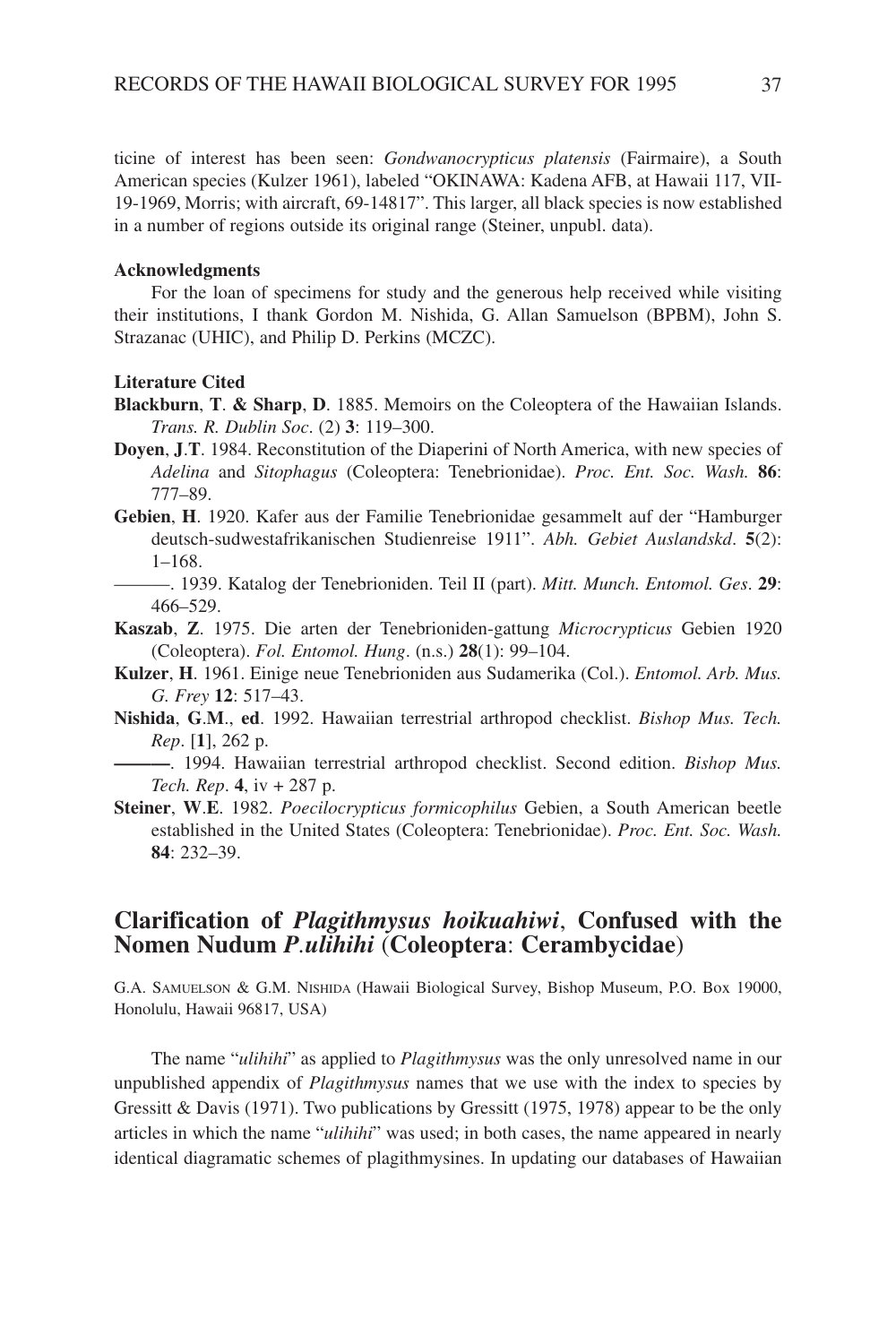ticine of interest has been seen: *Gondwanocrypticus platensis* (Fairmaire), a South American species (Kulzer 1961), labeled "OKINAWA: Kadena AFB, at Hawaii 117, VII-19-1969, Morris; with aircraft, 69-14817". This larger, all black species is now established in a number of regions outside its original range (Steiner, unpubl. data).

#### Acknowledgments

For the loan of specimens for study and the generous help received while visiting their institutions, I thank Gordon M. Nishida, G. Allan Samuelson (BPBM), John S. Strazanac (UHIC), and Philip D. Perkins (MCZC).

#### Literature Cited

**Blackburn**, **T**. **& Sharp**, **D**. 1885. Memoirs on the Coleoptera of the Hawaiian Islands. *Trans. R. Dublin Soc*. (2) **3**: 119–300.

**Doyen**, **J**.**T**. 1984. Reconstitution of the Diaperini of North America, with new species of *Adelina* and *Sitophagus* (Coleoptera: Tenebrionidae). *Proc. Ent. Soc. Wash.* **86**: 777–89.

**Gebien**, **H**. 1920. Kafer aus der Familie Tenebrionidae gesammelt auf der "Hamburger deutsch-sudwestafrikanischen Studienreise 1911". *Abh. Gebiet Auslandskd*. **5**(2): 1–168.

———. 1939. Katalog der Tenebrioniden. Teil II (part). *Mitt. Munch. Entomol. Ges*. **29**: 466–529.

**Kaszab**, **Z**. 1975. Die arten der Tenebrioniden-gattung *Microcrypticus* Gebien 1920 (Coleoptera). *Fol. Entomol. Hung*. (n.s.) **28**(1): 99–104.

**Kulzer**, **H**. 1961. Einige neue Tenebrioniden aus Sudamerika (Col.). *Entomol. Arb. Mus. G. Frey* **12**: 517–43.

**Nishida**, **G**.**M**., **ed**. 1992. Hawaiian terrestrial arthropod checklist. *Bishop Mus. Tech. Rep*. [**1**], 262 p.

———. 1994. Hawaiian terrestrial arthropod checklist. Second edition. *Bishop Mus. Tech. Rep*. **4**, iv + 287 p.

**Steiner**, **W**.**E**. 1982. *Poecilocrypticus formicophilus* Gebien, a South American beetle established in the United States (Coleoptera: Tenebrionidae). *Proc. Ent. Soc. Wash.* **84**: 232–39.

## Clarification of *Plagithmysus hoikuahiwi*, Confused with the Nomen Nudum *P.ulihihi* (Coleoptera: Cerambycidae)

G.A. Samuelson & G.M. Nishida (Hawaii Biological Survey, Bishop Museum, P.O. Box 19000, Honolulu, Hawaii 96817, USA)

The name "*ulihihi*" as applied to *Plagithmysus* was the only unresolved name in our unpublished appendix of *Plagithmysus* names that we use with the index to species by Gressitt & Davis (1971). Two publications by Gressitt (1975, 1978) appear to be the only articles in which the name "*ulihihi*" was used; in both cases, the name appeared in nearly identical diagramatic schemes of plagithmysines. In updating our databases of Hawaiian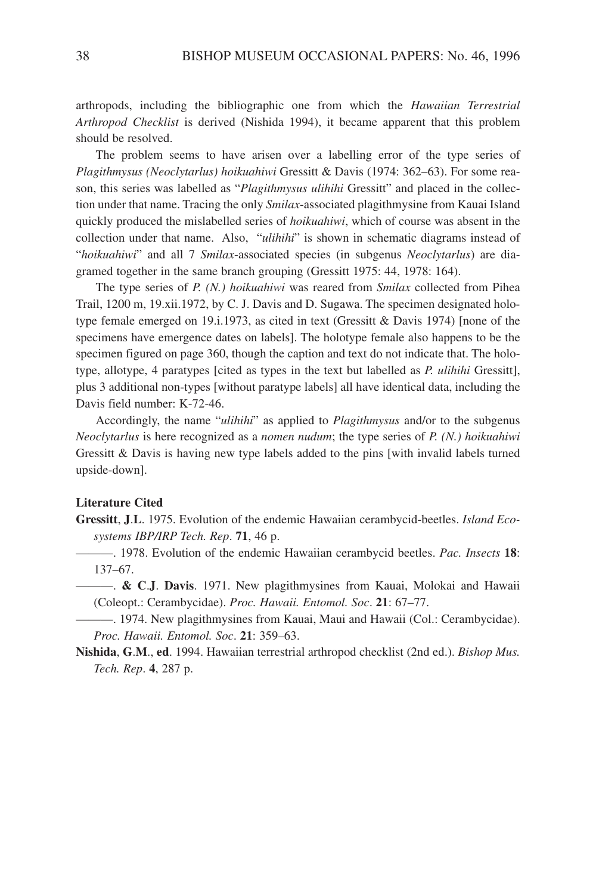arthropods, including the bibliographic one from which the *Hawaiian Terrestrial Arthropod Checklist* is derived (Nishida 1994), it became apparent that this problem should be resolved.

The problem seems to have arisen over a labelling error of the type series of *Plagithmysus (Neoclytarlus) hoikuahiwi* Gressitt & Davis (1974: 362–63). For some reason, this series was labelled as "*Plagithmysus ulihihi* Gressitt" and placed in the collection under that name. Tracing the only *Smilax*-associated plagithmysine from Kauai Island quickly produced the mislabelled series of *hoikuahiwi*, which of course was absent in the collection under that name. Also, "*ulihihi*" is shown in schematic diagrams instead of "*hoikuahiwi*" and all 7 *Smilax*-associated species (in subgenus *Neoclytarlus*) are diagramed together in the same branch grouping (Gressitt 1975: 44, 1978: 164).

The type series of *P. (N.) hoikuahiwi* was reared from *Smilax* collected from Pihea Trail, 1200 m, 19.xii.1972, by C. J. Davis and D. Sugawa. The specimen designated holotype female emerged on 19.i.1973, as cited in text (Gressitt & Davis 1974) [none of the specimens have emergence dates on labels]. The holotype female also happens to be the specimen figured on page 360, though the caption and text do not indicate that. The holotype, allotype, 4 paratypes [cited as types in the text but labelled as *P. ulihihi* Gressitt], plus 3 additional non-types [without paratype labels] all have identical data, including the Davis field number: K-72-46.

Accordingly, the name "*ulihihi*" as applied to *Plagithmysus* and/or to the subgenus *Neoclytarlus* is here recognized as a *nomen nudum*; the type series of *P. (N.) hoikuahiwi* Gressitt & Davis is having new type labels added to the pins [with invalid labels turned upside-down].

**Literature Cited**

**Gressitt**, **J**.**L**. 1975. Evolution of the endemic Hawaiian cerambycid-beetles. *Island Ecosystems IBP/IRP Tech. Rep*. **71**, 46 p.

———. 1978. Evolution of the endemic Hawaiian cerambycid beetles. *Pac. Insects* **18**: 137–67.

———. **& C**.**J**. **Davis**. 1971. New plagithmysines from Kauai, Molokai and Hawaii (Coleopt.: Cerambycidae). *Proc. Hawaii. Entomol. Soc*. **21**: 67–77.

———. 1974. New plagithmysines from Kauai, Maui and Hawaii (Col.: Cerambycidae). *Proc. Hawaii. Entomol. Soc*. **21**: 359–63.

**Nishida**, **G**.**M**., **ed**. 1994. Hawaiian terrestrial arthropod checklist (2nd ed.). *Bishop Mus. Tech. Rep*. **4**, 287 p.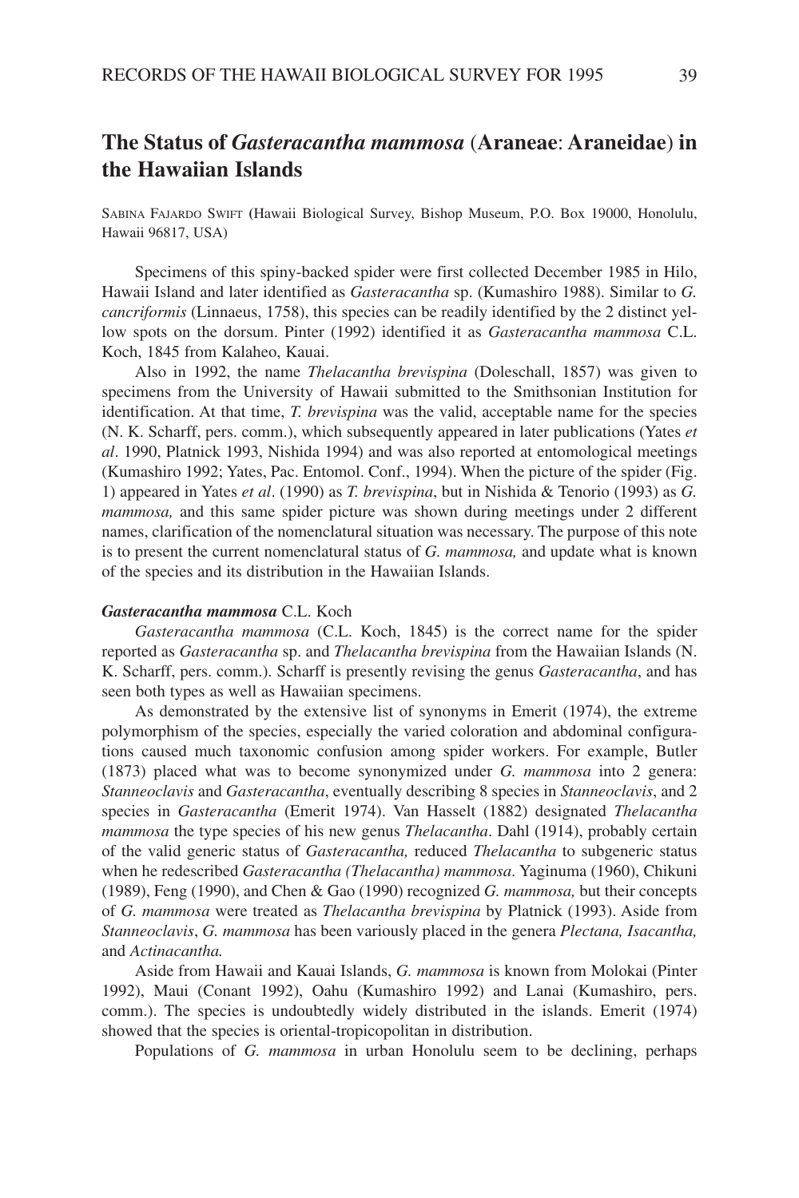# The Status of *Gasteracantha mammosa* (Araneae: Araneidae) in the Hawaiian Islands

Sabina Fajardo Swift (Hawaii Biological Survey, Bishop Museum, P.O. Box 19000, Honolulu, Hawaii 96817, USA)

Specimens of this spiny-backed spider were first collected December 1985 in Hilo, Hawaii Island and later identified as *Gasteracantha* sp. (Kumashiro 1988). Similar to *G. cancriformis* (Linnaeus, 1758), this species can be readily identified by the 2 distinct yellow spots on the dorsum. Pinter (1992) identified it as *Gasteracantha mammosa* C.L. Koch, 1845 from Kalaheo, Kauai.

Also in 1992, the name *Thelacantha brevispina* (Doleschall, 1857) was given to specimens from the University of Hawaii submitted to the Smithsonian Institution for identification. At that time, *T. brevispina* was the valid, acceptable name for the species (N. K. Scharff, pers. comm.), which subsequently appeared in later publications (Yates *et al*. 1990, Platnick 1993, Nishida 1994) and was also reported at entomological meetings (Kumashiro 1992; Yates, Pac. Entomol. Conf., 1994). When the picture of the spider (Fig. 1) appeared in Yates *et al*. (1990) as *T. brevispina*, but in Nishida & Tenorio (1993) as *G. mammosa,* and this same spider picture was shown during meetings under 2 different names, clarification of the nomenclatural situation was necessary. The purpose of this note is to present the current nomenclatural status of *G. mammosa,* and update what is known of the species and its distribution in the Hawaiian Islands.

### *Gasteracantha mammosa* C.L. Koch

*Gasteracantha mammosa* (C.L. Koch, 1845) is the correct name for the spider reported as *Gasteracantha* sp. and *Thelacantha brevispina* from the Hawaiian Islands (N. K. Scharff, pers. comm.). Scharff is presently revising the genus *Gasteracantha*, and has seen both types as well as Hawaiian specimens.

As demonstrated by the extensive list of synonyms in Emerit (1974), the extreme polymorphism of the species, especially the varied coloration and abdominal configurations caused much taxonomic confusion among spider workers. For example, Butler (1873) placed what was to become synonymized under *G. mammosa* into 2 genera: *Stanneoclavis* and *Gasteracantha*, eventually describing 8 species in *Stanneoclavis*, and 2 species in *Gasteracantha* (Emerit 1974). Van Hasselt (1882) designated *Thelacantha mammosa* the type species of his new genus *Thelacantha*. Dahl (1914), probably certain of the valid generic status of *Gasteracantha,* reduced *Thelacantha* to subgeneric status when he redescribed *Gasteracantha (Thelacantha) mammosa*. Yaginuma (1960), Chikuni (1989), Feng (1990), and Chen & Gao (1990) recognized *G. mammosa,* but their concepts of *G. mammosa* were treated as *Thelacantha brevispina* by Platnick (1993). Aside from *Stanneoclavis*, *G. mammosa* has been variously placed in the genera *Plectana, Isacantha,* and *Actinacantha.*

Aside from Hawaii and Kauai Islands, *G. mammosa* is known from Molokai (Pinter 1992), Maui (Conant 1992), Oahu (Kumashiro 1992) and Lanai (Kumashiro, pers. comm.). The species is undoubtedly widely distributed in the islands. Emerit (1974) showed that the species is oriental-tropicopolitan in distribution.

Populations of *G. mammosa* in urban Honolulu seem to be declining, perhaps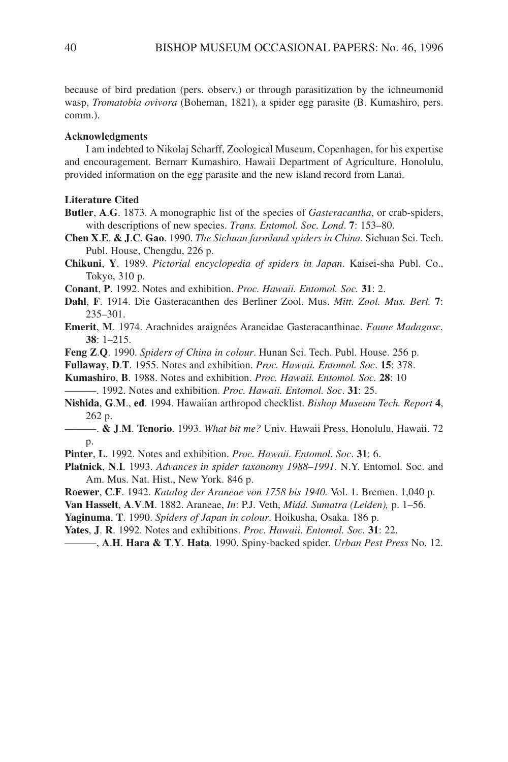because of bird predation (pers. observ.) or through parasitization by the ichneumonid wasp, *Tromatobia ovivora* (Boheman, 1821), a spider egg parasite (B. Kumashiro, pers. comm.).

**Acknowledgments**

I am indebted to Nikolaj Scharff, Zoological Museum, Copenhagen, for his expertise and encouragement. Bernarr Kumashiro, Hawaii Department of Agriculture, Honolulu, provided information on the egg parasite and the new island record from Lanai.

**Literature Cited**

**Butler**, **A**.**G**. 1873. A monographic list of the species of *Gasteracantha*, or crab-spiders, with descriptions of new species. *Trans. Entomol. Soc. Lond*. **7**: 153–80.

**Chen X**.**E**. **& J**.**C**. **Gao**. 1990. *The Sichuan farmland spiders in China.* Sichuan Sci. Tech. Publ. House, Chengdu, 226 p.

**Chikuni**, **Y**. 1989. *Pictorial encyclopedia of spiders in Japan*. Kaisei-sha Publ. Co., Tokyo, 310 p.

**Conant**, **P**. 1992. Notes and exhibition. *Proc. Hawaii. Entomol. Soc.* **31**: 2.

**Dahl**, **F**. 1914. Die Gasteracanthen des Berliner Zool. Mus. *Mitt. Zool. Mus. Berl.* **7**: 235–301.

**Emerit**, **M**. 1974. Arachnides araignées Araneidae Gasteracanthinae. *Faune Madagasc.* **38**: 1–215.

**Feng Z**.**Q**. 1990. *Spiders of China in colour*. Hunan Sci. Tech. Publ. House. 256 p.

**Fullaway**, **D**.**T**. 1955. Notes and exhibition. *Proc. Hawaii. Entomol. Soc*. **15**: 378.

**Kumashiro**, **B**. 1988. Notes and exhibition. *Proc. Hawaii. Entomol. Soc.* **28**: 10

———. 1992. Notes and exhibition. *Proc. Hawaii. Entomol. Soc*. **31**: 25.

**Nishida**, **G**.**M**., **ed**. 1994. Hawaiian arthropod checklist. *Bishop Museum Tech. Report* **4**, 262 p.

———. **& J**.**M**. **Tenorio**. 1993. *What bit me?* Univ. Hawaii Press, Honolulu, Hawaii. 72 p.

**Pinter**, **L**. 1992. Notes and exhibition. *Proc. Hawaii. Entomol. Soc*. **31**: 6.

**Platnick**, **N**.**I**. 1993. *Advances in spider taxonomy 1988–1991*. N.Y. Entomol. Soc. and Am. Mus. Nat. Hist., New York. 846 p.

**Roewer**, **C**.**F**. 1942. *Katalog der Araneae von 1758 bis 1940.* Vol. 1. Bremen. 1,040 p.

**Van Hasselt**, **A**.**V**.**M**. 1882. Araneae, *In*: P.J. Veth, *Midd. Sumatra (Leiden),* p. 1–56.

**Yaginuma**, **T**. 1990. *Spiders of Japan in colour*. Hoikusha, Osaka. 186 p.

**Yates**, **J**. **R**. 1992. Notes and exhibitions. *Proc. Hawaii. Entomol. Soc.* **31**: 22.

———, **A**.**H**. **Hara & T**.**Y**. **Hata**. 1990. Spiny-backed spider. *Urban Pest Press* No. 12.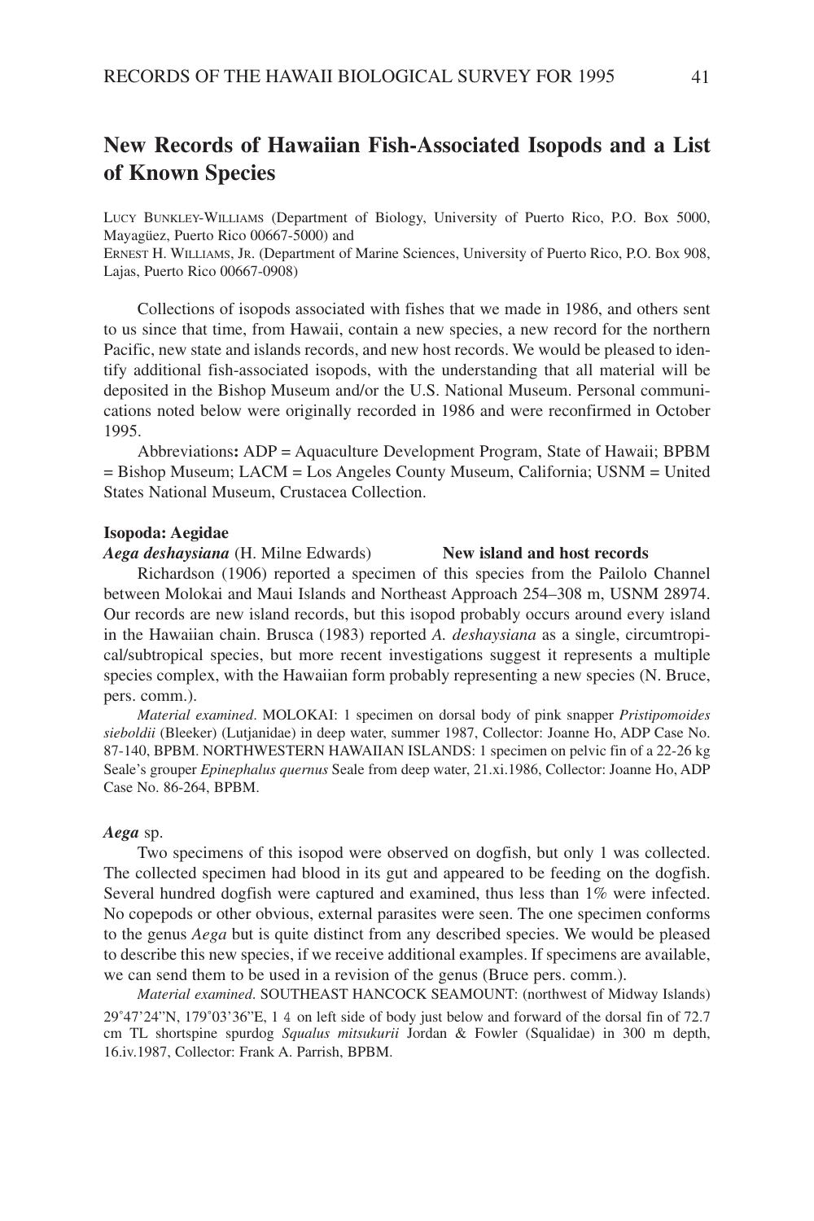# New Records of Hawaiian Fish-Associated Isopods and a List of Known Species

LUCY BUNKLEY-WILLIAMS (Department of Biology, University of Puerto Rico, P.O. Box 5000, Mayagüez, Puerto Rico 00667-5000) and
ERNEST H. WILLIAMS, JR. (Department of Marine Sciences, University of Puerto Rico, P.O. Box 908, Lajas, Puerto Rico 00667-0908)

Collections of isopods associated with fishes that we made in 1986, and others sent to us since that time, from Hawaii, contain a new species, a new record for the northern Pacific, new state and islands records, and new host records. We would be pleased to identify additional fish-associated isopods, with the understanding that all material will be deposited in the Bishop Museum and/or the U.S. National Museum. Personal communications noted below were originally recorded in 1986 and were reconfirmed in October 1995.

Abbreviations**:** ADP = Aquaculture Development Program, State of Hawaii; BPBM = Bishop Museum; LACM = Los Angeles County Museum, California; USNM = United States National Museum, Crustacea Collection.

**Isopoda: Aegidae**

***Aega deshaysiana*** (H. Milne Edwards) **New island and host records**

Richardson (1906) reported a specimen of this species from the Pailolo Channel between Molokai and Maui Islands and Northeast Approach 254–308 m, USNM 28974. Our records are new island records, but this isopod probably occurs around every island in the Hawaiian chain. Brusca (1983) reported *A. deshaysiana* as a single, circumtropical/subtropical species, but more recent investigations suggest it represents a multiple species complex, with the Hawaiian form probably representing a new species (N. Bruce, pers. comm.).

*Material examined*. MOLOKAI: 1 specimen on dorsal body of pink snapper *Pristipomoides sieboldii* (Bleeker) (Lutjanidae) in deep water, summer 1987, Collector: Joanne Ho, ADP Case No. 87-140, BPBM. NORTHWESTERN HAWAIIAN ISLANDS: 1 specimen on pelvic fin of a 22-26 kg Seale's grouper *Epinephalus quernus* Seale from deep water, 21.xi.1986, Collector: Joanne Ho, ADP Case No. 86-264, BPBM.

***Aega*** sp.

Two specimens of this isopod were observed on dogfish, but only 1 was collected. The collected specimen had blood in its gut and appeared to be feeding on the dogfish. Several hundred dogfish were captured and examined, thus less than 1% were infected. No copepods or other obvious, external parasites were seen. The one specimen conforms to the genus *Aega* but is quite distinct from any described species. We would be pleased to describe this new species, if we receive additional examples. If specimens are available, we can send them to be used in a revision of the genus (Bruce pers. comm.).

*Material examined.* SOUTHEAST HANCOCK SEAMOUNT: (northwest of Midway Islands) 29°47'24"N, 179°03'36"E, 1 ♀ on left side of body just below and forward of the dorsal fin of 72.7 cm TL shortspine spurdog *Squalus mitsukurii* Jordan & Fowler (Squalidae) in 300 m depth, 16.iv.1987, Collector: Frank A. Parrish, BPBM.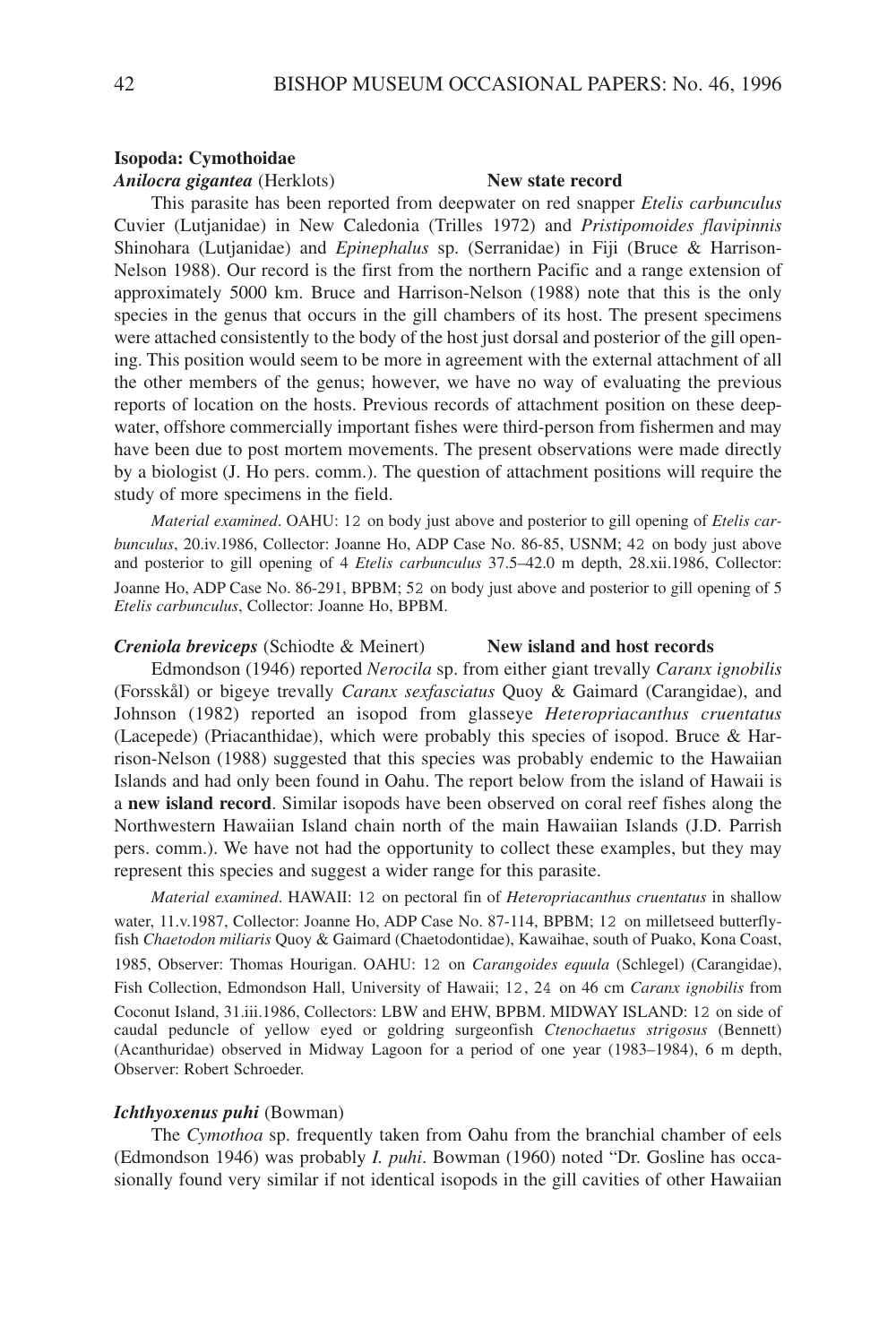**Isopoda: Cymothoidae**

***Anilocra gigantea*** **(Herklots) New state record**

This parasite has been reported from deepwater on red snapper *Etelis carbunculus* Cuvier (Lutjanidae) in New Caledonia (Trilles 1972) and *Pristipomoides flavipinnis* Shinohara (Lutjanidae) and *Epinephalus* sp. (Serranidae) in Fiji (Bruce & Harrison-Nelson 1988). Our record is the first from the northern Pacific and a range extension of approximately 5000 km. Bruce and Harrison-Nelson (1988) note that this is the only species in the genus that occurs in the gill chambers of its host. The present specimens were attached consistently to the body of the host just dorsal and posterior of the gill opening. This position would seem to be more in agreement with the external attachment of all the other members of the genus; however, we have no way of evaluating the previous reports of location on the hosts. Previous records of attachment position on these deepwater, offshore commercially important fishes were third-person from fishermen and may have been due to post mortem movements. The present observations were made directly by a biologist (J. Ho pers. comm.). The question of attachment positions will require the study of more specimens in the field.

*Material examined*. OAHU: 1♀ on body just above and posterior to gill opening of *Etelis carbunculus*, 20.iv.1986, Collector: Joanne Ho, ADP Case No. 86-85, USNM; 4♀ on body just above and posterior to gill opening of 4 *Etelis carbunculus* 37.5–42.0 m depth, 28.xii.1986, Collector: Joanne Ho, ADP Case No. 86-291, BPBM; 5♀ on body just above and posterior to gill opening of 5 *Etelis carbunculus*, Collector: Joanne Ho, BPBM.

***Creniola breviceps*** **(Schiodte & Meinert) New island and host records**

Edmondson (1946) reported *Nerocila* sp. from either giant trevally *Caranx ignobilis* (Forsskål) or bigeye trevally *Caranx sexfasciatus* Quoy & Gaimard (Carangidae), and Johnson (1982) reported an isopod from glasseye *Heteropriacanthus cruentatus* (Lacepede) (Priacanthidae), which were probably this species of isopod. Bruce & Harrison-Nelson (1988) suggested that this species was probably endemic to the Hawaiian Islands and had only been found in Oahu. The report below from the island of Hawaii is a **new island record**. Similar isopods have been observed on coral reef fishes along the Northwestern Hawaiian Island chain north of the main Hawaiian Islands (J.D. Parrish pers. comm.). We have not had the opportunity to collect these examples, but they may represent this species and suggest a wider range for this parasite.

*Material examined*. HAWAII: 1♀ on pectoral fin of *Heteropriacanthus cruentatus* in shallow water, 11.v.1987, Collector: Joanne Ho, ADP Case No. 87-114, BPBM; 1♀ on milletseed butterflyfish *Chaetodon miliaris* Quoy & Gaimard (Chaetodontidae), Kawaihae, south of Puako, Kona Coast, 1985, Observer: Thomas Hourigan. OAHU: 1♀ on *Carangoides equula* (Schlegel) (Carangidae), Fish Collection, Edmondson Hall, University of Hawaii; 1♀, 2♂ on 46 cm *Caranx ignobilis* from Coconut Island, 31.iii.1986, Collectors: LBW and EHW, BPBM. MIDWAY ISLAND: 1♀ on side of caudal peduncle of yellow eyed or goldring surgeonfish *Ctenochaetus strigosus* (Bennett) (Acanthuridae) observed in Midway Lagoon for a period of one year (1983–1984), 6 m depth, Observer: Robert Schroeder.

***Ichthyoxenus puhi*** **(Bowman)**

The *Cymothoa* sp. frequently taken from Oahu from the branchial chamber of eels (Edmondson 1946) was probably *I. puhi*. Bowman (1960) noted "Dr. Gosline has occasionally found very similar if not identical isopods in the gill cavities of other Hawaiian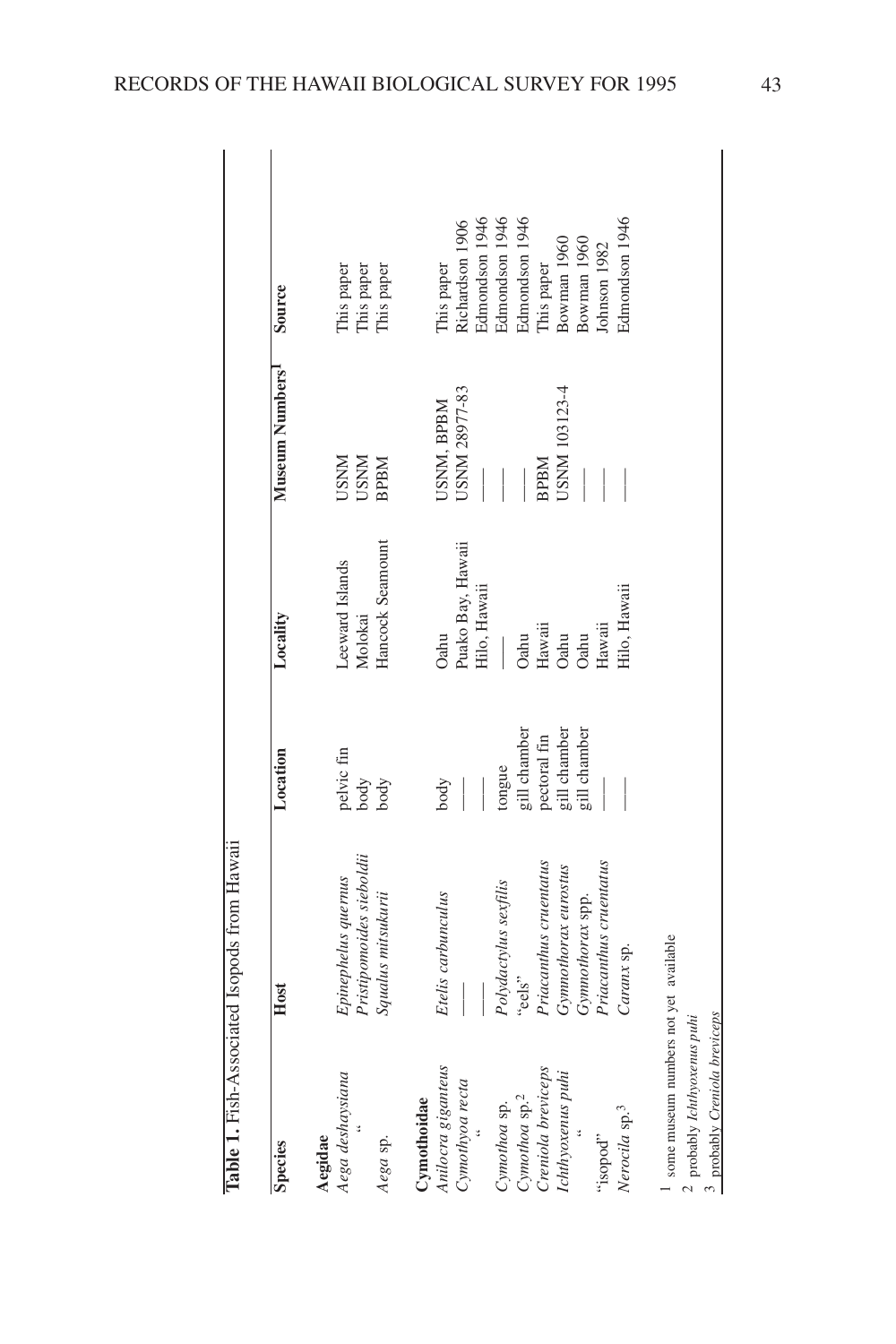**Table 1.** Fish-Associated Isopods from Hawaii

| Species | Host | Location | Locality | Museum Numbers[1] | Source |
|---|---|---|---|---|---|
| **Aegidae** | | | | | |
| *Aega deshaysiana* | *Epinephelus quernus* | pelvic fin | Leeward Islands | USNM | This paper |
| " | *Pristipomoides sieboldii* | body | Molokai | USNM | This paper |
| *Aega* sp. | *Squalus mitsukurii* | body | Hancock Seamount | BPBM | This paper |
| **Cymothoidae** | | | | | |
| *Anilocra giganteus* | *Etelis carbunculus* | body | Oahu | USNM, BPBM | This paper |
| *Cymothyoa recta* | ——— | ——— | Puako Bay, Hawaii | USNM 28977-83 | Richardson 1906 |
| " | ——— | ——— | Hilo, Hawaii | ——— | Edmondson 1946 |
| *Cymothoa* sp. | *Polydactylus sexfilis* | tongue | ——— | ——— | Edmondson 1946 |
| *Cymothoa* sp.[2] | "eels" | gill chamber | Oahu | ——— | Edmondson 1946 |
| *Creniola breviceps* | *Priacanthus cruentatus* | pectoral fin | Hawaii | BPBM | This paper |
| *Ichthyoxenus puhi* | *Gymnothorax eurostus* | gill chamber | Oahu | USNM 103123-4 | Bowman 1960 |
| " | *Gymnothorax* spp. | gill chamber | Oahu | ——— | Bowman 1960 |
| "isopod" | *Priacanthus cruentatus* | ——— | Hawaii | ——— | Johnson 1982 |
| *Nerocila* sp.[3] | *Caranx* sp. | ——— | Hilo, Hawaii | ——— | Edmondson 1946 |

[1] some museum numbers not yet available
[2] probably *Ichthyoxenus puhi*
[3] probably *Creniola breviceps*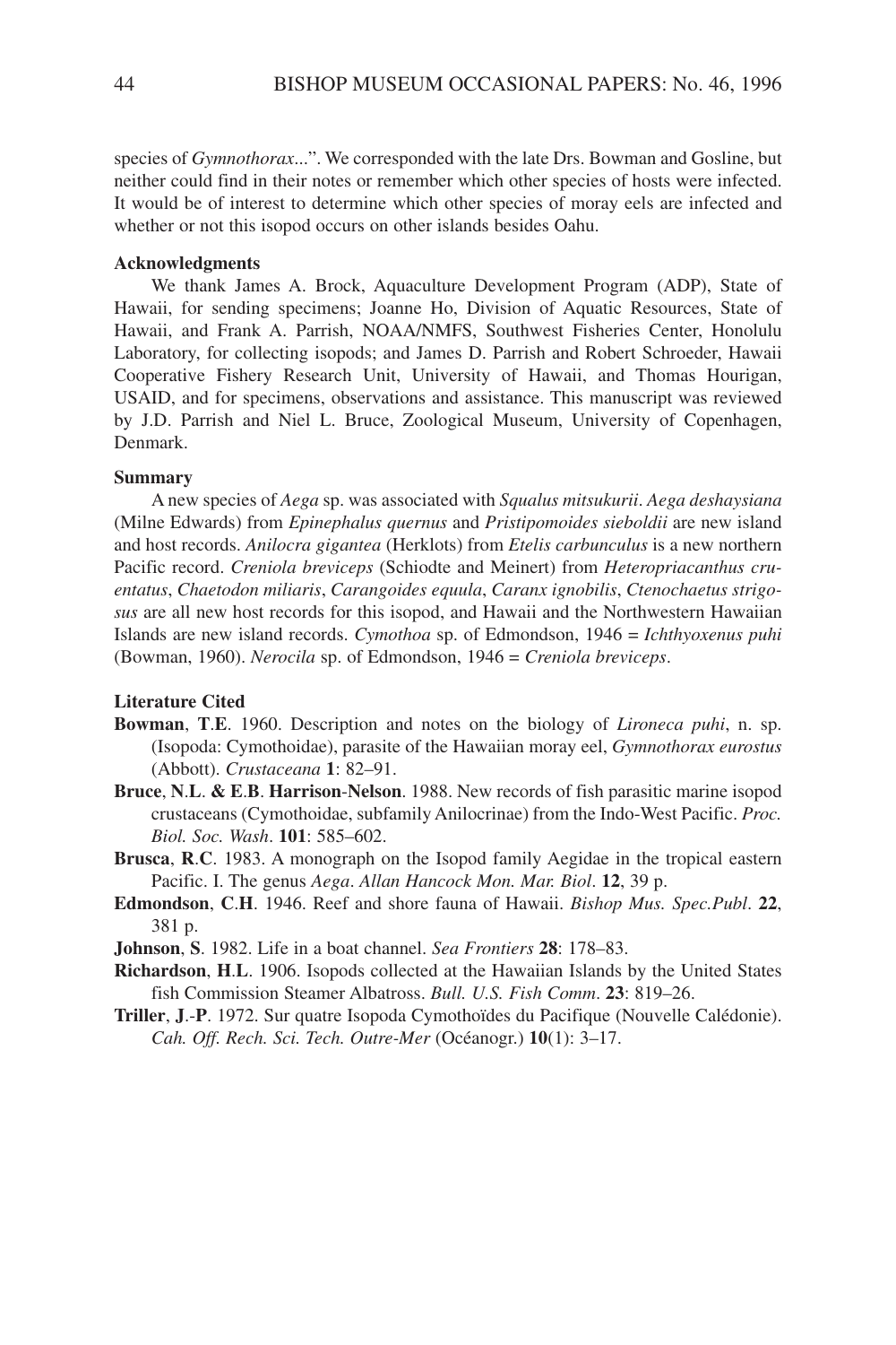species of *Gymnothorax*...". We corresponded with the late Drs. Bowman and Gosline, but neither could find in their notes or remember which other species of hosts were infected. It would be of interest to determine which other species of moray eels are infected and whether or not this isopod occurs on other islands besides Oahu.

### Acknowledgments

We thank James A. Brock, Aquaculture Development Program (ADP), State of Hawaii, for sending specimens; Joanne Ho, Division of Aquatic Resources, State of Hawaii, and Frank A. Parrish, NOAA/NMFS, Southwest Fisheries Center, Honolulu Laboratory, for collecting isopods; and James D. Parrish and Robert Schroeder, Hawaii Cooperative Fishery Research Unit, University of Hawaii, and Thomas Hourigan, USAID, and for specimens, observations and assistance. This manuscript was reviewed by J.D. Parrish and Niel L. Bruce, Zoological Museum, University of Copenhagen, Denmark.

### Summary

A new species of *Aega* sp. was associated with *Squalus mitsukurii*. *Aega deshaysiana* (Milne Edwards) from *Epinephalus quernus* and *Pristipomoides sieboldii* are new island and host records. *Anilocra gigantea* (Herklots) from *Etelis carbunculus* is a new northern Pacific record. *Creniola breviceps* (Schiodte and Meinert) from *Heteropriacanthus cruentatus*, *Chaetodon miliaris*, *Carangoides equula*, *Caranx ignobilis*, *Ctenochaetus strigosus* are all new host records for this isopod, and Hawaii and the Northwestern Hawaiian Islands are new island records. *Cymothoa* sp. of Edmondson, 1946 = *Ichthyoxenus puhi* (Bowman, 1960). *Nerocila* sp. of Edmondson, 1946 = *Creniola breviceps*.

### Literature Cited

**Bowman**, **T**.**E**. 1960. Description and notes on the biology of *Lironeca puhi*, n. sp. (Isopoda: Cymothoidae), parasite of the Hawaiian moray eel, *Gymnothorax eurostus* (Abbott). *Crustaceana* **1**: 82–91.

**Bruce**, **N**.**L**. **& E**.**B**. **Harrison**-**Nelson**. 1988. New records of fish parasitic marine isopod crustaceans (Cymothoidae, subfamily Anilocrinae) from the Indo-West Pacific. *Proc. Biol. Soc. Wash*. **101**: 585–602.

**Brusca**, **R**.**C**. 1983. A monograph on the Isopod family Aegidae in the tropical eastern Pacific. I. The genus *Aega*. *Allan Hancock Mon. Mar. Biol*. **12**, 39 p.

**Edmondson**, **C**.**H**. 1946. Reef and shore fauna of Hawaii. *Bishop Mus. Spec.Publ*. **22**, 381 p.

**Johnson**, **S**. 1982. Life in a boat channel. *Sea Frontiers* **28**: 178–83.

**Richardson**, **H**.**L**. 1906. Isopods collected at the Hawaiian Islands by the United States fish Commission Steamer Albatross. *Bull. U.S. Fish Comm*. **23**: 819–26.

**Triller**, **J**.-**P**. 1972. Sur quatre Isopoda Cymothoïdes du Pacifique (Nouvelle Calédonie). *Cah. Off. Rech. Sci. Tech. Outre-Mer* (Océanogr.) **10**(1): 3–17.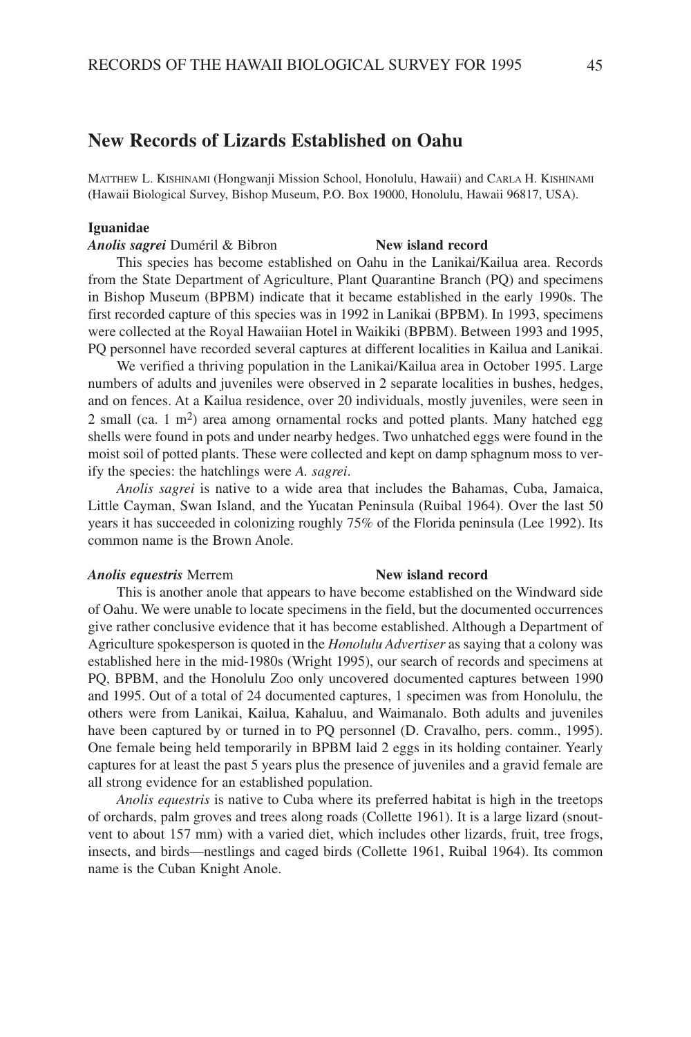## New Records of Lizards Established on Oahu

MATTHEW L. KISHINAMI (Hongwanji Mission School, Honolulu, Hawaii) and CARLA H. KISHINAMI (Hawaii Biological Survey, Bishop Museum, P.O. Box 19000, Honolulu, Hawaii 96817, USA).

### Iguanidae

***Anolis sagrei*** **Duméril & Bibron** **New island record**

This species has become established on Oahu in the Lanikai/Kailua area. Records from the State Department of Agriculture, Plant Quarantine Branch (PQ) and specimens in Bishop Museum (BPBM) indicate that it became established in the early 1990s. The first recorded capture of this species was in 1992 in Lanikai (BPBM). In 1993, specimens were collected at the Royal Hawaiian Hotel in Waikiki (BPBM). Between 1993 and 1995, PQ personnel have recorded several captures at different localities in Kailua and Lanikai.

We verified a thriving population in the Lanikai/Kailua area in October 1995. Large numbers of adults and juveniles were observed in 2 separate localities in bushes, hedges, and on fences. At a Kailua residence, over 20 individuals, mostly juveniles, were seen in 2 small (ca. 1 $m^2$) area among ornamental rocks and potted plants. Many hatched egg shells were found in pots and under nearby hedges. Two unhatched eggs were found in the moist soil of potted plants. These were collected and kept on damp sphagnum moss to verify the species: the hatchlings were *A. sagrei*.

*Anolis sagrei* is native to a wide area that includes the Bahamas, Cuba, Jamaica, Little Cayman, Swan Island, and the Yucatan Peninsula (Ruibal 1964). Over the last 50 years it has succeeded in colonizing roughly 75% of the Florida peninsula (Lee 1992). Its common name is the Brown Anole.

***Anolis equestris*** **Merrem** **New island record**

This is another anole that appears to have become established on the Windward side of Oahu. We were unable to locate specimens in the field, but the documented occurrences give rather conclusive evidence that it has become established. Although a Department of Agriculture spokesperson is quoted in the *Honolulu Advertiser* as saying that a colony was established here in the mid-1980s (Wright 1995), our search of records and specimens at PQ, BPBM, and the Honolulu Zoo only uncovered documented captures between 1990 and 1995. Out of a total of 24 documented captures, 1 specimen was from Honolulu, the others were from Lanikai, Kailua, Kahaluu, and Waimanalo. Both adults and juveniles have been captured by or turned in to PQ personnel (D. Cravalho, pers. comm., 1995). One female being held temporarily in BPBM laid 2 eggs in its holding container. Yearly captures for at least the past 5 years plus the presence of juveniles and a gravid female are all strong evidence for an established population.

*Anolis equestris* is native to Cuba where its preferred habitat is high in the treetops of orchards, palm groves and trees along roads (Collette 1961). It is a large lizard (snout-vent to about 157 mm) with a varied diet, which includes other lizards, fruit, tree frogs, insects, and birds—nestlings and caged birds (Collette 1961, Ruibal 1964). Its common name is the Cuban Knight Anole.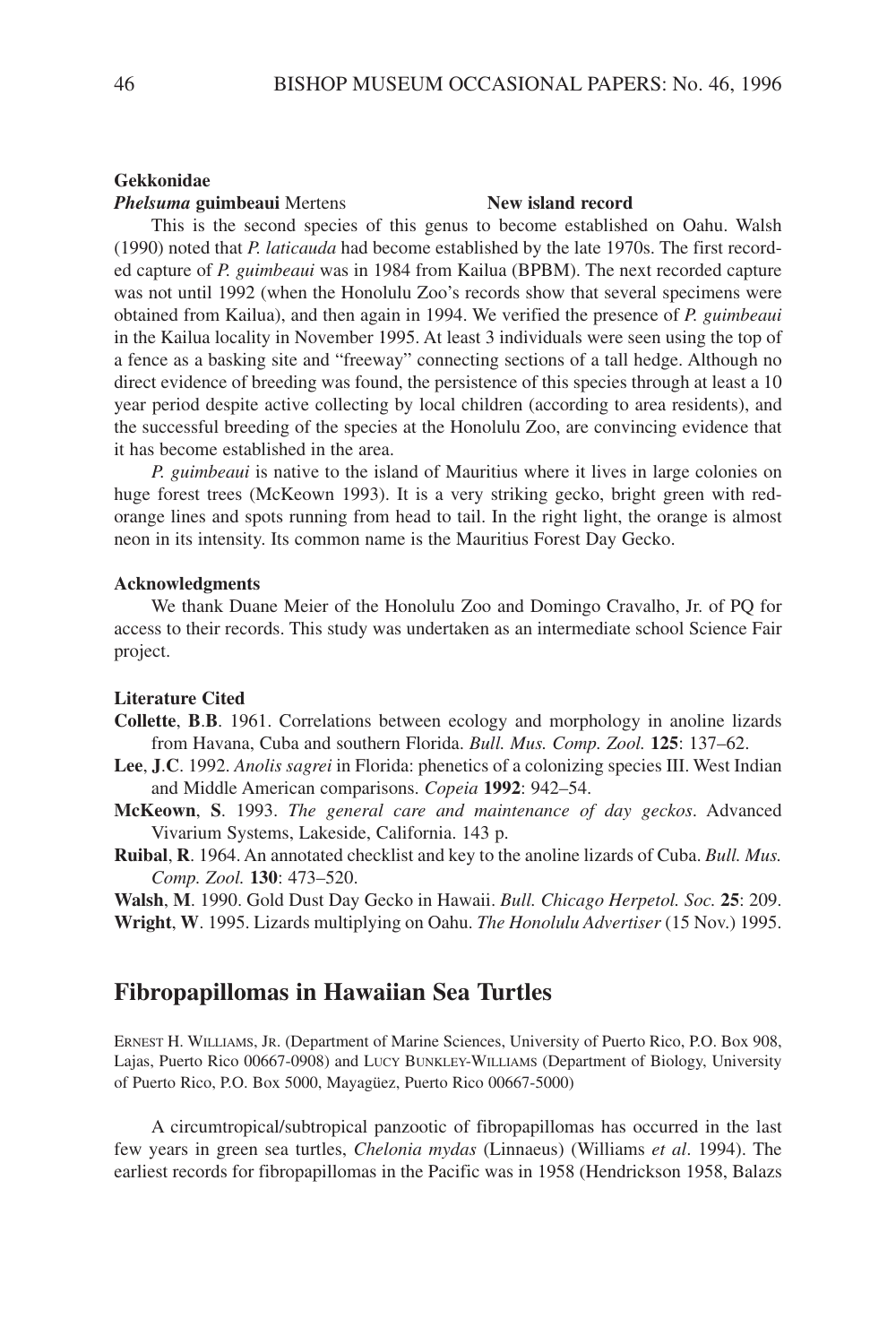**Gekkonidae**

***Phelsuma* guimbeaui** Mertens **New island record**

This is the second species of this genus to become established on Oahu. Walsh (1990) noted that *P. laticauda* had become established by the late 1970s. The first recorded capture of *P. guimbeaui* was in 1984 from Kailua (BPBM). The next recorded capture was not until 1992 (when the Honolulu Zoo's records show that several specimens were obtained from Kailua), and then again in 1994. We verified the presence of *P. guimbeaui* in the Kailua locality in November 1995. At least 3 individuals were seen using the top of a fence as a basking site and "freeway" connecting sections of a tall hedge. Although no direct evidence of breeding was found, the persistence of this species through at least a 10 year period despite active collecting by local children (according to area residents), and the successful breeding of the species at the Honolulu Zoo, are convincing evidence that it has become established in the area.

*P. guimbeaui* is native to the island of Mauritius where it lives in large colonies on huge forest trees (McKeown 1993). It is a very striking gecko, bright green with red-orange lines and spots running from head to tail. In the right light, the orange is almost neon in its intensity. Its common name is the Mauritius Forest Day Gecko.

**Acknowledgments**

We thank Duane Meier of the Honolulu Zoo and Domingo Cravalho, Jr. of PQ for access to their records. This study was undertaken as an intermediate school Science Fair project.

**Literature Cited**

**Collette**, **B**.**B**. 1961. Correlations between ecology and morphology in anoline lizards from Havana, Cuba and southern Florida. *Bull. Mus. Comp. Zool.* **125**: 137–62.

**Lee**, **J**.**C**. 1992. *Anolis sagrei* in Florida: phenetics of a colonizing species III. West Indian and Middle American comparisons. *Copeia* **1992**: 942–54.

**McKeown**, **S**. 1993. *The general care and maintenance of day geckos*. Advanced Vivarium Systems, Lakeside, California. 143 p.

**Ruibal**, **R**. 1964. An annotated checklist and key to the anoline lizards of Cuba. *Bull. Mus. Comp. Zool.* **130**: 473–520.

**Walsh**, **M**. 1990. Gold Dust Day Gecko in Hawaii. *Bull. Chicago Herpetol. Soc.* **25**: 209.

**Wright**, **W**. 1995. Lizards multiplying on Oahu. *The Honolulu Advertiser* (15 Nov.) 1995.

## Fibropapillomas in Hawaiian Sea Turtles

Ernest H. Williams, Jr. (Department of Marine Sciences, University of Puerto Rico, P.O. Box 908, Lajas, Puerto Rico 00667-0908) and Lucy Bunkley-Williams (Department of Biology, University of Puerto Rico, P.O. Box 5000, Mayagüez, Puerto Rico 00667-5000)

A circumtropical/subtropical panzootic of fibropapillomas has occurred in the last few years in green sea turtles, *Chelonia mydas* (Linnaeus) (Williams *et al*. 1994). The earliest records for fibropapillomas in the Pacific was in 1958 (Hendrickson 1958, Balazs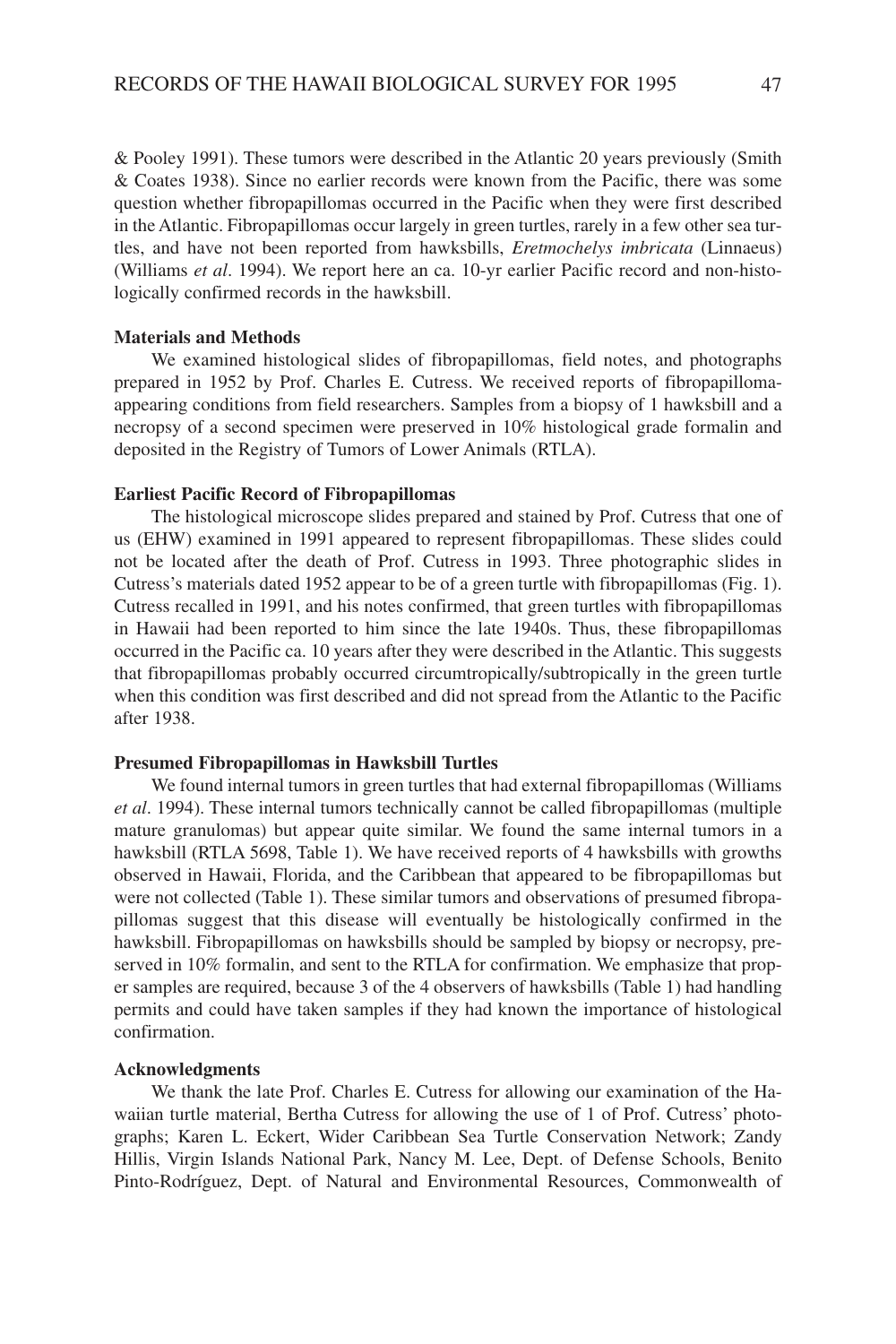& Pooley 1991). These tumors were described in the Atlantic 20 years previously (Smith & Coates 1938). Since no earlier records were known from the Pacific, there was some question whether fibropapillomas occurred in the Pacific when they were first described in the Atlantic. Fibropapillomas occur largely in green turtles, rarely in a few other sea turtles, and have not been reported from hawksbills, *Eretmochelys imbricata* (Linnaeus) (Williams *et al*. 1994). We report here an ca. 10-yr earlier Pacific record and non-histologically confirmed records in the hawksbill.

**Materials and Methods**

We examined histological slides of fibropapillomas, field notes, and photographs prepared in 1952 by Prof. Charles E. Cutress. We received reports of fibropapilloma-appearing conditions from field researchers. Samples from a biopsy of 1 hawksbill and a necropsy of a second specimen were preserved in 10% histological grade formalin and deposited in the Registry of Tumors of Lower Animals (RTLA).

**Earliest Pacific Record of Fibropapillomas**

The histological microscope slides prepared and stained by Prof. Cutress that one of us (EHW) examined in 1991 appeared to represent fibropapillomas. These slides could not be located after the death of Prof. Cutress in 1993. Three photographic slides in Cutress's materials dated 1952 appear to be of a green turtle with fibropapillomas (Fig. 1). Cutress recalled in 1991, and his notes confirmed, that green turtles with fibropapillomas in Hawaii had been reported to him since the late 1940s. Thus, these fibropapillomas occurred in the Pacific ca. 10 years after they were described in the Atlantic. This suggests that fibropapillomas probably occurred circumtropically/subtropically in the green turtle when this condition was first described and did not spread from the Atlantic to the Pacific after 1938.

**Presumed Fibropapillomas in Hawksbill Turtles**

We found internal tumors in green turtles that had external fibropapillomas (Williams *et al*. 1994). These internal tumors technically cannot be called fibropapillomas (multiple mature granulomas) but appear quite similar. We found the same internal tumors in a hawksbill (RTLA 5698, Table 1). We have received reports of 4 hawksbills with growths observed in Hawaii, Florida, and the Caribbean that appeared to be fibropapillomas but were not collected (Table 1). These similar tumors and observations of presumed fibropapillomas suggest that this disease will eventually be histologically confirmed in the hawksbill. Fibropapillomas on hawksbills should be sampled by biopsy or necropsy, preserved in 10% formalin, and sent to the RTLA for confirmation. We emphasize that proper samples are required, because 3 of the 4 observers of hawksbills (Table 1) had handling permits and could have taken samples if they had known the importance of histological confirmation.

**Acknowledgments**

We thank the late Prof. Charles E. Cutress for allowing our examination of the Hawaiian turtle material, Bertha Cutress for allowing the use of 1 of Prof. Cutress' photographs; Karen L. Eckert, Wider Caribbean Sea Turtle Conservation Network; Zandy Hillis, Virgin Islands National Park, Nancy M. Lee, Dept. of Defense Schools, Benito Pinto-Rodríguez, Dept. of Natural and Environmental Resources, Commonwealth of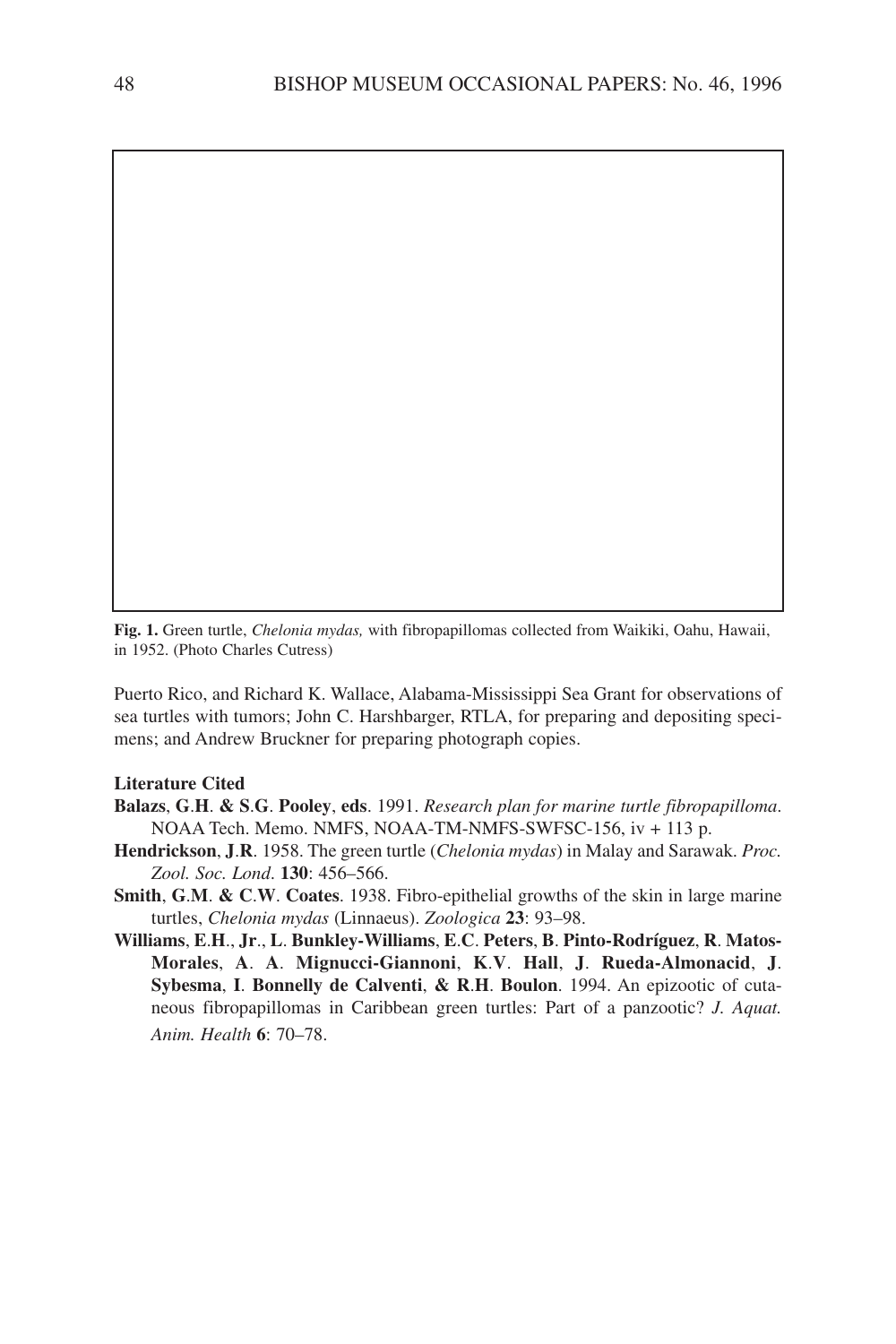**Fig. 1.** Green turtle, *Chelonia mydas,* with fibropapillomas collected from Waikiki, Oahu, Hawaii, in 1952. (Photo Charles Cutress)

Puerto Rico, and Richard K. Wallace, Alabama-Mississippi Sea Grant for observations of sea turtles with tumors; John C. Harshbarger, RTLA, for preparing and depositing specimens; and Andrew Bruckner for preparing photograph copies.

#### Literature Cited

**Balazs**, **G**.**H**. **& S**.**G**. **Pooley**, **eds**. 1991. *Research plan for marine turtle fibropapilloma*. NOAA Tech. Memo. NMFS, NOAA-TM-NMFS-SWFSC-156, iv + 113 p.

**Hendrickson**, **J**.**R**. 1958. The green turtle (*Chelonia mydas*) in Malay and Sarawak. *Proc. Zool. Soc. Lond*. **130**: 456–566.

**Smith**, **G**.**M**. **& C**.**W**. **Coates**. 1938. Fibro-epithelial growths of the skin in large marine turtles, *Chelonia mydas* (Linnaeus). *Zoologica* **23**: 93–98.

**Williams**, **E**.**H**., **Jr**., **L**. **Bunkley-Williams**, **E**.**C**. **Peters**, **B**. **Pinto-Rodríguez**, **R**. **Matos-Morales**, **A**. **A**. **Mignucci-Giannoni**, **K**.**V**. **Hall**, **J**. **Rueda-Almonacid**, **J**. **Sybesma**, **I**. **Bonnelly de Calventi**, **& R**.**H**. **Boulon**. 1994. An epizootic of cutaneous fibropapillomas in Caribbean green turtles: Part of a panzootic? *J. Aquat. Anim. Health* **6**: 70–78.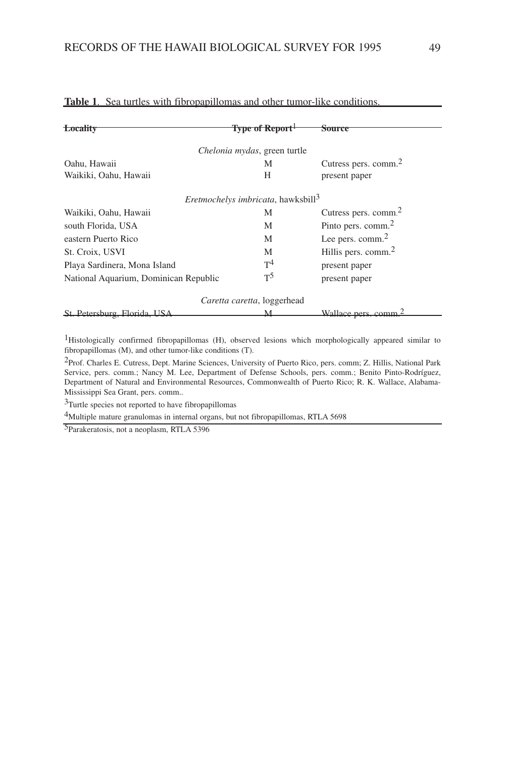**Table 1**. Sea turtles with fibropapillomas and other tumor-like conditions.

| Locality | Type of Report[1] | Source |
|---|---|---|
| | *Chelonia mydas*, green turtle | |
| Oahu, Hawaii | M | Cutress pers. comm.[2] |
| Waikiki, Oahu, Hawaii | H | present paper |
| | *Eretmochelys imbricata*, hawksbill[3] | |
| Waikiki, Oahu, Hawaii | M | Cutress pers. comm.[2] |
| south Florida, USA | M | Pinto pers. comm.[2] |
| eastern Puerto Rico | M | Lee pers. comm.[2] |
| St. Croix, USVI | M | Hillis pers. comm.[2] |
| Playa Sardinera, Mona Island | T[4] | present paper |
| National Aquarium, Dominican Republic | T[5] | present paper |
| | *Caretta caretta*, loggerhead | |
| St. Petersburg, Florida, USA | M | Wallace pers. comm.[2] |

[1]Histologically confirmed fibropapillomas (H), observed lesions which morphologically appeared similar to fibropapillomas (M), and other tumor-like conditions (T).

[2]Prof. Charles E. Cutress, Dept. Marine Sciences, University of Puerto Rico, pers. comm; Z. Hillis, National Park Service, pers. comm.; Nancy M. Lee, Department of Defense Schools, pers. comm.; Benito Pinto-Rodríguez, Department of Natural and Environmental Resources, Commonwealth of Puerto Rico; R. K. Wallace, Alabama-Mississippi Sea Grant, pers. comm..

[3]Turtle species not reported to have fibropapillomas

[4]Multiple mature granulomas in internal organs, but not fibropapillomas, RTLA 5698

[5]Parakeratosis, not a neoplasm, RTLA 5396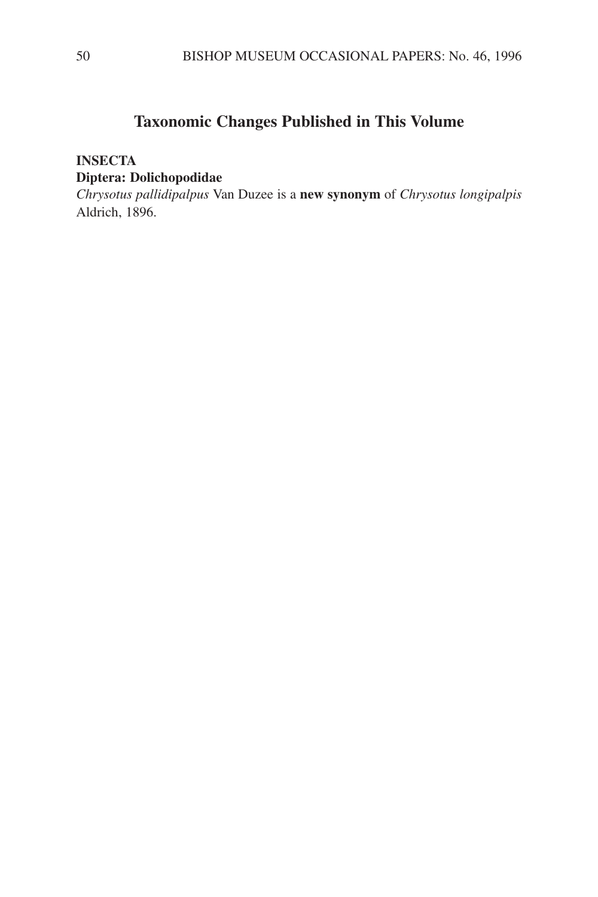## Taxonomic Changes Published in This Volume

**INSECTA**

**Diptera: Dolichopodidae**

*Chrysotus pallidipalpus* Van Duzee is a **new synonym** of *Chrysotus longipalpis* Aldrich, 1896.